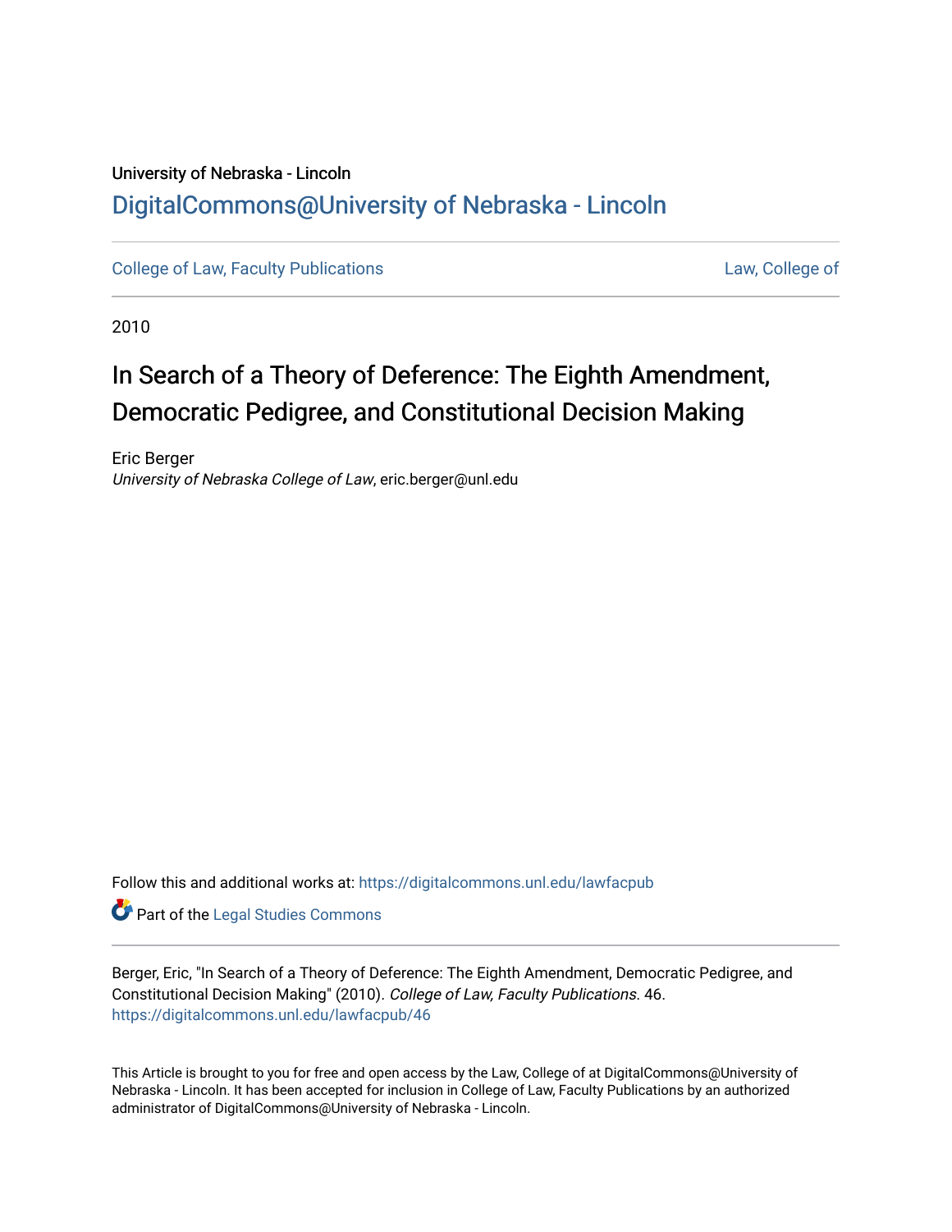University of Nebraska - Lincoln

DigitalCommons@University of Nebraska - Lincoln

College of Law, Faculty Publications | Law, College of

2010

# In Search of a Theory of Deference: The Eighth Amendment, Democratic Pedigree, and Constitutional Decision Making

Eric Berger
*University of Nebraska College of Law*, eric.berger@unl.edu

Follow this and additional works at: https://digitalcommons.unl.edu/lawfacpub

Part of the Legal Studies Commons

Berger, Eric, "In Search of a Theory of Deference: The Eighth Amendment, Democratic Pedigree, and Constitutional Decision Making" (2010). *College of Law, Faculty Publications*. 46.
https://digitalcommons.unl.edu/lawfacpub/46

This Article is brought to you for free and open access by the Law, College of at DigitalCommons@University of Nebraska - Lincoln. It has been accepted for inclusion in College of Law, Faculty Publications by an authorized administrator of DigitalCommons@University of Nebraska - Lincoln.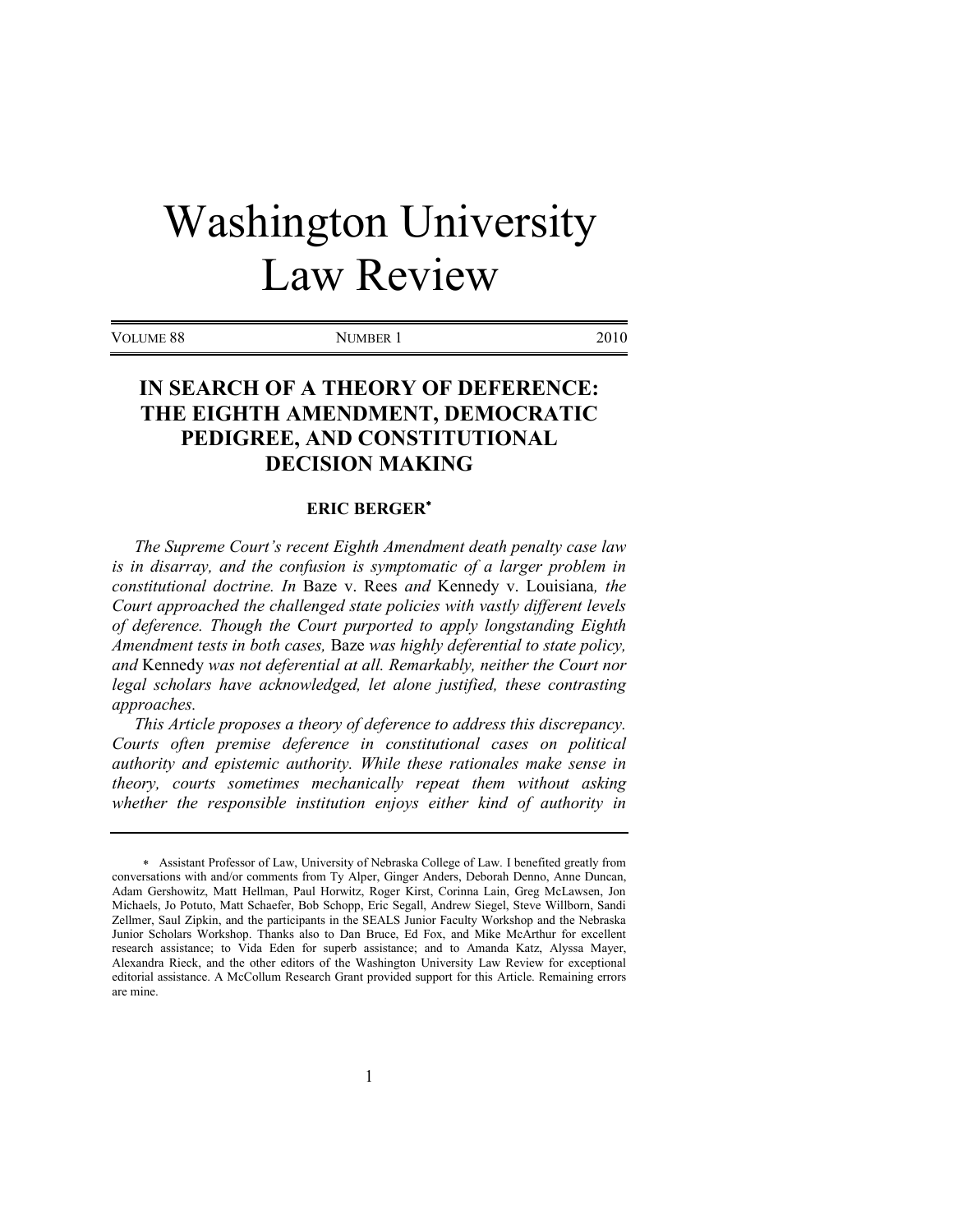# Washington University Law Review

VOLUME 88 NUMBER 1 2010

## IN SEARCH OF A THEORY OF DEFERENCE: THE EIGHTH AMENDMENT, DEMOCRATIC PEDIGREE, AND CONSTITUTIONAL DECISION MAKING

### ERIC BERGER*

*The Supreme Court's recent Eighth Amendment death penalty case law is in disarray, and the confusion is symptomatic of a larger problem in constitutional doctrine. In* Baze v. Rees *and* Kennedy v. Louisiana*, the Court approached the challenged state policies with vastly different levels of deference. Though the Court purported to apply longstanding Eighth Amendment tests in both cases,* Baze *was highly deferential to state policy, and* Kennedy *was not deferential at all. Remarkably, neither the Court nor legal scholars have acknowledged, let alone justified, these contrasting approaches.*

*This Article proposes a theory of deference to address this discrepancy. Courts often premise deference in constitutional cases on political authority and epistemic authority. While these rationales make sense in theory, courts sometimes mechanically repeat them without asking whether the responsible institution enjoys either kind of authority in*

---

\* Assistant Professor of Law, University of Nebraska College of Law. I benefited greatly from conversations with and/or comments from Ty Alper, Ginger Anders, Deborah Denno, Anne Duncan, Adam Gershowitz, Matt Hellman, Paul Horwitz, Roger Kirst, Corinna Lain, Greg McLawsen, Jon Michaels, Jo Potuto, Matt Schaefer, Bob Schopp, Eric Segall, Andrew Siegel, Steve Willborn, Sandi Zellmer, Saul Zipkin, and the participants in the SEALS Junior Faculty Workshop and the Nebraska Junior Scholars Workshop. Thanks also to Dan Bruce, Ed Fox, and Mike McArthur for excellent research assistance; to Vida Eden for superb assistance; and to Amanda Katz, Alyssa Mayer, Alexandra Rieck, and the other editors of the Washington University Law Review for exceptional editorial assistance. A McCollum Research Grant provided support for this Article. Remaining errors are mine.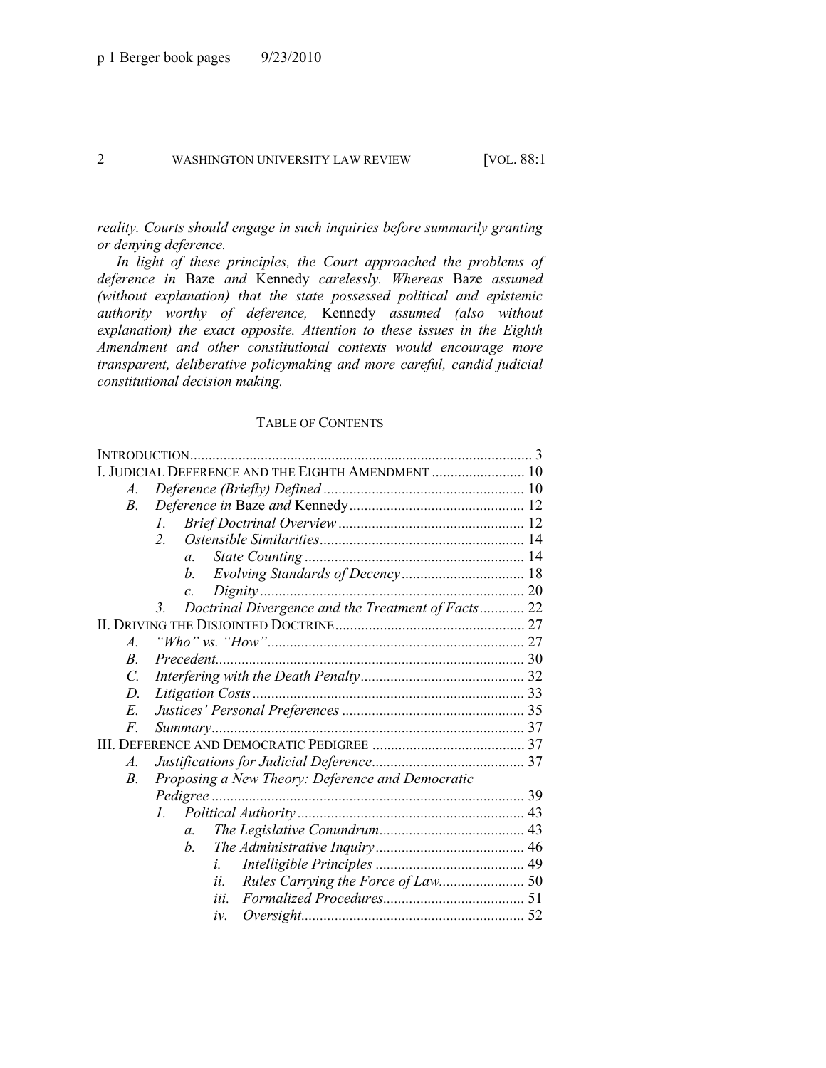*reality. Courts should engage in such inquiries before summarily granting or denying deference.*

*In light of these principles, the Court approached the problems of deference in* Baze *and* Kennedy *carelessly. Whereas* Baze *assumed (without explanation) that the state possessed political and epistemic authority worthy of deference,* Kennedy *assumed (also without explanation) the exact opposite. Attention to these issues in the Eighth Amendment and other constitutional contexts would encourage more transparent, deliberative policymaking and more careful, candid judicial constitutional decision making.*

## TABLE OF CONTENTS

INTRODUCTION ........ 3

I. JUDICIAL DEFERENCE AND THE EIGHTH AMENDMENT ........ 10
- *A. Deference (Briefly) Defined* ........ 10
- *B. Deference in* Baze *and* Kennedy ........ 12
  - *1. Brief Doctrinal Overview* ........ 12
  - *2. Ostensible Similarities* ........ 14
    - *a. State Counting* ........ 14
    - *b. Evolving Standards of Decency* ........ 18
    - *c. Dignity* ........ 20
  - *3. Doctrinal Divergence and the Treatment of Facts* ........ 22

II. DRIVING THE DISJOINTED DOCTRINE ........ 27
- *A. "Who" vs. "How"* ........ 27
- *B. Precedent* ........ 30
- *C. Interfering with the Death Penalty* ........ 32
- *D. Litigation Costs* ........ 33
- *E. Justices' Personal Preferences* ........ 35
- *F. Summary* ........ 37

III. DEFERENCE AND DEMOCRATIC PEDIGREE ........ 37
- *A. Justifications for Judicial Deference* ........ 37
- *B. Proposing a New Theory: Deference and Democratic Pedigree* ........ 39
  - *1. Political Authority* ........ 43
    - *a. The Legislative Conundrum* ........ 43
    - *b. The Administrative Inquiry* ........ 46
      - *i. Intelligible Principles* ........ 49
      - *ii. Rules Carrying the Force of Law* ........ 50
      - *iii. Formalized Procedures* ........ 51
      - *iv. Oversight* ........ 52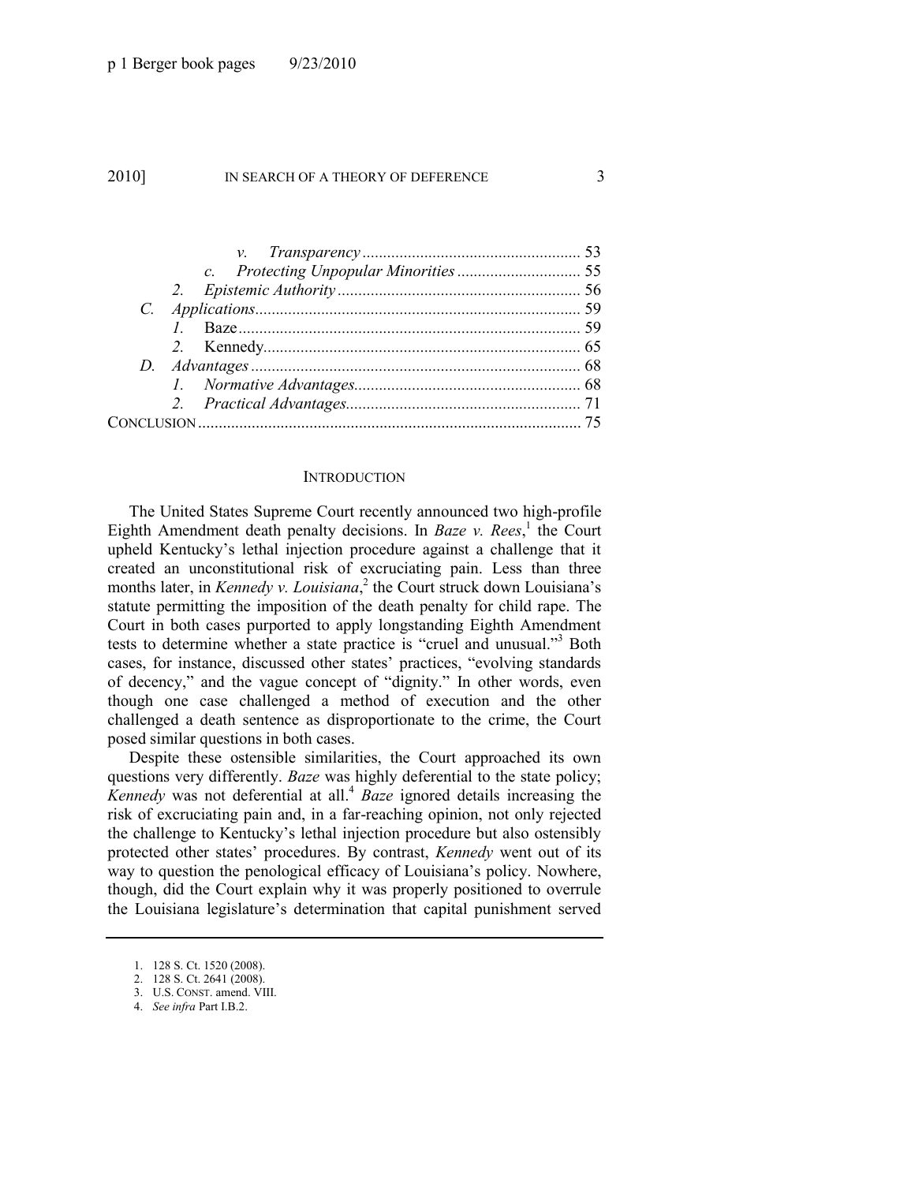*v. Transparency* .................................................... 53
*c. Protecting Unpopular Minorities* ............................. 55
*2. Epistemic Authority* .......................................................... 56
*C. Applications* .............................................................................. 59
*1.* Baze .................................................................................. 59
*2.* Kennedy ............................................................................ 65
*D. Advantages* ............................................................................... 68
*1. Normative Advantages* ...................................................... 68
*2. Practical Advantages* ........................................................ 71
CONCLUSION ............................................................................................ 75

## INTRODUCTION

The United States Supreme Court recently announced two high-profile Eighth Amendment death penalty decisions. In *Baze v. Rees*,[1] the Court upheld Kentucky's lethal injection procedure against a challenge that it created an unconstitutional risk of excruciating pain. Less than three months later, in *Kennedy v. Louisiana*,[2] the Court struck down Louisiana's statute permitting the imposition of the death penalty for child rape. The Court in both cases purported to apply longstanding Eighth Amendment tests to determine whether a state practice is "cruel and unusual."[3] Both cases, for instance, discussed other states' practices, "evolving standards of decency," and the vague concept of "dignity." In other words, even though one case challenged a method of execution and the other challenged a death sentence as disproportionate to the crime, the Court posed similar questions in both cases.

Despite these ostensible similarities, the Court approached its own questions very differently. *Baze* was highly deferential to the state policy; *Kennedy* was not deferential at all.[4] *Baze* ignored details increasing the risk of excruciating pain and, in a far-reaching opinion, not only rejected the challenge to Kentucky's lethal injection procedure but also ostensibly protected other states' procedures. By contrast, *Kennedy* went out of its way to question the penological efficacy of Louisiana's policy. Nowhere, though, did the Court explain why it was properly positioned to overrule the Louisiana legislature's determination that capital punishment served

---

1. 128 S. Ct. 1520 (2008).
2. 128 S. Ct. 2641 (2008).
3. U.S. CONST. amend. VIII.
4. *See infra* Part I.B.2.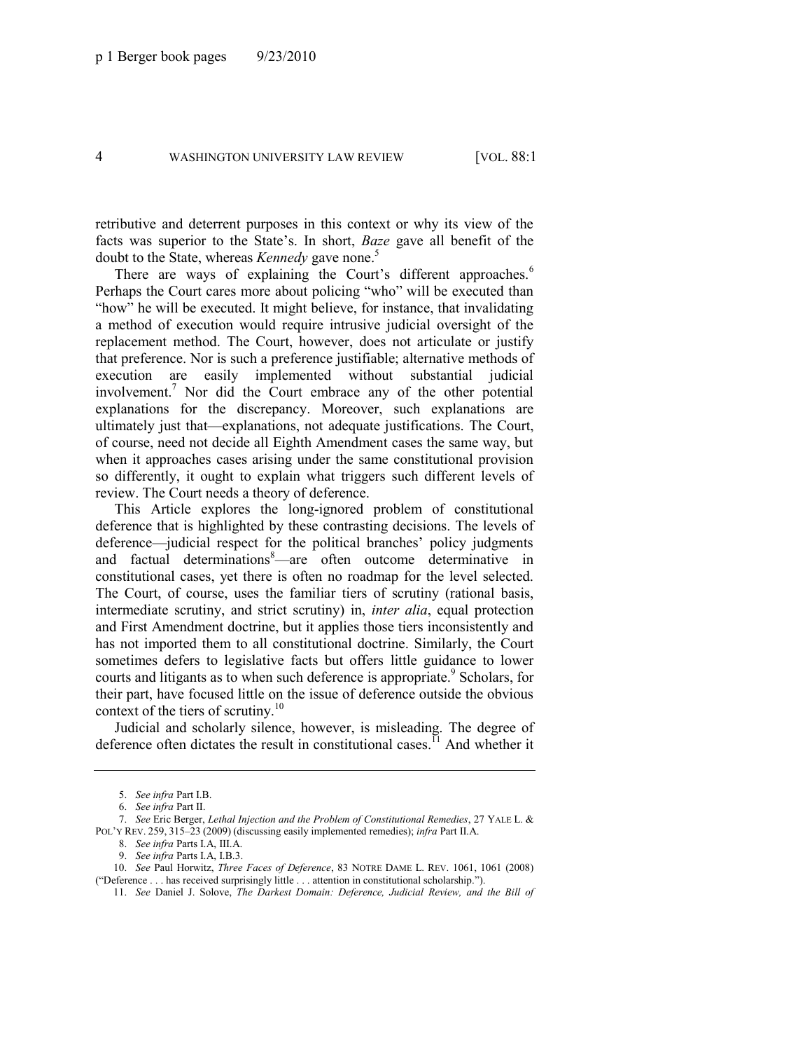retributive and deterrent purposes in this context or why its view of the facts was superior to the State's. In short, *Baze* gave all benefit of the doubt to the State, whereas *Kennedy* gave none.[5]

There are ways of explaining the Court's different approaches.[6] Perhaps the Court cares more about policing "who" will be executed than "how" he will be executed. It might believe, for instance, that invalidating a method of execution would require intrusive judicial oversight of the replacement method. The Court, however, does not articulate or justify that preference. Nor is such a preference justifiable; alternative methods of execution are easily implemented without substantial judicial involvement.[7] Nor did the Court embrace any of the other potential explanations for the discrepancy. Moreover, such explanations are ultimately just that—explanations, not adequate justifications. The Court, of course, need not decide all Eighth Amendment cases the same way, but when it approaches cases arising under the same constitutional provision so differently, it ought to explain what triggers such different levels of review. The Court needs a theory of deference.

This Article explores the long-ignored problem of constitutional deference that is highlighted by these contrasting decisions. The levels of deference—judicial respect for the political branches' policy judgments and factual determinations[8]—are often outcome determinative in constitutional cases, yet there is often no roadmap for the level selected. The Court, of course, uses the familiar tiers of scrutiny (rational basis, intermediate scrutiny, and strict scrutiny) in, *inter alia*, equal protection and First Amendment doctrine, but it applies those tiers inconsistently and has not imported them to all constitutional doctrine. Similarly, the Court sometimes defers to legislative facts but offers little guidance to lower courts and litigants as to when such deference is appropriate.[9] Scholars, for their part, have focused little on the issue of deference outside the obvious context of the tiers of scrutiny.[10]

Judicial and scholarly silence, however, is misleading. The degree of deference often dictates the result in constitutional cases.[11] And whether it

---

5. *See infra* Part I.B.

6. *See infra* Part II.

7. *See* Eric Berger, *Lethal Injection and the Problem of Constitutional Remedies*, 27 YALE L. & POL'Y REV. 259, 315–23 (2009) (discussing easily implemented remedies); *infra* Part II.A.

8. *See infra* Parts I.A, III.A.

9. *See infra* Parts I.A, I.B.3.

10. *See* Paul Horwitz, *Three Faces of Deference*, 83 NOTRE DAME L. REV. 1061, 1061 (2008) ("Deference . . . has received surprisingly little . . . attention in constitutional scholarship.").

11. *See* Daniel J. Solove, *The Darkest Domain: Deference, Judicial Review, and the Bill of*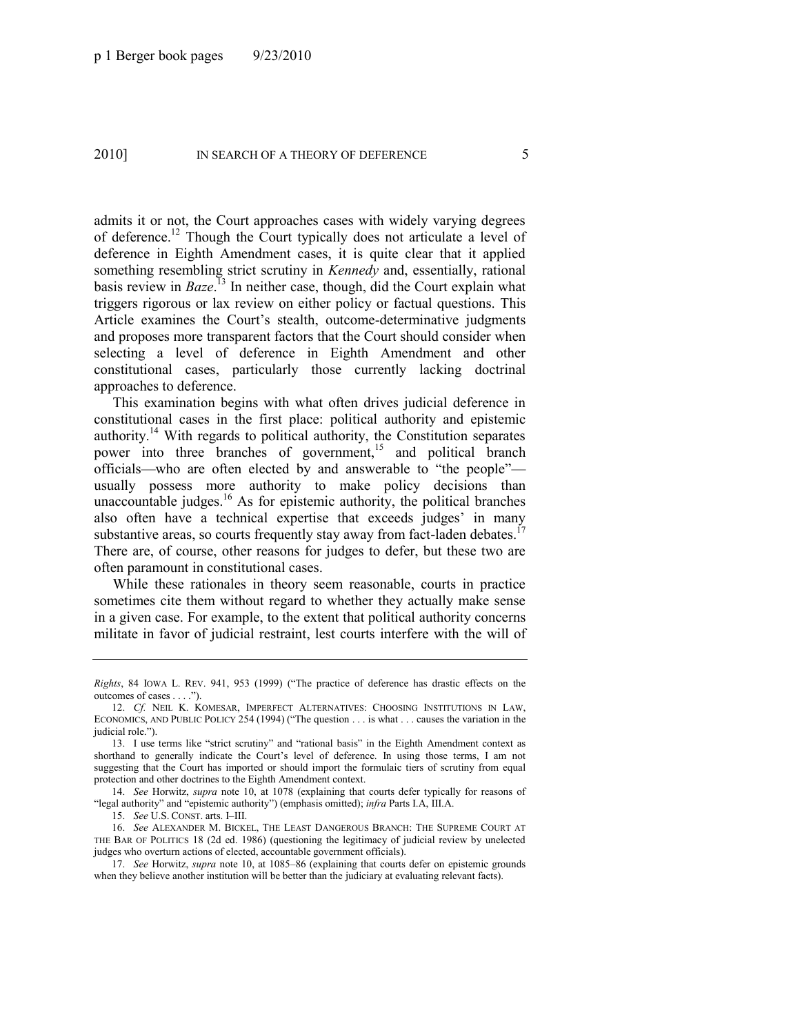admits it or not, the Court approaches cases with widely varying degrees of deference.[12] Though the Court typically does not articulate a level of deference in Eighth Amendment cases, it is quite clear that it applied something resembling strict scrutiny in *Kennedy* and, essentially, rational basis review in *Baze*.[13] In neither case, though, did the Court explain what triggers rigorous or lax review on either policy or factual questions. This Article examines the Court's stealth, outcome-determinative judgments and proposes more transparent factors that the Court should consider when selecting a level of deference in Eighth Amendment and other constitutional cases, particularly those currently lacking doctrinal approaches to deference.

This examination begins with what often drives judicial deference in constitutional cases in the first place: political authority and epistemic authority.[14] With regards to political authority, the Constitution separates power into three branches of government,[15] and political branch officials—who are often elected by and answerable to "the people"—usually possess more authority to make policy decisions than unaccountable judges.[16] As for epistemic authority, the political branches also often have a technical expertise that exceeds judges' in many substantive areas, so courts frequently stay away from fact-laden debates.[17] There are, of course, other reasons for judges to defer, but these two are often paramount in constitutional cases.

While these rationales in theory seem reasonable, courts in practice sometimes cite them without regard to whether they actually make sense in a given case. For example, to the extent that political authority concerns militate in favor of judicial restraint, lest courts interfere with the will of

---

*Rights*, 84 IOWA L. REV. 941, 953 (1999) ("The practice of deference has drastic effects on the outcomes of cases . . . .").

12. *Cf.* NEIL K. KOMESAR, IMPERFECT ALTERNATIVES: CHOOSING INSTITUTIONS IN LAW, ECONOMICS, AND PUBLIC POLICY 254 (1994) ("The question . . . is what . . . causes the variation in the judicial role.").

13. I use terms like "strict scrutiny" and "rational basis" in the Eighth Amendment context as shorthand to generally indicate the Court's level of deference. In using those terms, I am not suggesting that the Court has imported or should import the formulaic tiers of scrutiny from equal protection and other doctrines to the Eighth Amendment context.

14. *See* Horwitz, *supra* note 10, at 1078 (explaining that courts defer typically for reasons of "legal authority" and "epistemic authority") (emphasis omitted); *infra* Parts I.A, III.A.

15. *See* U.S. CONST. arts. I–III.

16. *See* ALEXANDER M. BICKEL, THE LEAST DANGEROUS BRANCH: THE SUPREME COURT AT THE BAR OF POLITICS 18 (2d ed. 1986) (questioning the legitimacy of judicial review by unelected judges who overturn actions of elected, accountable government officials).

17. *See* Horwitz, *supra* note 10, at 1085–86 (explaining that courts defer on epistemic grounds when they believe another institution will be better than the judiciary at evaluating relevant facts).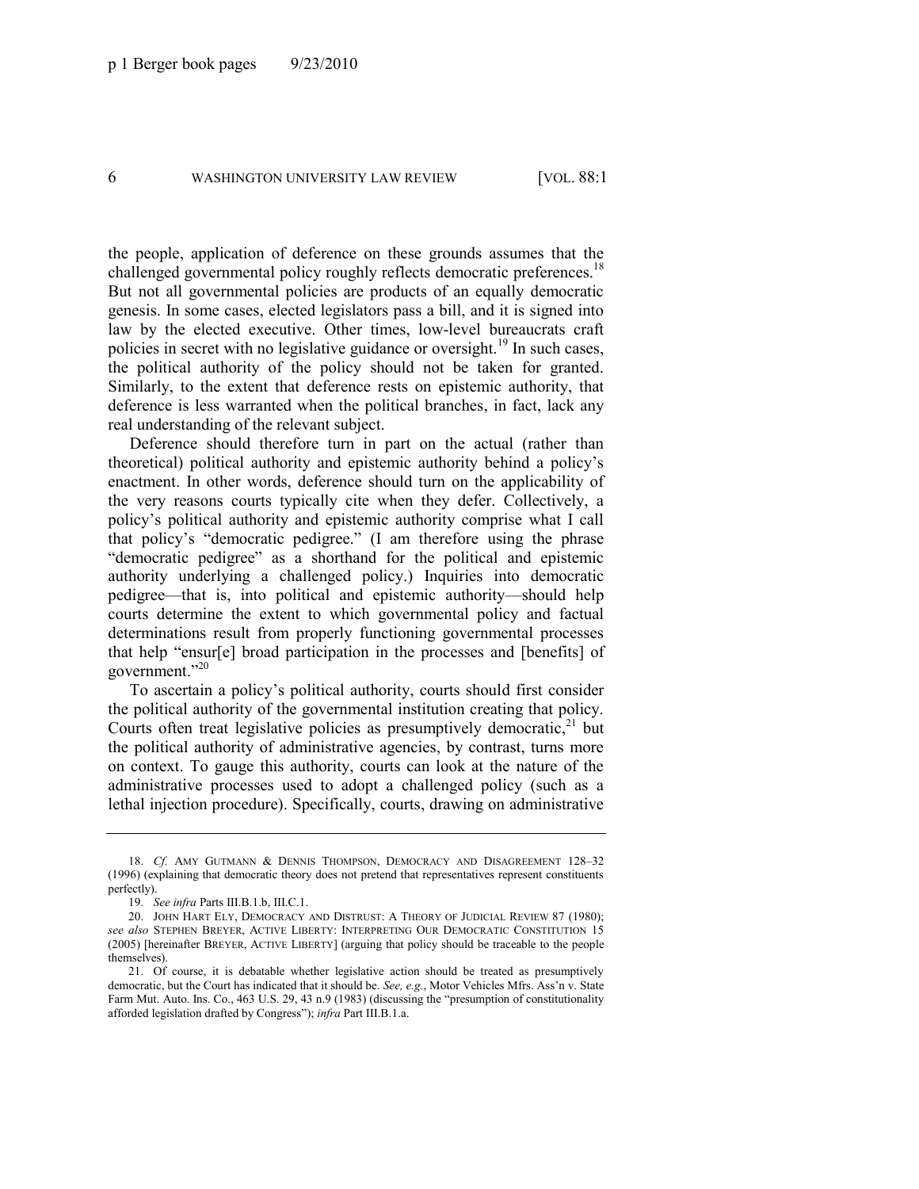the people, application of deference on these grounds assumes that the challenged governmental policy roughly reflects democratic preferences.[18] But not all governmental policies are products of an equally democratic genesis. In some cases, elected legislators pass a bill, and it is signed into law by the elected executive. Other times, low-level bureaucrats craft policies in secret with no legislative guidance or oversight.[19] In such cases, the political authority of the policy should not be taken for granted. Similarly, to the extent that deference rests on epistemic authority, that deference is less warranted when the political branches, in fact, lack any real understanding of the relevant subject.

Deference should therefore turn in part on the actual (rather than theoretical) political authority and epistemic authority behind a policy's enactment. In other words, deference should turn on the applicability of the very reasons courts typically cite when they defer. Collectively, a policy's political authority and epistemic authority comprise what I call that policy's "democratic pedigree." (I am therefore using the phrase "democratic pedigree" as a shorthand for the political and epistemic authority underlying a challenged policy.) Inquiries into democratic pedigree—that is, into political and epistemic authority—should help courts determine the extent to which governmental policy and factual determinations result from properly functioning governmental processes that help "ensur[e] broad participation in the processes and [benefits] of government."[20]

To ascertain a policy's political authority, courts should first consider the political authority of the governmental institution creating that policy. Courts often treat legislative policies as presumptively democratic,[21] but the political authority of administrative agencies, by contrast, turns more on context. To gauge this authority, courts can look at the nature of the administrative processes used to adopt a challenged policy (such as a lethal injection procedure). Specifically, courts, drawing on administrative

---

18. *Cf.* AMY GUTMANN & DENNIS THOMPSON, DEMOCRACY AND DISAGREEMENT 128–32 (1996) (explaining that democratic theory does not pretend that representatives represent constituents perfectly).

19. *See infra* Parts III.B.1.b, III.C.1.

20. JOHN HART ELY, DEMOCRACY AND DISTRUST: A THEORY OF JUDICIAL REVIEW 87 (1980); *see also* STEPHEN BREYER, ACTIVE LIBERTY: INTERPRETING OUR DEMOCRATIC CONSTITUTION 15 (2005) [hereinafter BREYER, ACTIVE LIBERTY] (arguing that policy should be traceable to the people themselves).

21. Of course, it is debatable whether legislative action should be treated as presumptively democratic, but the Court has indicated that it should be. *See, e.g.*, Motor Vehicles Mfrs. Ass'n v. State Farm Mut. Auto. Ins. Co., 463 U.S. 29, 43 n.9 (1983) (discussing the "presumption of constitutionality afforded legislation drafted by Congress"); *infra* Part III.B.1.a.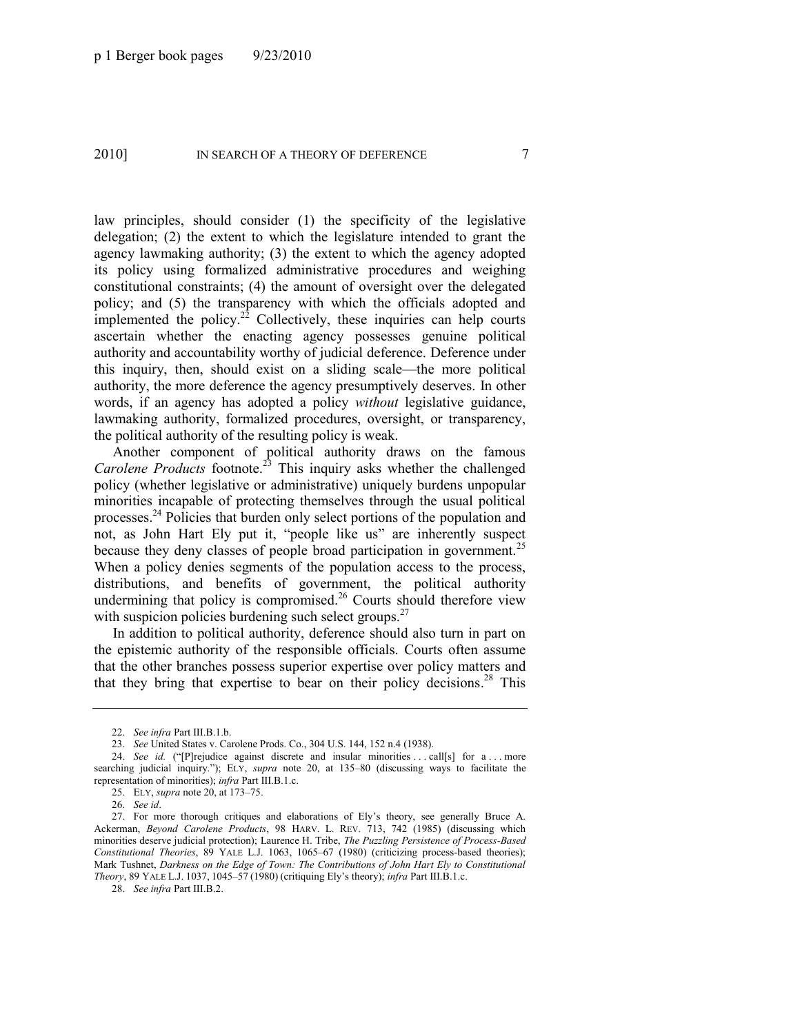law principles, should consider (1) the specificity of the legislative delegation; (2) the extent to which the legislature intended to grant the agency lawmaking authority; (3) the extent to which the agency adopted its policy using formalized administrative procedures and weighing constitutional constraints; (4) the amount of oversight over the delegated policy; and (5) the transparency with which the officials adopted and implemented the policy.[22] Collectively, these inquiries can help courts ascertain whether the enacting agency possesses genuine political authority and accountability worthy of judicial deference. Deference under this inquiry, then, should exist on a sliding scale—the more political authority, the more deference the agency presumptively deserves. In other words, if an agency has adopted a policy *without* legislative guidance, lawmaking authority, formalized procedures, oversight, or transparency, the political authority of the resulting policy is weak.

Another component of political authority draws on the famous *Carolene Products* footnote.[23] This inquiry asks whether the challenged policy (whether legislative or administrative) uniquely burdens unpopular minorities incapable of protecting themselves through the usual political processes.[24] Policies that burden only select portions of the population and not, as John Hart Ely put it, "people like us" are inherently suspect because they deny classes of people broad participation in government.[25] When a policy denies segments of the population access to the process, distributions, and benefits of government, the political authority undermining that policy is compromised.[26] Courts should therefore view with suspicion policies burdening such select groups.[27]

In addition to political authority, deference should also turn in part on the epistemic authority of the responsible officials. Courts often assume that the other branches possess superior expertise over policy matters and that they bring that expertise to bear on their policy decisions.[28] This

---

22. *See infra* Part III.B.1.b.

23. *See* United States v. Carolene Prods. Co., 304 U.S. 144, 152 n.4 (1938).

24. *See id.* ("[P]rejudice against discrete and insular minorities . . . call[s] for a . . . more searching judicial inquiry."); ELY, *supra* note 20, at 135–80 (discussing ways to facilitate the representation of minorities); *infra* Part III.B.1.c.

25. ELY, *supra* note 20, at 173–75.

26. *See id*.

27. For more thorough critiques and elaborations of Ely's theory, see generally Bruce A. Ackerman, *Beyond Carolene Products*, 98 HARV. L. REV. 713, 742 (1985) (discussing which minorities deserve judicial protection); Laurence H. Tribe, *The Puzzling Persistence of Process-Based Constitutional Theories*, 89 YALE L.J. 1063, 1065–67 (1980) (criticizing process-based theories); Mark Tushnet, *Darkness on the Edge of Town: The Contributions of John Hart Ely to Constitutional Theory*, 89 YALE L.J. 1037, 1045–57 (1980) (critiquing Ely's theory); *infra* Part III.B.1.c.

28. *See infra* Part III.B.2.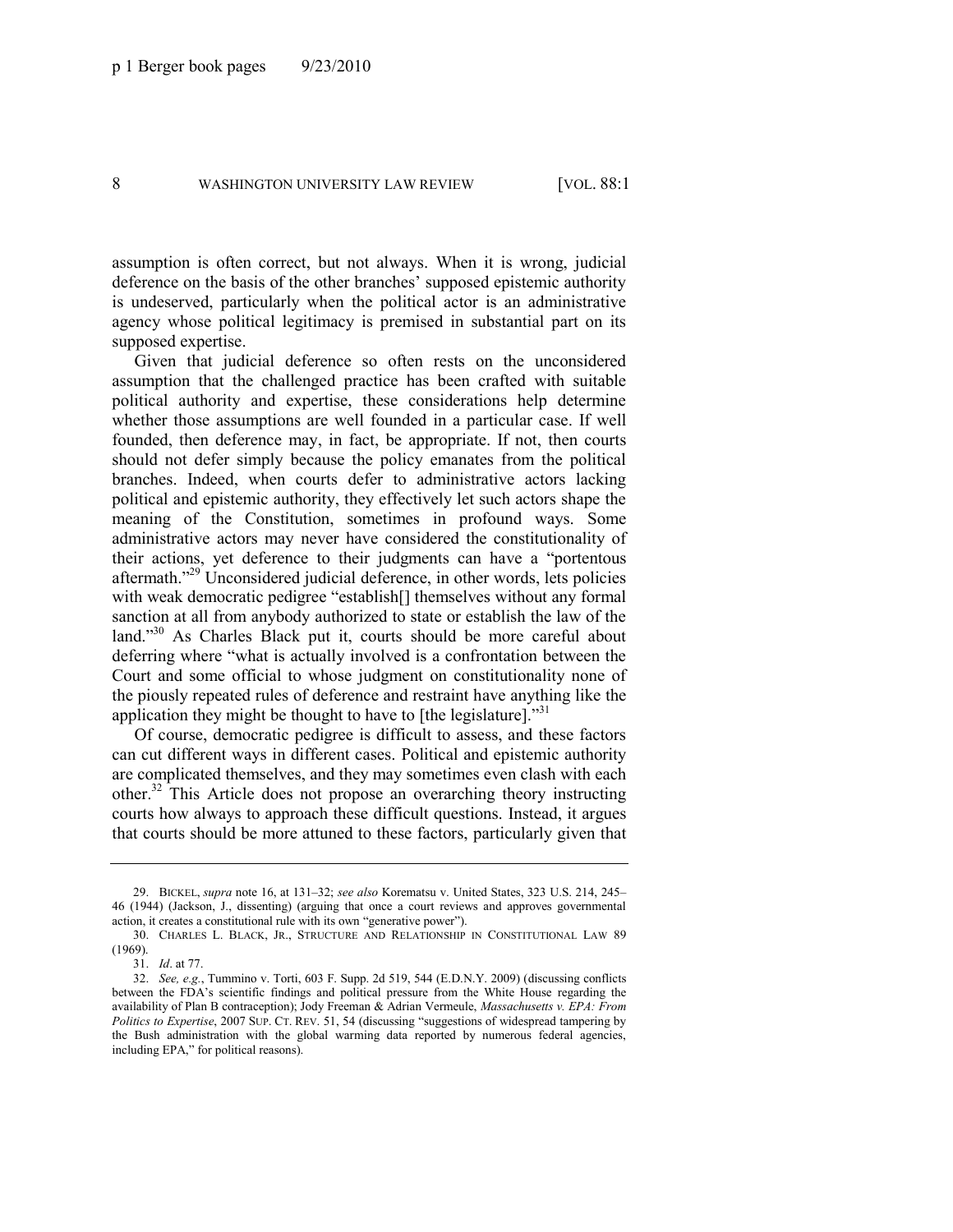assumption is often correct, but not always. When it is wrong, judicial deference on the basis of the other branches' supposed epistemic authority is undeserved, particularly when the political actor is an administrative agency whose political legitimacy is premised in substantial part on its supposed expertise.

Given that judicial deference so often rests on the unconsidered assumption that the challenged practice has been crafted with suitable political authority and expertise, these considerations help determine whether those assumptions are well founded in a particular case. If well founded, then deference may, in fact, be appropriate. If not, then courts should not defer simply because the policy emanates from the political branches. Indeed, when courts defer to administrative actors lacking political and epistemic authority, they effectively let such actors shape the meaning of the Constitution, sometimes in profound ways. Some administrative actors may never have considered the constitutionality of their actions, yet deference to their judgments can have a "portentous aftermath."[29] Unconsidered judicial deference, in other words, lets policies with weak democratic pedigree "establish[] themselves without any formal sanction at all from anybody authorized to state or establish the law of the land."[30] As Charles Black put it, courts should be more careful about deferring where "what is actually involved is a confrontation between the Court and some official to whose judgment on constitutionality none of the piously repeated rules of deference and restraint have anything like the application they might be thought to have to [the legislature]."[31]

Of course, democratic pedigree is difficult to assess, and these factors can cut different ways in different cases. Political and epistemic authority are complicated themselves, and they may sometimes even clash with each other.[32] This Article does not propose an overarching theory instructing courts how always to approach these difficult questions. Instead, it argues that courts should be more attuned to these factors, particularly given that

---

29. BICKEL, *supra* note 16, at 131–32; *see also* Korematsu v. United States, 323 U.S. 214, 245–46 (1944) (Jackson, J., dissenting) (arguing that once a court reviews and approves governmental action, it creates a constitutional rule with its own "generative power").

30. CHARLES L. BLACK, JR., STRUCTURE AND RELATIONSHIP IN CONSTITUTIONAL LAW 89 (1969).

31. *Id*. at 77.

32. *See, e.g.*, Tummino v. Torti, 603 F. Supp. 2d 519, 544 (E.D.N.Y. 2009) (discussing conflicts between the FDA's scientific findings and political pressure from the White House regarding the availability of Plan B contraception); Jody Freeman & Adrian Vermeule, *Massachusetts v. EPA: From Politics to Expertise*, 2007 SUP. CT. REV. 51, 54 (discussing "suggestions of widespread tampering by the Bush administration with the global warming data reported by numerous federal agencies, including EPA," for political reasons).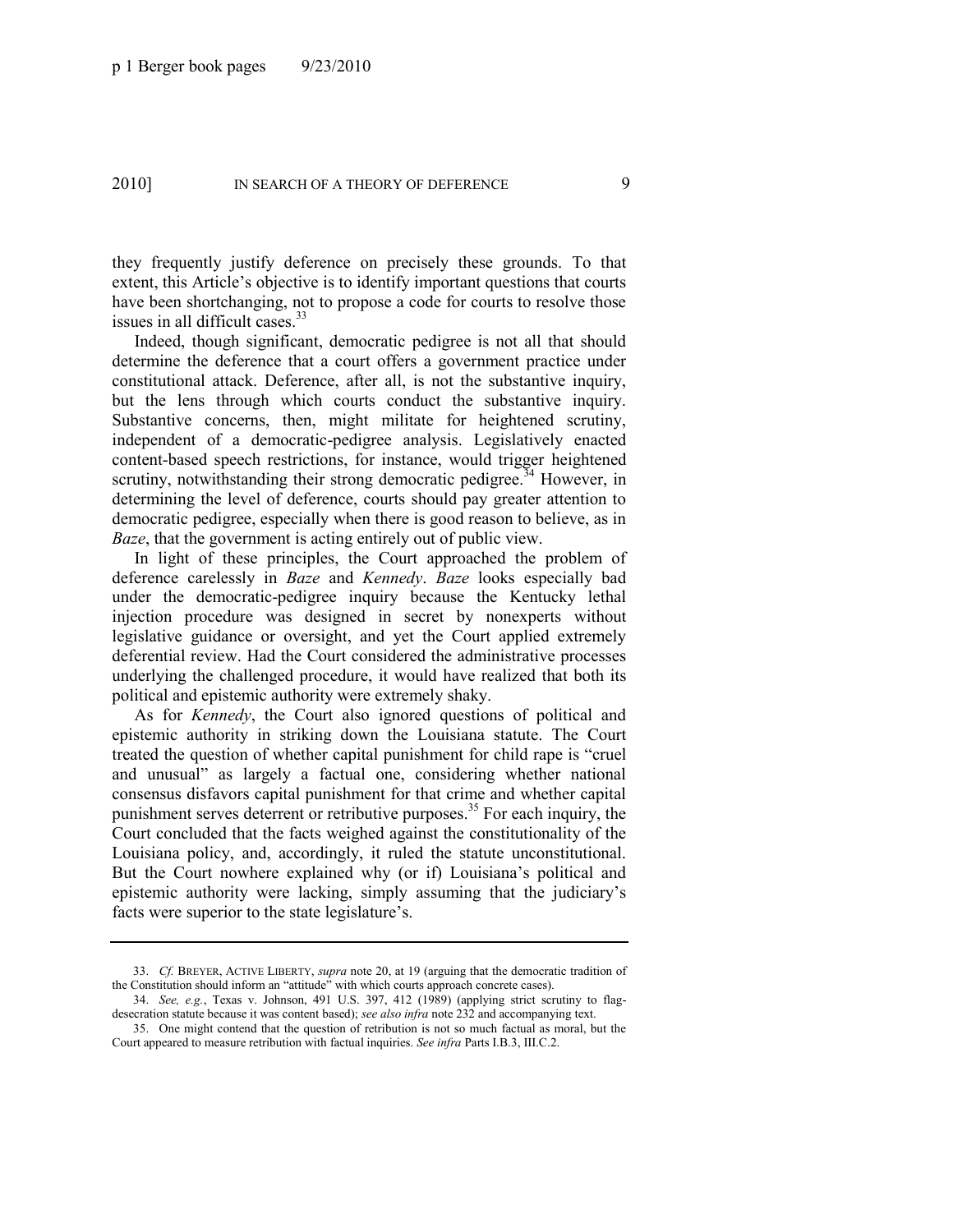they frequently justify deference on precisely these grounds. To that extent, this Article's objective is to identify important questions that courts have been shortchanging, not to propose a code for courts to resolve those issues in all difficult cases.[33]

Indeed, though significant, democratic pedigree is not all that should determine the deference that a court offers a government practice under constitutional attack. Deference, after all, is not the substantive inquiry, but the lens through which courts conduct the substantive inquiry. Substantive concerns, then, might militate for heightened scrutiny, independent of a democratic-pedigree analysis. Legislatively enacted content-based speech restrictions, for instance, would trigger heightened scrutiny, notwithstanding their strong democratic pedigree.[34] However, in determining the level of deference, courts should pay greater attention to democratic pedigree, especially when there is good reason to believe, as in *Baze*, that the government is acting entirely out of public view.

In light of these principles, the Court approached the problem of deference carelessly in *Baze* and *Kennedy*. *Baze* looks especially bad under the democratic-pedigree inquiry because the Kentucky lethal injection procedure was designed in secret by nonexperts without legislative guidance or oversight, and yet the Court applied extremely deferential review. Had the Court considered the administrative processes underlying the challenged procedure, it would have realized that both its political and epistemic authority were extremely shaky.

As for *Kennedy*, the Court also ignored questions of political and epistemic authority in striking down the Louisiana statute. The Court treated the question of whether capital punishment for child rape is "cruel and unusual" as largely a factual one, considering whether national consensus disfavors capital punishment for that crime and whether capital punishment serves deterrent or retributive purposes.[35] For each inquiry, the Court concluded that the facts weighed against the constitutionality of the Louisiana policy, and, accordingly, it ruled the statute unconstitutional. But the Court nowhere explained why (or if) Louisiana's political and epistemic authority were lacking, simply assuming that the judiciary's facts were superior to the state legislature's.

---

33. *Cf.* BREYER, ACTIVE LIBERTY, *supra* note 20, at 19 (arguing that the democratic tradition of the Constitution should inform an "attitude" with which courts approach concrete cases).

34. *See, e.g.*, Texas v. Johnson, 491 U.S. 397, 412 (1989) (applying strict scrutiny to flag-desecration statute because it was content based); *see also infra* note 232 and accompanying text.

35. One might contend that the question of retribution is not so much factual as moral, but the Court appeared to measure retribution with factual inquiries. *See infra* Parts I.B.3, III.C.2.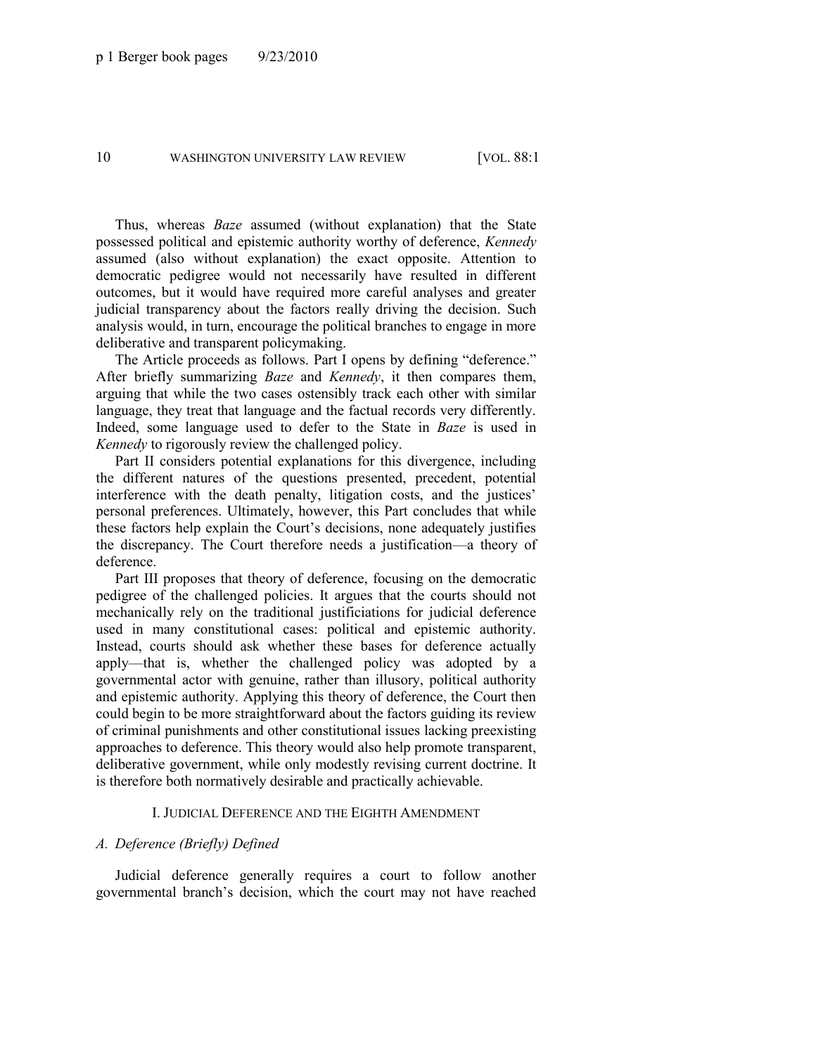Thus, whereas *Baze* assumed (without explanation) that the State possessed political and epistemic authority worthy of deference, *Kennedy* assumed (also without explanation) the exact opposite. Attention to democratic pedigree would not necessarily have resulted in different outcomes, but it would have required more careful analyses and greater judicial transparency about the factors really driving the decision. Such analysis would, in turn, encourage the political branches to engage in more deliberative and transparent policymaking.

The Article proceeds as follows. Part I opens by defining "deference." After briefly summarizing *Baze* and *Kennedy*, it then compares them, arguing that while the two cases ostensibly track each other with similar language, they treat that language and the factual records very differently. Indeed, some language used to defer to the State in *Baze* is used in *Kennedy* to rigorously review the challenged policy.

Part II considers potential explanations for this divergence, including the different natures of the questions presented, precedent, potential interference with the death penalty, litigation costs, and the justices' personal preferences. Ultimately, however, this Part concludes that while these factors help explain the Court's decisions, none adequately justifies the discrepancy. The Court therefore needs a justification—a theory of deference.

Part III proposes that theory of deference, focusing on the democratic pedigree of the challenged policies. It argues that the courts should not mechanically rely on the traditional justificiations for judicial deference used in many constitutional cases: political and epistemic authority. Instead, courts should ask whether these bases for deference actually apply—that is, whether the challenged policy was adopted by a governmental actor with genuine, rather than illusory, political authority and epistemic authority. Applying this theory of deference, the Court then could begin to be more straightforward about the factors guiding its review of criminal punishments and other constitutional issues lacking preexisting approaches to deference. This theory would also help promote transparent, deliberative government, while only modestly revising current doctrine. It is therefore both normatively desirable and practically achievable.

## I. JUDICIAL DEFERENCE AND THE EIGHTH AMENDMENT

### *A. Deference (Briefly) Defined*

Judicial deference generally requires a court to follow another governmental branch's decision, which the court may not have reached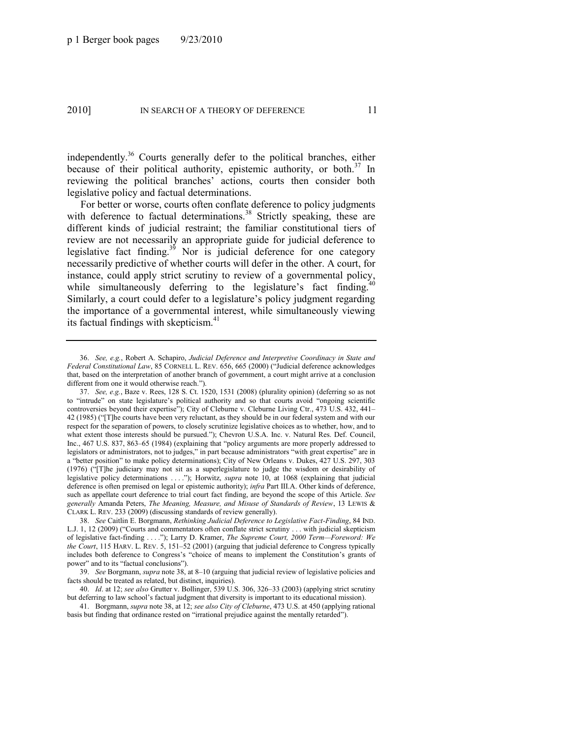independently.[36] Courts generally defer to the political branches, either because of their political authority, epistemic authority, or both.[37] In reviewing the political branches' actions, courts then consider both legislative policy and factual determinations.

For better or worse, courts often conflate deference to policy judgments with deference to factual determinations.[38] Strictly speaking, these are different kinds of judicial restraint; the familiar constitutional tiers of review are not necessarily an appropriate guide for judicial deference to legislative fact finding.[39] Nor is judicial deference for one category necessarily predictive of whether courts will defer in the other. A court, for instance, could apply strict scrutiny to review of a governmental policy, while simultaneously deferring to the legislature's fact finding.[40] Similarly, a court could defer to a legislature's policy judgment regarding the importance of a governmental interest, while simultaneously viewing its factual findings with skepticism.[41]

---

36. *See, e.g.*, Robert A. Schapiro, *Judicial Deference and Interpretive Coordinacy in State and Federal Constitutional Law*, 85 CORNELL L. REV. 656, 665 (2000) ("Judicial deference acknowledges that, based on the interpretation of another branch of government, a court might arrive at a conclusion different from one it would otherwise reach.").

37. *See, e.g.*, Baze v. Rees, 128 S. Ct. 1520, 1531 (2008) (plurality opinion) (deferring so as not to "intrude" on state legislature's political authority and so that courts avoid "ongoing scientific controversies beyond their expertise"); City of Cleburne v. Cleburne Living Ctr., 473 U.S. 432, 441–42 (1985) ("[T]he courts have been very reluctant, as they should be in our federal system and with our respect for the separation of powers, to closely scrutinize legislative choices as to whether, how, and to what extent those interests should be pursued."); Chevron U.S.A. Inc. v. Natural Res. Def. Council, Inc., 467 U.S. 837, 863–65 (1984) (explaining that "policy arguments are more properly addressed to legislators or administrators, not to judges," in part because administrators "with great expertise" are in a "better position" to make policy determinations); City of New Orleans v. Dukes, 427 U.S. 297, 303 (1976) ("[T]he judiciary may not sit as a superlegislature to judge the wisdom or desirability of legislative policy determinations . . . ."); Horwitz, *supra* note 10, at 1068 (explaining that judicial deference is often premised on legal or epistemic authority); *infra* Part III.A. Other kinds of deference, such as appellate court deference to trial court fact finding, are beyond the scope of this Article. *See generally* Amanda Peters, *The Meaning, Measure, and Misuse of Standards of Review*, 13 LEWIS & CLARK L. REV. 233 (2009) (discussing standards of review generally).

38. *See* Caitlin E. Borgmann, *Rethinking Judicial Deference to Legislative Fact-Finding*, 84 IND. L.J. 1, 12 (2009) ("Courts and commentators often conflate strict scrutiny . . . with judicial skepticism of legislative fact-finding . . . ."); Larry D. Kramer, *The Supreme Court, 2000 Term—Foreword: We the Court*, 115 HARV. L. REV. 5, 151–52 (2001) (arguing that judicial deference to Congress typically includes both deference to Congress's "choice of means to implement the Constitution's grants of power" and to its "factual conclusions").

39. *See* Borgmann, *supra* note 38, at 8–10 (arguing that judicial review of legislative policies and facts should be treated as related, but distinct, inquiries).

40. *Id*. at 12; *see also* Grutter v. Bollinger, 539 U.S. 306, 326–33 (2003) (applying strict scrutiny but deferring to law school's factual judgment that diversity is important to its educational mission).

41. Borgmann, *supra* note 38, at 12; *see also City of Cleburne*, 473 U.S. at 450 (applying rational basis but finding that ordinance rested on "irrational prejudice against the mentally retarded").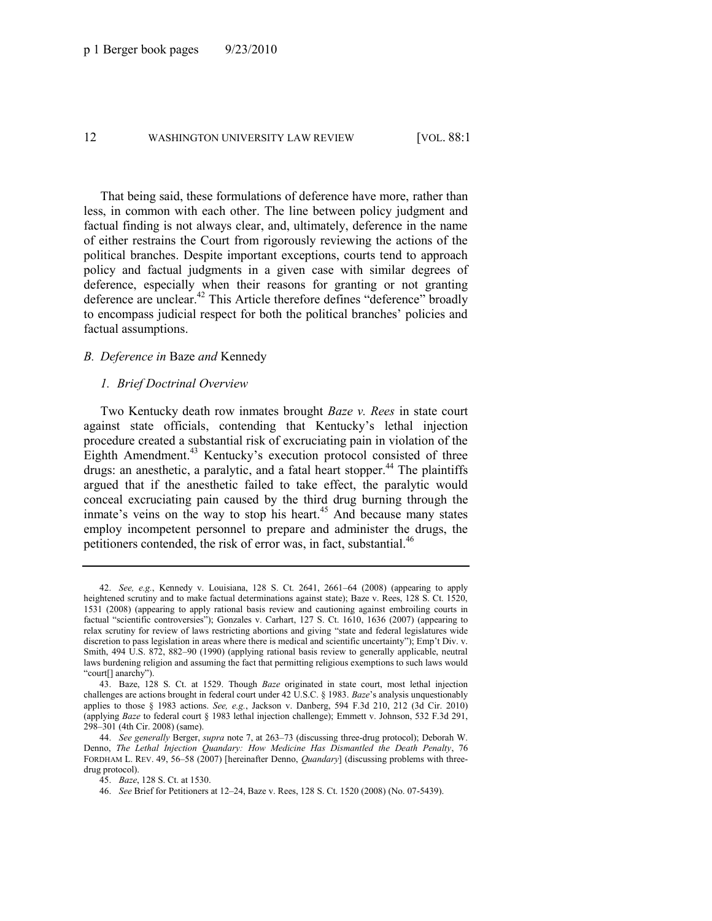That being said, these formulations of deference have more, rather than less, in common with each other. The line between policy judgment and factual finding is not always clear, and, ultimately, deference in the name of either restrains the Court from rigorously reviewing the actions of the political branches. Despite important exceptions, courts tend to approach policy and factual judgments in a given case with similar degrees of deference, especially when their reasons for granting or not granting deference are unclear.[42] This Article therefore defines "deference" broadly to encompass judicial respect for both the political branches' policies and factual assumptions.

### *B. Deference in* Baze *and* Kennedy

#### *1. Brief Doctrinal Overview*

Two Kentucky death row inmates brought *Baze v. Rees* in state court against state officials, contending that Kentucky's lethal injection procedure created a substantial risk of excruciating pain in violation of the Eighth Amendment.[43] Kentucky's execution protocol consisted of three drugs: an anesthetic, a paralytic, and a fatal heart stopper.[44] The plaintiffs argued that if the anesthetic failed to take effect, the paralytic would conceal excruciating pain caused by the third drug burning through the inmate's veins on the way to stop his heart.[45] And because many states employ incompetent personnel to prepare and administer the drugs, the petitioners contended, the risk of error was, in fact, substantial.[46]

---

42. *See, e.g.*, Kennedy v. Louisiana, 128 S. Ct. 2641, 2661–64 (2008) (appearing to apply heightened scrutiny and to make factual determinations against state); Baze v. Rees, 128 S. Ct. 1520, 1531 (2008) (appearing to apply rational basis review and cautioning against embroiling courts in factual "scientific controversies"); Gonzales v. Carhart, 127 S. Ct. 1610, 1636 (2007) (appearing to relax scrutiny for review of laws restricting abortions and giving "state and federal legislatures wide discretion to pass legislation in areas where there is medical and scientific uncertainty"); Emp't Div. v. Smith, 494 U.S. 872, 882–90 (1990) (applying rational basis review to generally applicable, neutral laws burdening religion and assuming the fact that permitting religious exemptions to such laws would "court[] anarchy").

43. Baze, 128 S. Ct. at 1529. Though *Baze* originated in state court, most lethal injection challenges are actions brought in federal court under 42 U.S.C. § 1983. *Baze*'s analysis unquestionably applies to those § 1983 actions. *See, e.g.*, Jackson v. Danberg, 594 F.3d 210, 212 (3d Cir. 2010) (applying *Baze* to federal court § 1983 lethal injection challenge); Emmett v. Johnson, 532 F.3d 291, 298–301 (4th Cir. 2008) (same).

44. *See generally* Berger, *supra* note 7, at 263–73 (discussing three-drug protocol); Deborah W. Denno, *The Lethal Injection Quandary: How Medicine Has Dismantled the Death Penalty*, 76 FORDHAM L. REV. 49, 56–58 (2007) [hereinafter Denno, *Quandary*] (discussing problems with three-drug protocol).

45. *Baze*, 128 S. Ct. at 1530.

46. *See* Brief for Petitioners at 12–24, Baze v. Rees, 128 S. Ct. 1520 (2008) (No. 07-5439).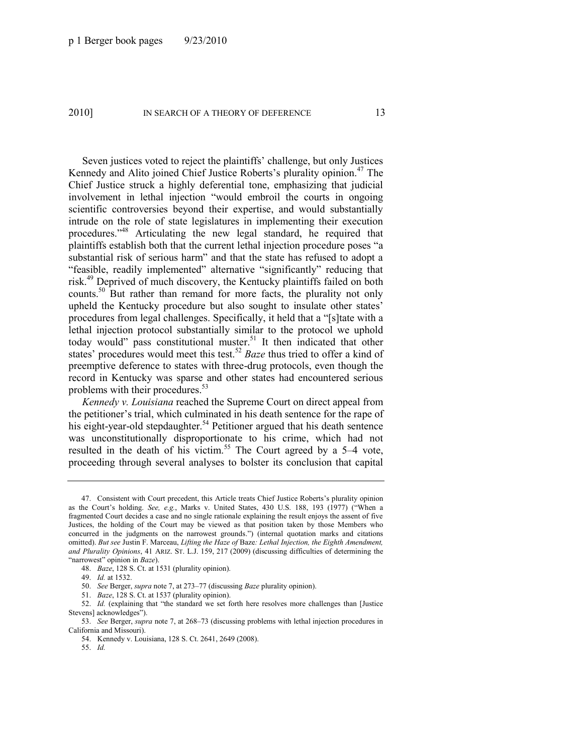Seven justices voted to reject the plaintiffs' challenge, but only Justices Kennedy and Alito joined Chief Justice Roberts's plurality opinion.[47] The Chief Justice struck a highly deferential tone, emphasizing that judicial involvement in lethal injection "would embroil the courts in ongoing scientific controversies beyond their expertise, and would substantially intrude on the role of state legislatures in implementing their execution procedures."[48] Articulating the new legal standard, he required that plaintiffs establish both that the current lethal injection procedure poses "a substantial risk of serious harm" and that the state has refused to adopt a "feasible, readily implemented" alternative "significantly" reducing that risk.[49] Deprived of much discovery, the Kentucky plaintiffs failed on both counts.[50] But rather than remand for more facts, the plurality not only upheld the Kentucky procedure but also sought to insulate other states' procedures from legal challenges. Specifically, it held that a "[s]tate with a lethal injection protocol substantially similar to the protocol we uphold today would" pass constitutional muster.[51] It then indicated that other states' procedures would meet this test.[52] *Baze* thus tried to offer a kind of preemptive deference to states with three-drug protocols, even though the record in Kentucky was sparse and other states had encountered serious problems with their procedures.[53]

*Kennedy v. Louisiana* reached the Supreme Court on direct appeal from the petitioner's trial, which culminated in his death sentence for the rape of his eight-year-old stepdaughter.[54] Petitioner argued that his death sentence was unconstitutionally disproportionate to his crime, which had not resulted in the death of his victim.[55] The Court agreed by a 5–4 vote, proceeding through several analyses to bolster its conclusion that capital

---

47. Consistent with Court precedent, this Article treats Chief Justice Roberts's plurality opinion as the Court's holding. *See, e.g.*, Marks v. United States, 430 U.S. 188, 193 (1977) ("When a fragmented Court decides a case and no single rationale explaining the result enjoys the assent of five Justices, the holding of the Court may be viewed as that position taken by those Members who concurred in the judgments on the narrowest grounds.") (internal quotation marks and citations omitted). *But see* Justin F. Marceau, *Lifting the Haze of* Baze*: Lethal Injection, the Eighth Amendment, and Plurality Opinions*, 41 ARIZ. ST. L.J. 159, 217 (2009) (discussing difficulties of determining the "narrowest" opinion in *Baze*).

48. *Baze*, 128 S. Ct. at 1531 (plurality opinion).

49. *Id.* at 1532.

50. *See* Berger, *supra* note 7, at 273–77 (discussing *Baze* plurality opinion).

51. *Baze*, 128 S. Ct. at 1537 (plurality opinion).

52. *Id.* (explaining that "the standard we set forth here resolves more challenges than [Justice Stevens] acknowledges").

53. *See* Berger, *supra* note 7, at 268–73 (discussing problems with lethal injection procedures in California and Missouri).

54. Kennedy v. Louisiana, 128 S. Ct. 2641, 2649 (2008).

55. *Id.*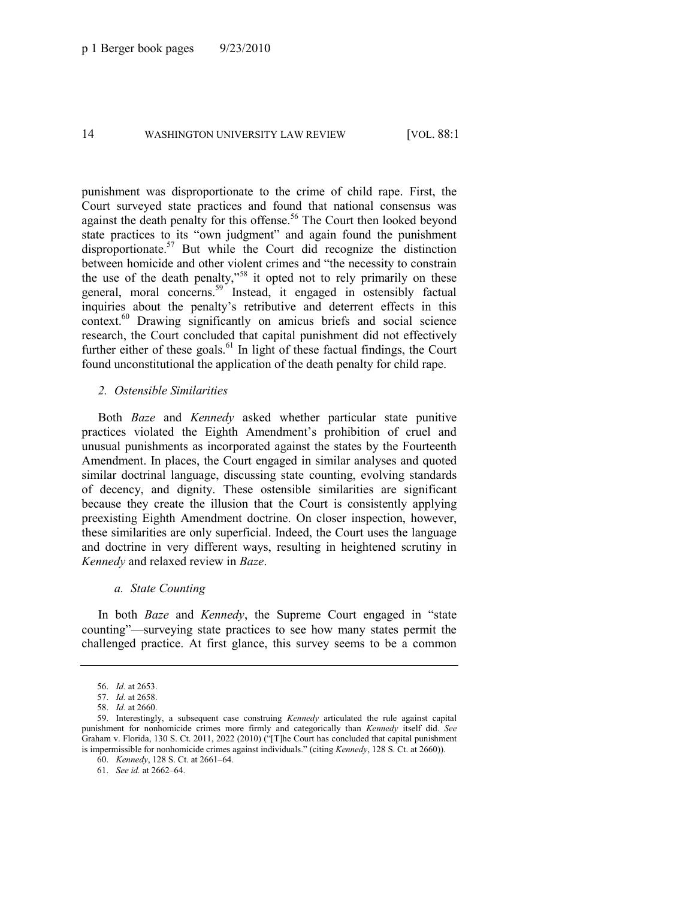punishment was disproportionate to the crime of child rape. First, the Court surveyed state practices and found that national consensus was against the death penalty for this offense.[56] The Court then looked beyond state practices to its "own judgment" and again found the punishment disproportionate.[57] But while the Court did recognize the distinction between homicide and other violent crimes and "the necessity to constrain the use of the death penalty,"[58] it opted not to rely primarily on these general, moral concerns.[59] Instead, it engaged in ostensibly factual inquiries about the penalty's retributive and deterrent effects in this context.[60] Drawing significantly on amicus briefs and social science research, the Court concluded that capital punishment did not effectively further either of these goals.[61] In light of these factual findings, the Court found unconstitutional the application of the death penalty for child rape.

### *2. Ostensible Similarities*

Both *Baze* and *Kennedy* asked whether particular state punitive practices violated the Eighth Amendment's prohibition of cruel and unusual punishments as incorporated against the states by the Fourteenth Amendment. In places, the Court engaged in similar analyses and quoted similar doctrinal language, discussing state counting, evolving standards of decency, and dignity. These ostensible similarities are significant because they create the illusion that the Court is consistently applying preexisting Eighth Amendment doctrine. On closer inspection, however, these similarities are only superficial. Indeed, the Court uses the language and doctrine in very different ways, resulting in heightened scrutiny in *Kennedy* and relaxed review in *Baze*.

#### *a. State Counting*

In both *Baze* and *Kennedy*, the Supreme Court engaged in "state counting"—surveying state practices to see how many states permit the challenged practice. At first glance, this survey seems to be a common

---

56. *Id.* at 2653.

57. *Id.* at 2658.

58. *Id.* at 2660.

59. Interestingly, a subsequent case construing *Kennedy* articulated the rule against capital punishment for nonhomicide crimes more firmly and categorically than *Kennedy* itself did. *See* Graham v. Florida, 130 S. Ct. 2011, 2022 (2010) ("[T]he Court has concluded that capital punishment is impermissible for nonhomicide crimes against individuals." (citing *Kennedy*, 128 S. Ct. at 2660)).

60. *Kennedy*, 128 S. Ct. at 2661–64.

61. *See id.* at 2662–64.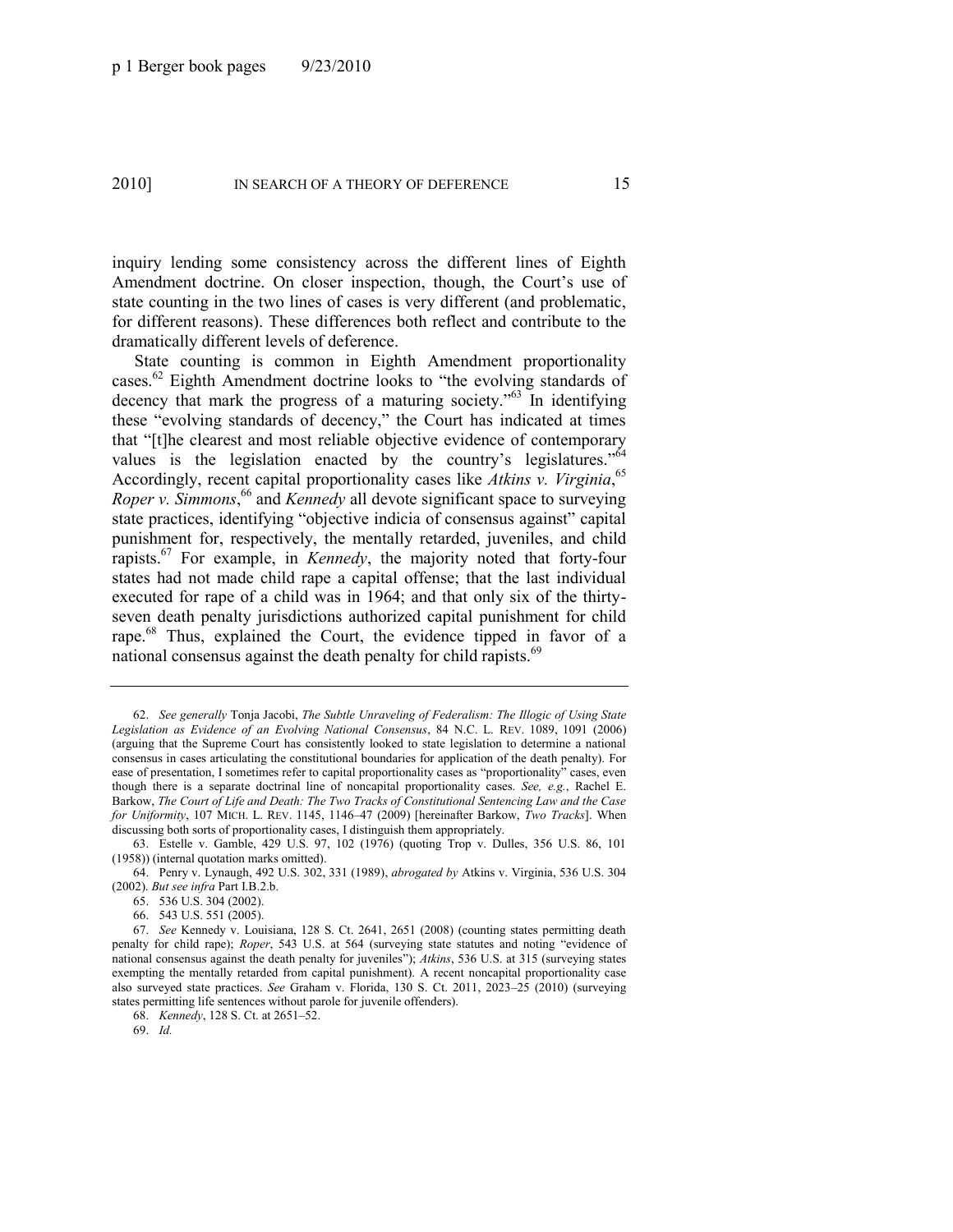inquiry lending some consistency across the different lines of Eighth Amendment doctrine. On closer inspection, though, the Court's use of state counting in the two lines of cases is very different (and problematic, for different reasons). These differences both reflect and contribute to the dramatically different levels of deference.

State counting is common in Eighth Amendment proportionality cases.[62] Eighth Amendment doctrine looks to "the evolving standards of decency that mark the progress of a maturing society."[63] In identifying these "evolving standards of decency," the Court has indicated at times that "[t]he clearest and most reliable objective evidence of contemporary values is the legislation enacted by the country's legislatures."[64] Accordingly, recent capital proportionality cases like *Atkins v. Virginia*,[65] *Roper v. Simmons*,[66] and *Kennedy* all devote significant space to surveying state practices, identifying "objective indicia of consensus against" capital punishment for, respectively, the mentally retarded, juveniles, and child rapists.[67] For example, in *Kennedy*, the majority noted that forty-four states had not made child rape a capital offense; that the last individual executed for rape of a child was in 1964; and that only six of the thirty-seven death penalty jurisdictions authorized capital punishment for child rape.[68] Thus, explained the Court, the evidence tipped in favor of a national consensus against the death penalty for child rapists.[69]

---

62. *See generally* Tonja Jacobi, *The Subtle Unraveling of Federalism: The Illogic of Using State Legislation as Evidence of an Evolving National Consensus*, 84 N.C. L. REV. 1089, 1091 (2006) (arguing that the Supreme Court has consistently looked to state legislation to determine a national consensus in cases articulating the constitutional boundaries for application of the death penalty). For ease of presentation, I sometimes refer to capital proportionality cases as "proportionality" cases, even though there is a separate doctrinal line of noncapital proportionality cases. *See, e.g.*, Rachel E. Barkow, *The Court of Life and Death: The Two Tracks of Constitutional Sentencing Law and the Case for Uniformity*, 107 MICH. L. REV. 1145, 1146–47 (2009) [hereinafter Barkow, *Two Tracks*]. When discussing both sorts of proportionality cases, I distinguish them appropriately.

63. Estelle v. Gamble, 429 U.S. 97, 102 (1976) (quoting Trop v. Dulles, 356 U.S. 86, 101 (1958)) (internal quotation marks omitted).

64. Penry v. Lynaugh, 492 U.S. 302, 331 (1989), *abrogated by* Atkins v. Virginia, 536 U.S. 304 (2002). *But see infra* Part I.B.2.b.

65. 536 U.S. 304 (2002).

66. 543 U.S. 551 (2005).

67. *See* Kennedy v. Louisiana, 128 S. Ct. 2641, 2651 (2008) (counting states permitting death penalty for child rape); *Roper*, 543 U.S. at 564 (surveying state statutes and noting "evidence of national consensus against the death penalty for juveniles"); *Atkins*, 536 U.S. at 315 (surveying states exempting the mentally retarded from capital punishment). A recent noncapital proportionality case also surveyed state practices. *See* Graham v. Florida, 130 S. Ct. 2011, 2023–25 (2010) (surveying states permitting life sentences without parole for juvenile offenders).

68. *Kennedy*, 128 S. Ct. at 2651–52.

69. *Id.*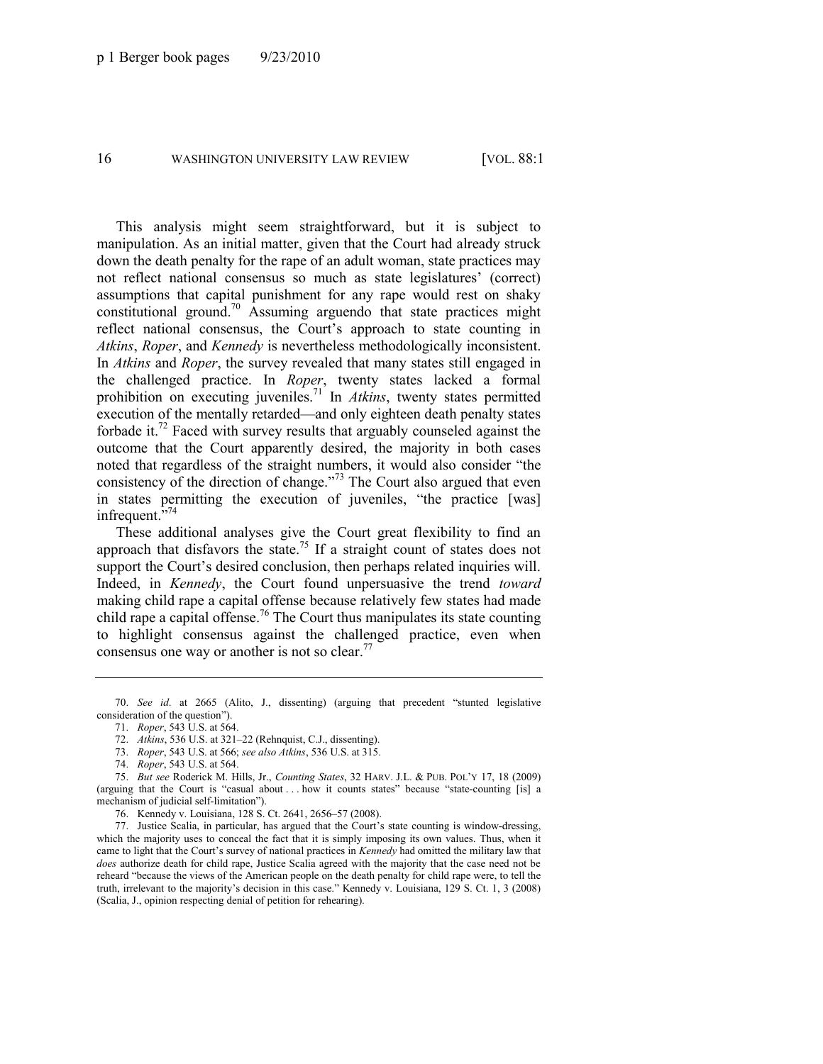This analysis might seem straightforward, but it is subject to manipulation. As an initial matter, given that the Court had already struck down the death penalty for the rape of an adult woman, state practices may not reflect national consensus so much as state legislatures' (correct) assumptions that capital punishment for any rape would rest on shaky constitutional ground.[70] Assuming arguendo that state practices might reflect national consensus, the Court's approach to state counting in *Atkins*, *Roper*, and *Kennedy* is nevertheless methodologically inconsistent. In *Atkins* and *Roper*, the survey revealed that many states still engaged in the challenged practice. In *Roper*, twenty states lacked a formal prohibition on executing juveniles.[71] In *Atkins*, twenty states permitted execution of the mentally retarded—and only eighteen death penalty states forbade it.[72] Faced with survey results that arguably counseled against the outcome that the Court apparently desired, the majority in both cases noted that regardless of the straight numbers, it would also consider "the consistency of the direction of change."[73] The Court also argued that even in states permitting the execution of juveniles, "the practice [was] infrequent."[74]

These additional analyses give the Court great flexibility to find an approach that disfavors the state.[75] If a straight count of states does not support the Court's desired conclusion, then perhaps related inquiries will. Indeed, in *Kennedy*, the Court found unpersuasive the trend *toward* making child rape a capital offense because relatively few states had made child rape a capital offense.[76] The Court thus manipulates its state counting to highlight consensus against the challenged practice, even when consensus one way or another is not so clear.[77]

---

70. *See id*. at 2665 (Alito, J., dissenting) (arguing that precedent "stunted legislative consideration of the question").

71. *Roper*, 543 U.S. at 564.

72. *Atkins*, 536 U.S. at 321–22 (Rehnquist, C.J., dissenting).

73. *Roper*, 543 U.S. at 566; *see also Atkins*, 536 U.S. at 315.

74. *Roper*, 543 U.S. at 564.

75. *But see* Roderick M. Hills, Jr., *Counting States*, 32 HARV. J.L. & PUB. POL'Y 17, 18 (2009) (arguing that the Court is "casual about . . . how it counts states" because "state-counting [is] a mechanism of judicial self-limitation").

76. Kennedy v. Louisiana, 128 S. Ct. 2641, 2656–57 (2008).

77. Justice Scalia, in particular, has argued that the Court's state counting is window-dressing, which the majority uses to conceal the fact that it is simply imposing its own values. Thus, when it came to light that the Court's survey of national practices in *Kennedy* had omitted the military law that *does* authorize death for child rape, Justice Scalia agreed with the majority that the case need not be reheard "because the views of the American people on the death penalty for child rape were, to tell the truth, irrelevant to the majority's decision in this case." Kennedy v. Louisiana, 129 S. Ct. 1, 3 (2008) (Scalia, J., opinion respecting denial of petition for rehearing).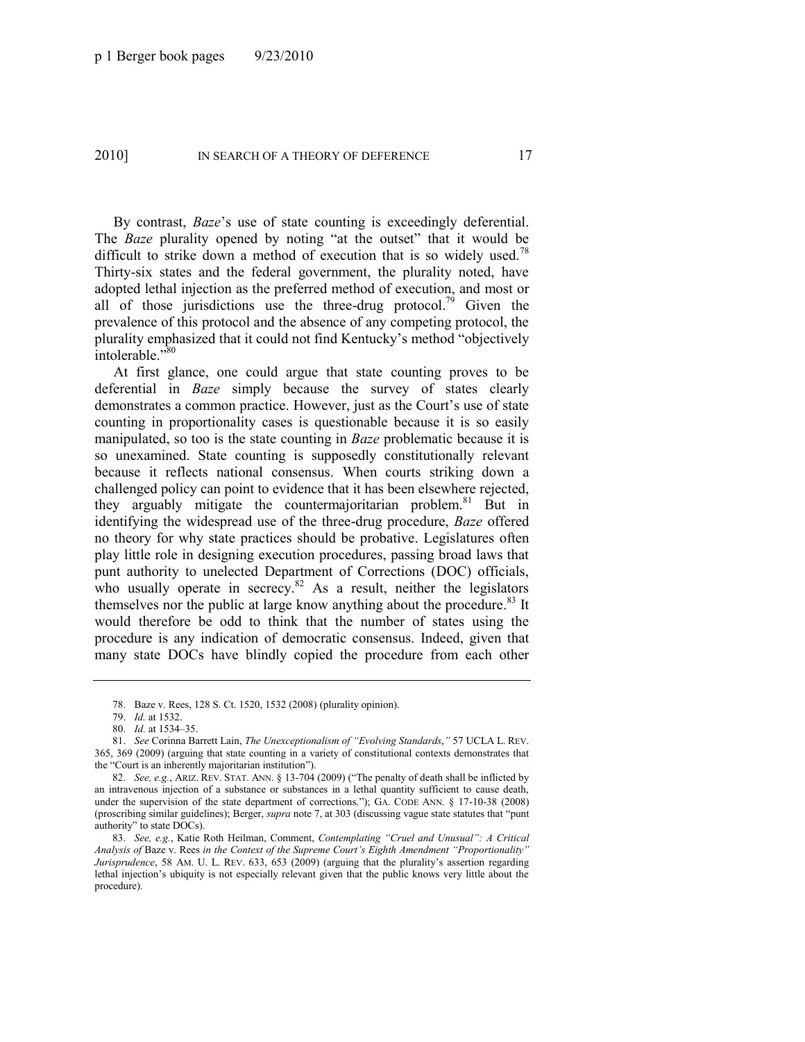By contrast, *Baze*'s use of state counting is exceedingly deferential. The *Baze* plurality opened by noting "at the outset" that it would be difficult to strike down a method of execution that is so widely used.[78] Thirty-six states and the federal government, the plurality noted, have adopted lethal injection as the preferred method of execution, and most or all of those jurisdictions use the three-drug protocol.[79] Given the prevalence of this protocol and the absence of any competing protocol, the plurality emphasized that it could not find Kentucky's method "objectively intolerable."[80]

At first glance, one could argue that state counting proves to be deferential in *Baze* simply because the survey of states clearly demonstrates a common practice. However, just as the Court's use of state counting in proportionality cases is questionable because it is so easily manipulated, so too is the state counting in *Baze* problematic because it is so unexamined. State counting is supposedly constitutionally relevant because it reflects national consensus. When courts striking down a challenged policy can point to evidence that it has been elsewhere rejected, they arguably mitigate the countermajoritarian problem.[81] But in identifying the widespread use of the three-drug procedure, *Baze* offered no theory for why state practices should be probative. Legislatures often play little role in designing execution procedures, passing broad laws that punt authority to unelected Department of Corrections (DOC) officials, who usually operate in secrecy.[82] As a result, neither the legislators themselves nor the public at large know anything about the procedure.[83] It would therefore be odd to think that the number of states using the procedure is any indication of democratic consensus. Indeed, given that many state DOCs have blindly copied the procedure from each other

---

78. Baze v. Rees, 128 S. Ct. 1520, 1532 (2008) (plurality opinion).

79. *Id.* at 1532.

80. *Id.* at 1534–35.

81. *See* Corinna Barrett Lain, *The Unexceptionalism of "Evolving Standards*,*"* 57 UCLA L. REV. 365, 369 (2009) (arguing that state counting in a variety of constitutional contexts demonstrates that the "Court is an inherently majoritarian institution").

82. *See, e.g.*, ARIZ. REV. STAT. ANN. § 13-704 (2009) ("The penalty of death shall be inflicted by an intravenous injection of a substance or substances in a lethal quantity sufficient to cause death, under the supervision of the state department of corrections."); GA. CODE ANN. § 17-10-38 (2008) (proscribing similar guidelines); Berger, *supra* note 7, at 303 (discussing vague state statutes that "punt authority" to state DOCs).

83. *See, e.g.*, Katie Roth Heilman, Comment, *Contemplating "Cruel and Unusual": A Critical Analysis of* Baze v. Rees *in the Context of the Supreme Court's Eighth Amendment "Proportionality" Jurisprudence*, 58 AM. U. L. REV. 633, 653 (2009) (arguing that the plurality's assertion regarding lethal injection's ubiquity is not especially relevant given that the public knows very little about the procedure).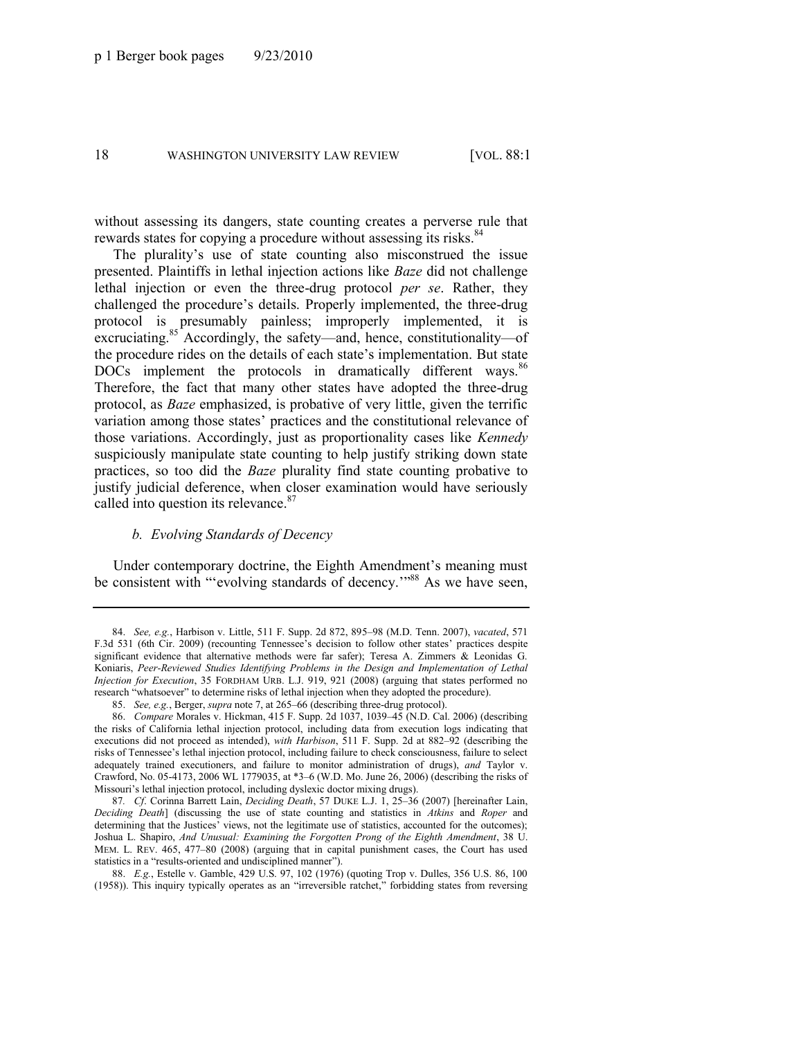without assessing its dangers, state counting creates a perverse rule that rewards states for copying a procedure without assessing its risks.[84]

The plurality's use of state counting also misconstrued the issue presented. Plaintiffs in lethal injection actions like *Baze* did not challenge lethal injection or even the three-drug protocol *per se*. Rather, they challenged the procedure's details. Properly implemented, the three-drug protocol is presumably painless; improperly implemented, it is excruciating.[85] Accordingly, the safety—and, hence, constitutionality—of the procedure rides on the details of each state's implementation. But state DOCs implement the protocols in dramatically different ways.[86] Therefore, the fact that many other states have adopted the three-drug protocol, as *Baze* emphasized, is probative of very little, given the terrific variation among those states' practices and the constitutional relevance of those variations. Accordingly, just as proportionality cases like *Kennedy* suspiciously manipulate state counting to help justify striking down state practices, so too did the *Baze* plurality find state counting probative to justify judicial deference, when closer examination would have seriously called into question its relevance.[87]

### *b. Evolving Standards of Decency*

Under contemporary doctrine, the Eighth Amendment's meaning must be consistent with "'evolving standards of decency.'"[88] As we have seen,

---

84. *See, e.g.*, Harbison v. Little, 511 F. Supp. 2d 872, 895–98 (M.D. Tenn. 2007), *vacated*, 571 F.3d 531 (6th Cir. 2009) (recounting Tennessee's decision to follow other states' practices despite significant evidence that alternative methods were far safer); Teresa A. Zimmers & Leonidas G. Koniaris, *Peer-Reviewed Studies Identifying Problems in the Design and Implementation of Lethal Injection for Execution*, 35 FORDHAM URB. L.J. 919, 921 (2008) (arguing that states performed no research "whatsoever" to determine risks of lethal injection when they adopted the procedure).

85. *See, e.g.*, Berger, *supra* note 7, at 265–66 (describing three-drug protocol).

86. *Compare* Morales v. Hickman, 415 F. Supp. 2d 1037, 1039–45 (N.D. Cal. 2006) (describing the risks of California lethal injection protocol, including data from execution logs indicating that executions did not proceed as intended), *with Harbison*, 511 F. Supp. 2d at 882–92 (describing the risks of Tennessee's lethal injection protocol, including failure to check consciousness, failure to select adequately trained executioners, and failure to monitor administration of drugs), *and* Taylor v. Crawford, No. 05-4173, 2006 WL 1779035, at *3–6 (W.D. Mo. June 26, 2006) (describing the risks of Missouri's lethal injection protocol, including dyslexic doctor mixing drugs).

87. *Cf*. Corinna Barrett Lain, *Deciding Death*, 57 DUKE L.J. 1, 25–36 (2007) [hereinafter Lain, *Deciding Death*] (discussing the use of state counting and statistics in *Atkins* and *Roper* and determining that the Justices' views, not the legitimate use of statistics, accounted for the outcomes); Joshua L. Shapiro, *And Unusual: Examining the Forgotten Prong of the Eighth Amendment*, 38 U. MEM. L. REV. 465, 477–80 (2008) (arguing that in capital punishment cases, the Court has used statistics in a "results-oriented and undisciplined manner").

88. *E.g.*, Estelle v. Gamble, 429 U.S. 97, 102 (1976) (quoting Trop v. Dulles, 356 U.S. 86, 100 (1958)). This inquiry typically operates as an "irreversible ratchet," forbidding states from reversing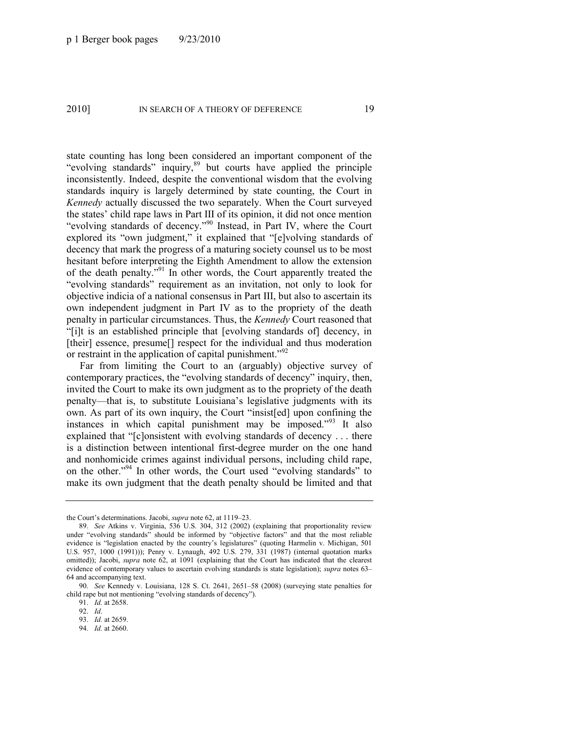state counting has long been considered an important component of the "evolving standards" inquiry,[89] but courts have applied the principle inconsistently. Indeed, despite the conventional wisdom that the evolving standards inquiry is largely determined by state counting, the Court in *Kennedy* actually discussed the two separately. When the Court surveyed the states' child rape laws in Part III of its opinion, it did not once mention "evolving standards of decency."[90] Instead, in Part IV, where the Court explored its "own judgment," it explained that "[e]volving standards of decency that mark the progress of a maturing society counsel us to be most hesitant before interpreting the Eighth Amendment to allow the extension of the death penalty."[91] In other words, the Court apparently treated the "evolving standards" requirement as an invitation, not only to look for objective indicia of a national consensus in Part III, but also to ascertain its own independent judgment in Part IV as to the propriety of the death penalty in particular circumstances. Thus, the *Kennedy* Court reasoned that "[i]t is an established principle that [evolving standards of] decency, in [their] essence, presume[] respect for the individual and thus moderation or restraint in the application of capital punishment."[92]

Far from limiting the Court to an (arguably) objective survey of contemporary practices, the "evolving standards of decency" inquiry, then, invited the Court to make its own judgment as to the propriety of the death penalty—that is, to substitute Louisiana's legislative judgments with its own. As part of its own inquiry, the Court "insist[ed] upon confining the instances in which capital punishment may be imposed."[93] It also explained that "[c]onsistent with evolving standards of decency . . . there is a distinction between intentional first-degree murder on the one hand and nonhomicide crimes against individual persons, including child rape, on the other."[94] In other words, the Court used "evolving standards" to make its own judgment that the death penalty should be limited and that

---

the Court's determinations. Jacobi, *supra* note 62, at 1119–23.

89. *See* Atkins v. Virginia, 536 U.S. 304, 312 (2002) (explaining that proportionality review under "evolving standards" should be informed by "objective factors" and that the most reliable evidence is "legislation enacted by the country's legislatures" (quoting Harmelin v. Michigan, 501 U.S. 957, 1000 (1991))); Penry v. Lynaugh, 492 U.S. 279, 331 (1987) (internal quotation marks omitted)); Jacobi, *supra* note 62, at 1091 (explaining that the Court has indicated that the clearest evidence of contemporary values to ascertain evolving standards is state legislation); *supra* notes 63–64 and accompanying text.

90. *See* Kennedy v. Louisiana, 128 S. Ct. 2641, 2651–58 (2008) (surveying state penalties for child rape but not mentioning "evolving standards of decency").

91. *Id.* at 2658.

92. *Id*.

93. *Id.* at 2659.

94. *Id.* at 2660.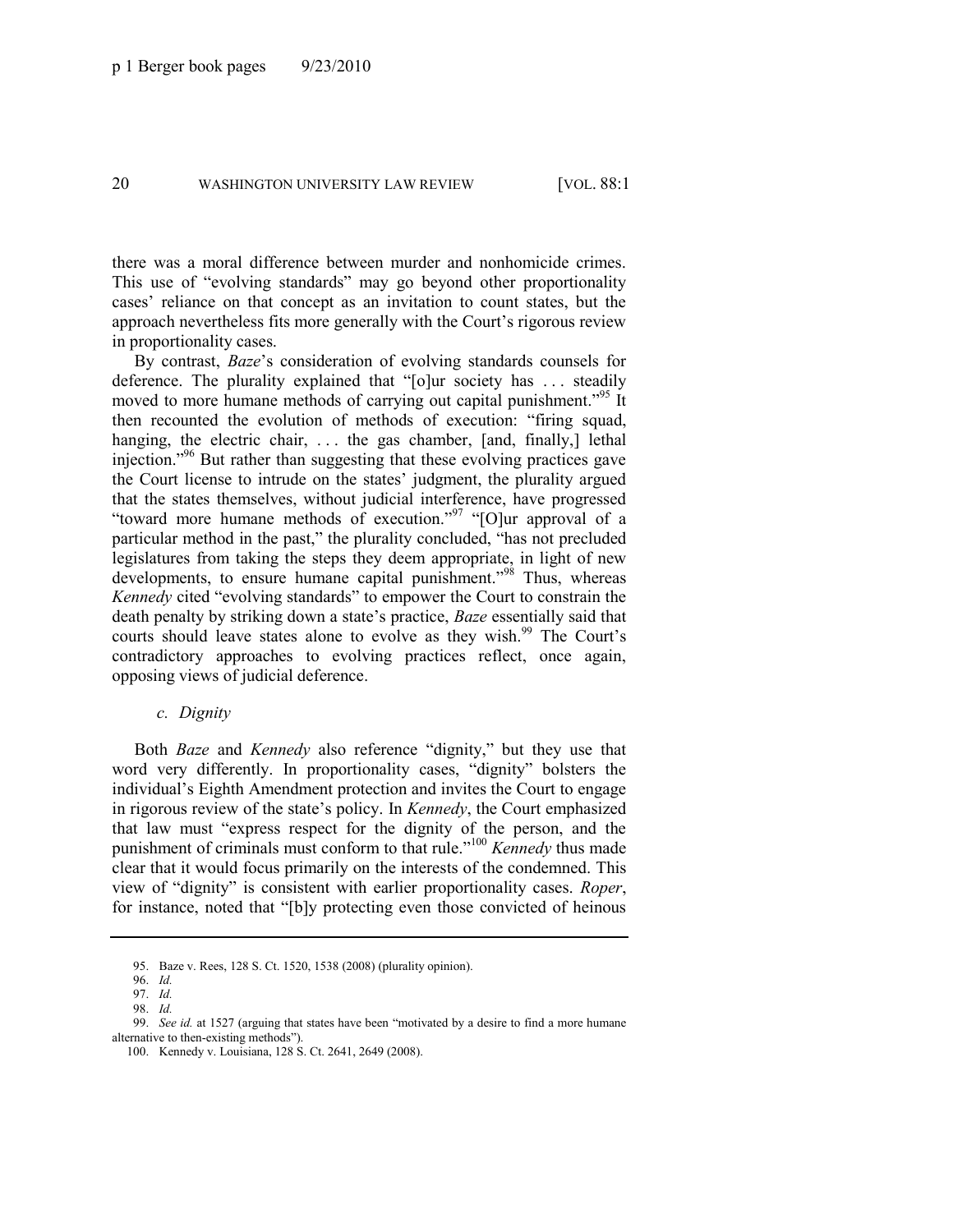there was a moral difference between murder and nonhomicide crimes. This use of "evolving standards" may go beyond other proportionality cases' reliance on that concept as an invitation to count states, but the approach nevertheless fits more generally with the Court's rigorous review in proportionality cases.

By contrast, *Baze*'s consideration of evolving standards counsels for deference. The plurality explained that "[o]ur society has . . . steadily moved to more humane methods of carrying out capital punishment."[95] It then recounted the evolution of methods of execution: "firing squad, hanging, the electric chair, . . . the gas chamber, [and, finally,] lethal injection."[96] But rather than suggesting that these evolving practices gave the Court license to intrude on the states' judgment, the plurality argued that the states themselves, without judicial interference, have progressed "toward more humane methods of execution."[97] "[O]ur approval of a particular method in the past," the plurality concluded, "has not precluded legislatures from taking the steps they deem appropriate, in light of new developments, to ensure humane capital punishment."[98] Thus, whereas *Kennedy* cited "evolving standards" to empower the Court to constrain the death penalty by striking down a state's practice, *Baze* essentially said that courts should leave states alone to evolve as they wish.[99] The Court's contradictory approaches to evolving practices reflect, once again, opposing views of judicial deference.

*c. Dignity*

Both *Baze* and *Kennedy* also reference "dignity," but they use that word very differently. In proportionality cases, "dignity" bolsters the individual's Eighth Amendment protection and invites the Court to engage in rigorous review of the state's policy. In *Kennedy*, the Court emphasized that law must "express respect for the dignity of the person, and the punishment of criminals must conform to that rule."[100] *Kennedy* thus made clear that it would focus primarily on the interests of the condemned. This view of "dignity" is consistent with earlier proportionality cases. *Roper*, for instance, noted that "[b]y protecting even those convicted of heinous

---

95. Baze v. Rees, 128 S. Ct. 1520, 1538 (2008) (plurality opinion).

96. *Id.*

97. *Id.*

98. *Id.*

99. *See id.* at 1527 (arguing that states have been "motivated by a desire to find a more humane alternative to then-existing methods").

100. Kennedy v. Louisiana, 128 S. Ct. 2641, 2649 (2008).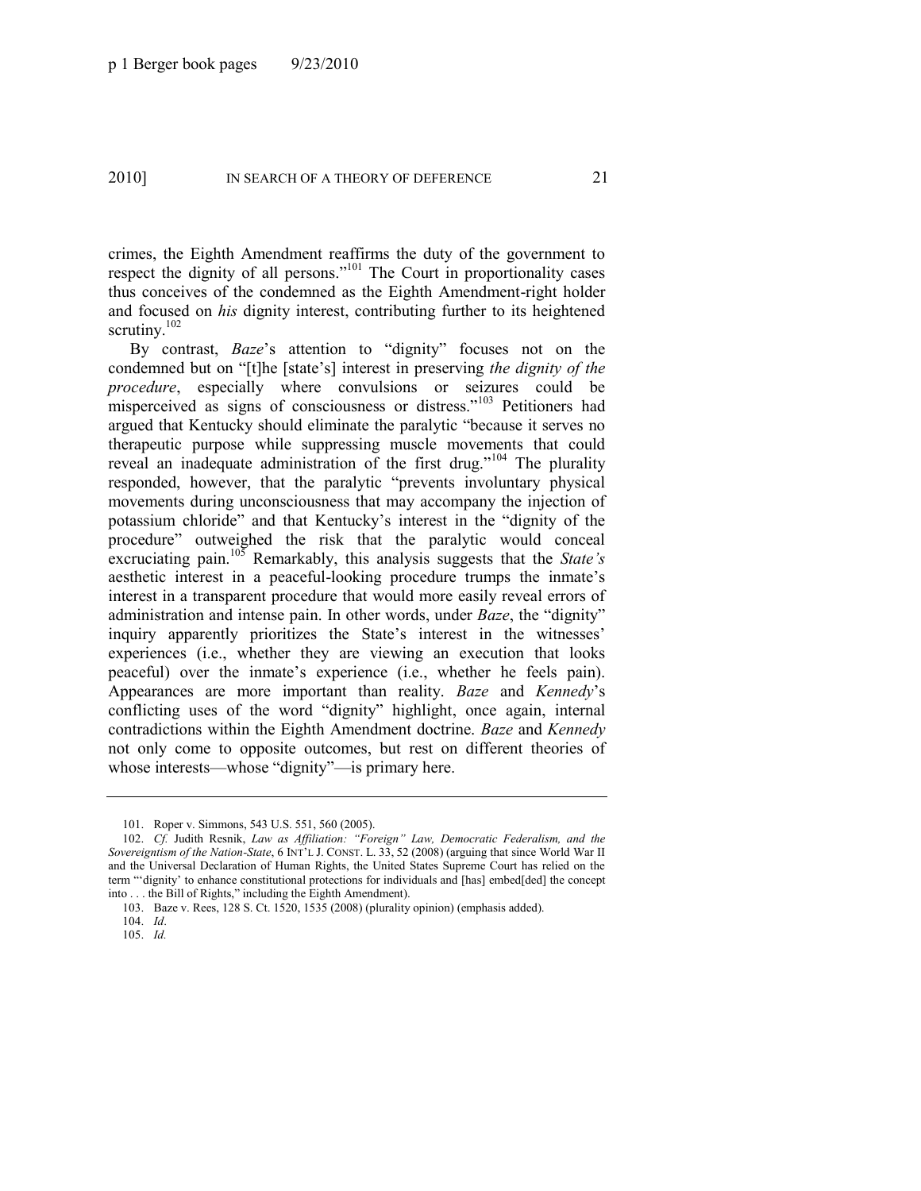crimes, the Eighth Amendment reaffirms the duty of the government to respect the dignity of all persons."[101] The Court in proportionality cases thus conceives of the condemned as the Eighth Amendment-right holder and focused on *his* dignity interest, contributing further to its heightened scrutiny.[102]

By contrast, *Baze*'s attention to "dignity" focuses not on the condemned but on "[t]he [state's] interest in preserving *the dignity of the procedure*, especially where convulsions or seizures could be misperceived as signs of consciousness or distress."[103] Petitioners had argued that Kentucky should eliminate the paralytic "because it serves no therapeutic purpose while suppressing muscle movements that could reveal an inadequate administration of the first drug."[104] The plurality responded, however, that the paralytic "prevents involuntary physical movements during unconsciousness that may accompany the injection of potassium chloride" and that Kentucky's interest in the "dignity of the procedure" outweighed the risk that the paralytic would conceal excruciating pain.[105] Remarkably, this analysis suggests that the *State's* aesthetic interest in a peaceful-looking procedure trumps the inmate's interest in a transparent procedure that would more easily reveal errors of administration and intense pain. In other words, under *Baze*, the "dignity" inquiry apparently prioritizes the State's interest in the witnesses' experiences (i.e., whether they are viewing an execution that looks peaceful) over the inmate's experience (i.e., whether he feels pain). Appearances are more important than reality. *Baze* and *Kennedy*'s conflicting uses of the word "dignity" highlight, once again, internal contradictions within the Eighth Amendment doctrine. *Baze* and *Kennedy* not only come to opposite outcomes, but rest on different theories of whose interests—whose "dignity"—is primary here.

---

101. Roper v. Simmons, 543 U.S. 551, 560 (2005).

102. *Cf.* Judith Resnik, *Law as Affiliation: "Foreign" Law, Democratic Federalism, and the Sovereigntism of the Nation-State*, 6 INT'L J. CONST. L. 33, 52 (2008) (arguing that since World War II and the Universal Declaration of Human Rights, the United States Supreme Court has relied on the term "'dignity' to enhance constitutional protections for individuals and [has] embed[ded] the concept into . . . the Bill of Rights," including the Eighth Amendment).

103. Baze v. Rees, 128 S. Ct. 1520, 1535 (2008) (plurality opinion) (emphasis added).

104. *Id*.

105. *Id.*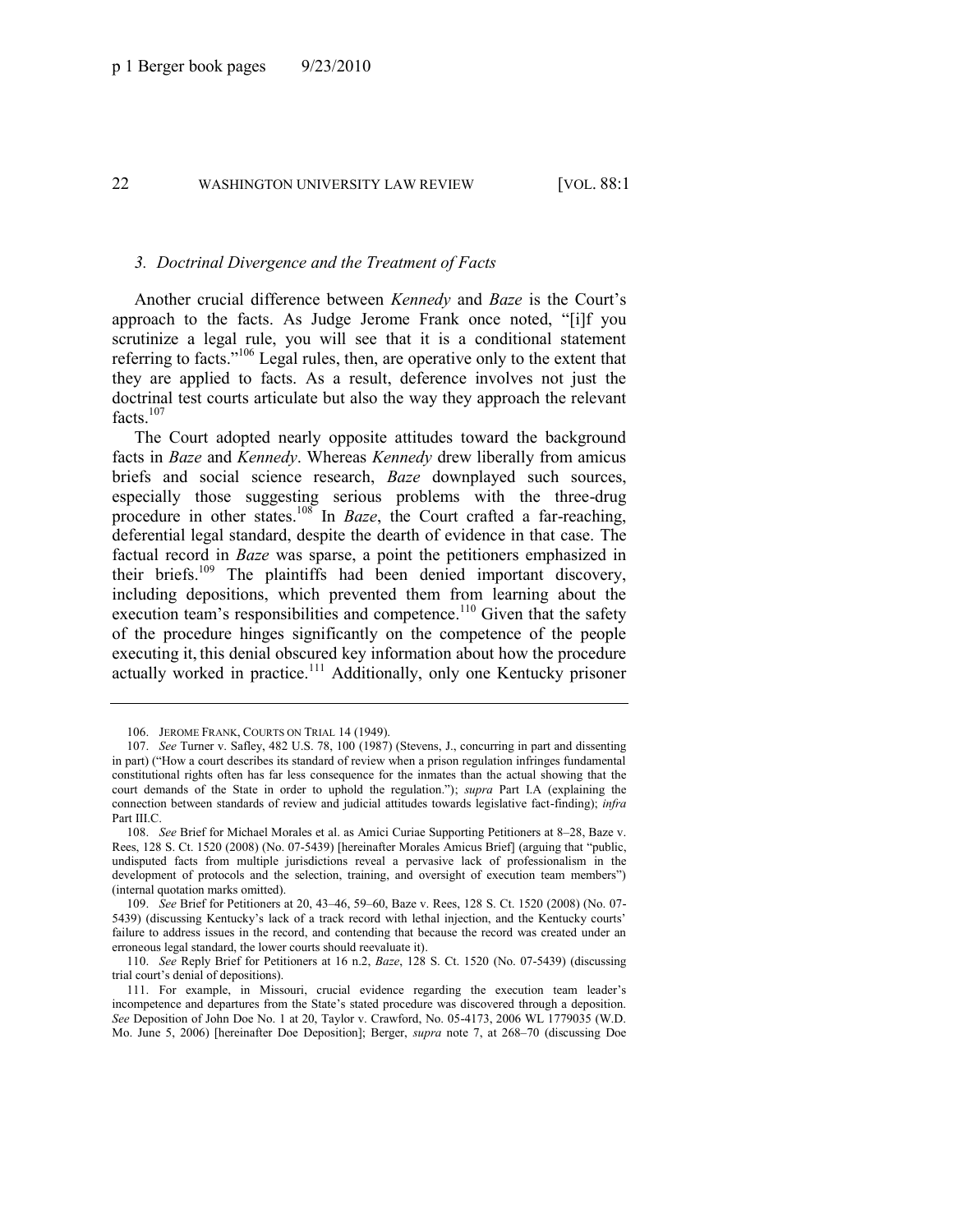### 3. *Doctrinal Divergence and the Treatment of Facts*

Another crucial difference between *Kennedy* and *Baze* is the Court's approach to the facts. As Judge Jerome Frank once noted, "[i]f you scrutinize a legal rule, you will see that it is a conditional statement referring to facts."[106] Legal rules, then, are operative only to the extent that they are applied to facts. As a result, deference involves not just the doctrinal test courts articulate but also the way they approach the relevant facts.[107]

The Court adopted nearly opposite attitudes toward the background facts in *Baze* and *Kennedy*. Whereas *Kennedy* drew liberally from amicus briefs and social science research, *Baze* downplayed such sources, especially those suggesting serious problems with the three-drug procedure in other states.[108] In *Baze*, the Court crafted a far-reaching, deferential legal standard, despite the dearth of evidence in that case. The factual record in *Baze* was sparse, a point the petitioners emphasized in their briefs.[109] The plaintiffs had been denied important discovery, including depositions, which prevented them from learning about the execution team's responsibilities and competence.[110] Given that the safety of the procedure hinges significantly on the competence of the people executing it, this denial obscured key information about how the procedure actually worked in practice.[111] Additionally, only one Kentucky prisoner

---

106. JEROME FRANK, COURTS ON TRIAL 14 (1949).

107. *See* Turner v. Safley, 482 U.S. 78, 100 (1987) (Stevens, J., concurring in part and dissenting in part) ("How a court describes its standard of review when a prison regulation infringes fundamental constitutional rights often has far less consequence for the inmates than the actual showing that the court demands of the State in order to uphold the regulation."); *supra* Part I.A (explaining the connection between standards of review and judicial attitudes towards legislative fact-finding); *infra* Part III.C.

108. *See* Brief for Michael Morales et al. as Amici Curiae Supporting Petitioners at 8–28, Baze v. Rees, 128 S. Ct. 1520 (2008) (No. 07-5439) [hereinafter Morales Amicus Brief] (arguing that "public, undisputed facts from multiple jurisdictions reveal a pervasive lack of professionalism in the development of protocols and the selection, training, and oversight of execution team members") (internal quotation marks omitted).

109. *See* Brief for Petitioners at 20, 43–46, 59–60, Baze v. Rees, 128 S. Ct. 1520 (2008) (No. 07-5439) (discussing Kentucky's lack of a track record with lethal injection, and the Kentucky courts' failure to address issues in the record, and contending that because the record was created under an erroneous legal standard, the lower courts should reevaluate it).

110. *See* Reply Brief for Petitioners at 16 n.2, *Baze*, 128 S. Ct. 1520 (No. 07-5439) (discussing trial court's denial of depositions).

111. For example, in Missouri, crucial evidence regarding the execution team leader's incompetence and departures from the State's stated procedure was discovered through a deposition. *See* Deposition of John Doe No. 1 at 20, Taylor v. Crawford, No. 05-4173, 2006 WL 1779035 (W.D. Mo. June 5, 2006) [hereinafter Doe Deposition]; Berger, *supra* note 7, at 268–70 (discussing Doe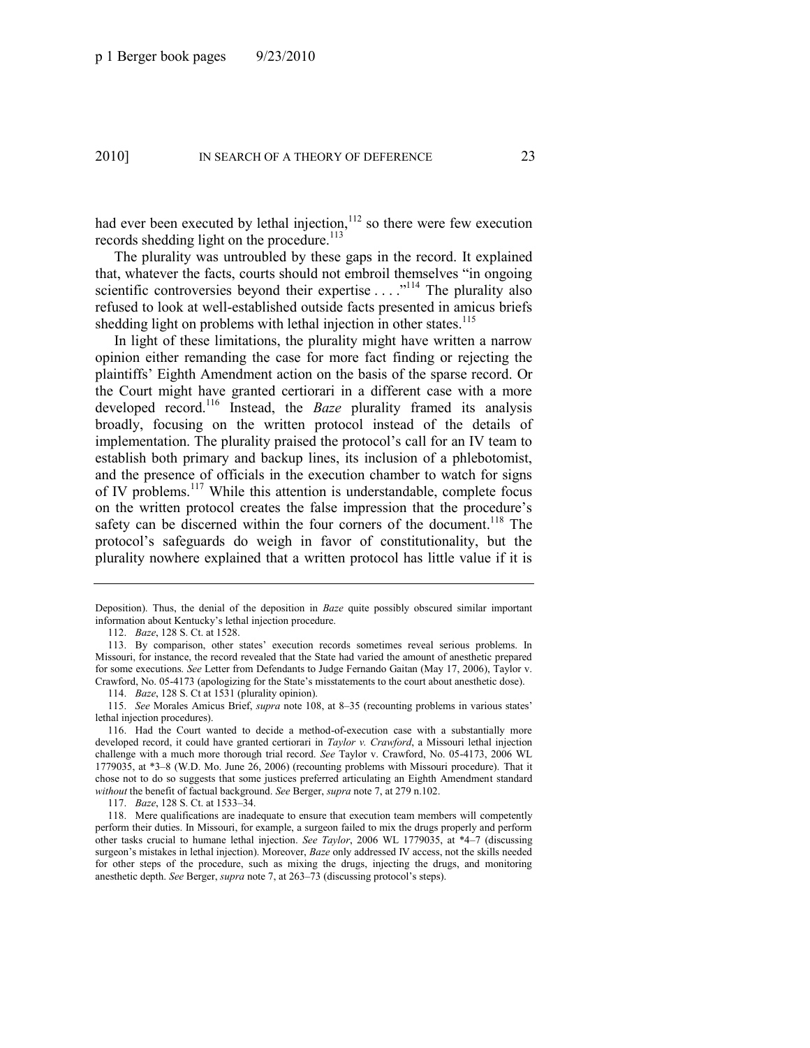had ever been executed by lethal injection,[112] so there were few execution records shedding light on the procedure.[113]

The plurality was untroubled by these gaps in the record. It explained that, whatever the facts, courts should not embroil themselves "in ongoing scientific controversies beyond their expertise . . . ."[114] The plurality also refused to look at well-established outside facts presented in amicus briefs shedding light on problems with lethal injection in other states.[115]

In light of these limitations, the plurality might have written a narrow opinion either remanding the case for more fact finding or rejecting the plaintiffs' Eighth Amendment action on the basis of the sparse record. Or the Court might have granted certiorari in a different case with a more developed record.[116] Instead, the *Baze* plurality framed its analysis broadly, focusing on the written protocol instead of the details of implementation. The plurality praised the protocol's call for an IV team to establish both primary and backup lines, its inclusion of a phlebotomist, and the presence of officials in the execution chamber to watch for signs of IV problems.[117] While this attention is understandable, complete focus on the written protocol creates the false impression that the procedure's safety can be discerned within the four corners of the document.[118] The protocol's safeguards do weigh in favor of constitutionality, but the plurality nowhere explained that a written protocol has little value if it is

---

Deposition). Thus, the denial of the deposition in *Baze* quite possibly obscured similar important information about Kentucky's lethal injection procedure.

112. *Baze*, 128 S. Ct. at 1528.

113. By comparison, other states' execution records sometimes reveal serious problems. In Missouri, for instance, the record revealed that the State had varied the amount of anesthetic prepared for some executions. *See* Letter from Defendants to Judge Fernando Gaitan (May 17, 2006), Taylor v. Crawford, No. 05-4173 (apologizing for the State's misstatements to the court about anesthetic dose).

114. *Baze*, 128 S. Ct at 1531 (plurality opinion).

115. *See* Morales Amicus Brief, *supra* note 108, at 8–35 (recounting problems in various states' lethal injection procedures).

116. Had the Court wanted to decide a method-of-execution case with a substantially more developed record, it could have granted certiorari in *Taylor v. Crawford*, a Missouri lethal injection challenge with a much more thorough trial record. *See* Taylor v. Crawford, No. 05-4173, 2006 WL 1779035, at *3–8 (W.D. Mo. June 26, 2006) (recounting problems with Missouri procedure). That it chose not to do so suggests that some justices preferred articulating an Eighth Amendment standard *without* the benefit of factual background. *See* Berger, *supra* note 7, at 279 n.102.

117. *Baze*, 128 S. Ct. at 1533–34.

118. Mere qualifications are inadequate to ensure that execution team members will competently perform their duties. In Missouri, for example, a surgeon failed to mix the drugs properly and perform other tasks crucial to humane lethal injection. *See Taylor*, 2006 WL 1779035, at *4–7 (discussing surgeon's mistakes in lethal injection). Moreover, *Baze* only addressed IV access, not the skills needed for other steps of the procedure, such as mixing the drugs, injecting the drugs, and monitoring anesthetic depth. *See* Berger, *supra* note 7, at 263–73 (discussing protocol's steps).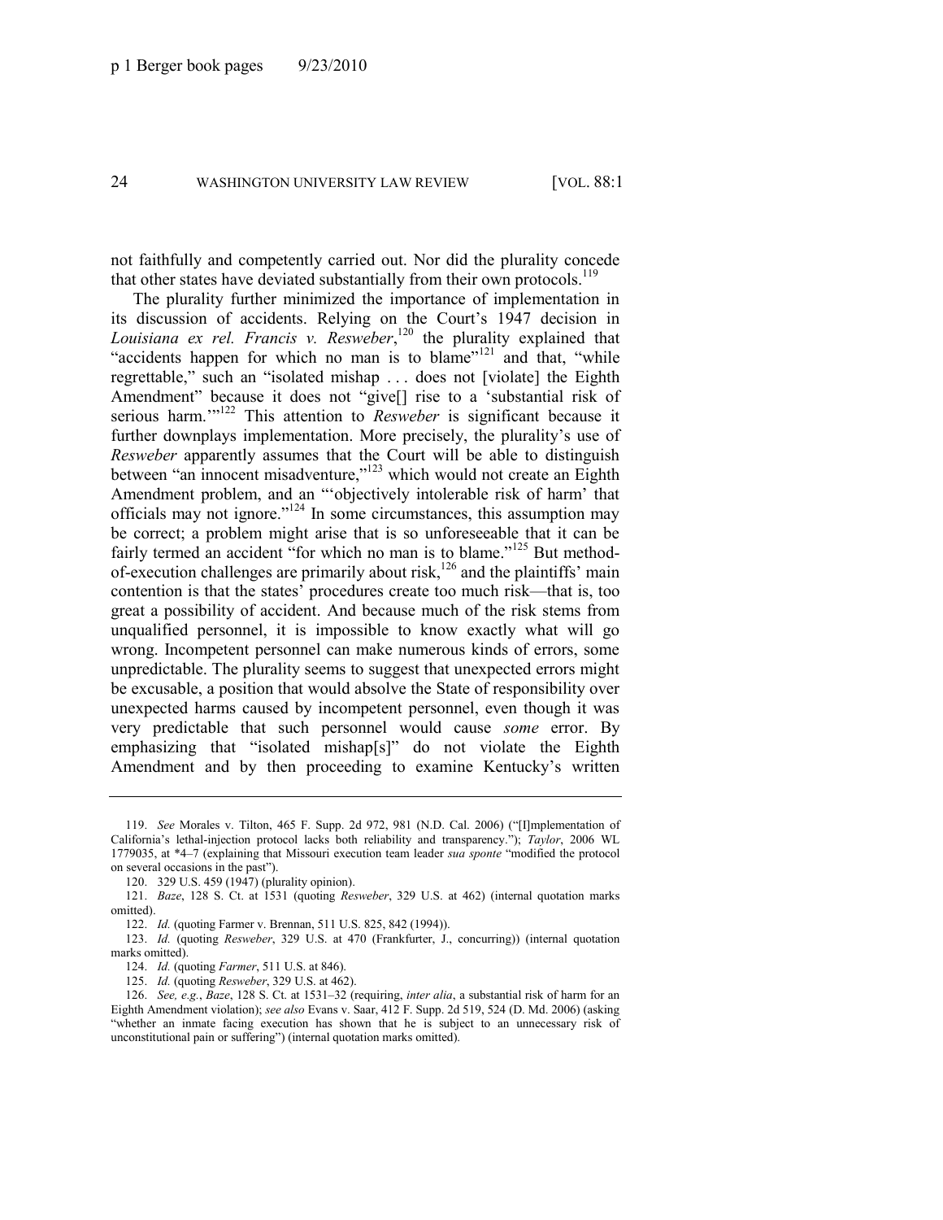not faithfully and competently carried out. Nor did the plurality concede that other states have deviated substantially from their own protocols.[119]

The plurality further minimized the importance of implementation in its discussion of accidents. Relying on the Court's 1947 decision in *Louisiana ex rel. Francis v. Resweber*,[120] the plurality explained that "accidents happen for which no man is to blame"[121] and that, "while regrettable," such an "isolated mishap . . . does not [violate] the Eighth Amendment" because it does not "give[] rise to a 'substantial risk of serious harm.'"[122] This attention to *Resweber* is significant because it further downplays implementation. More precisely, the plurality's use of *Resweber* apparently assumes that the Court will be able to distinguish between "an innocent misadventure,"[123] which would not create an Eighth Amendment problem, and an "'objectively intolerable risk of harm' that officials may not ignore."[124] In some circumstances, this assumption may be correct; a problem might arise that is so unforeseeable that it can be fairly termed an accident "for which no man is to blame."[125] But method-of-execution challenges are primarily about risk,[126] and the plaintiffs' main contention is that the states' procedures create too much risk—that is, too great a possibility of accident. And because much of the risk stems from unqualified personnel, it is impossible to know exactly what will go wrong. Incompetent personnel can make numerous kinds of errors, some unpredictable. The plurality seems to suggest that unexpected errors might be excusable, a position that would absolve the State of responsibility over unexpected harms caused by incompetent personnel, even though it was very predictable that such personnel would cause *some* error. By emphasizing that "isolated mishap[s]" do not violate the Eighth Amendment and by then proceeding to examine Kentucky's written

---

119. *See* Morales v. Tilton, 465 F. Supp. 2d 972, 981 (N.D. Cal. 2006) ("[I]mplementation of California's lethal-injection protocol lacks both reliability and transparency."); *Taylor*, 2006 WL 1779035, at *4–7 (explaining that Missouri execution team leader *sua sponte* "modified the protocol on several occasions in the past").

120. 329 U.S. 459 (1947) (plurality opinion).

121. *Baze*, 128 S. Ct. at 1531 (quoting *Resweber*, 329 U.S. at 462) (internal quotation marks omitted).

122. *Id.* (quoting Farmer v. Brennan, 511 U.S. 825, 842 (1994)).

123. *Id.* (quoting *Resweber*, 329 U.S. at 470 (Frankfurter, J., concurring)) (internal quotation marks omitted).

124. *Id.* (quoting *Farmer*, 511 U.S. at 846).

125. *Id.* (quoting *Resweber*, 329 U.S. at 462).

126. *See, e.g.*, *Baze*, 128 S. Ct. at 1531–32 (requiring, *inter alia*, a substantial risk of harm for an Eighth Amendment violation); *see also* Evans v. Saar, 412 F. Supp. 2d 519, 524 (D. Md. 2006) (asking "whether an inmate facing execution has shown that he is subject to an unnecessary risk of unconstitutional pain or suffering") (internal quotation marks omitted).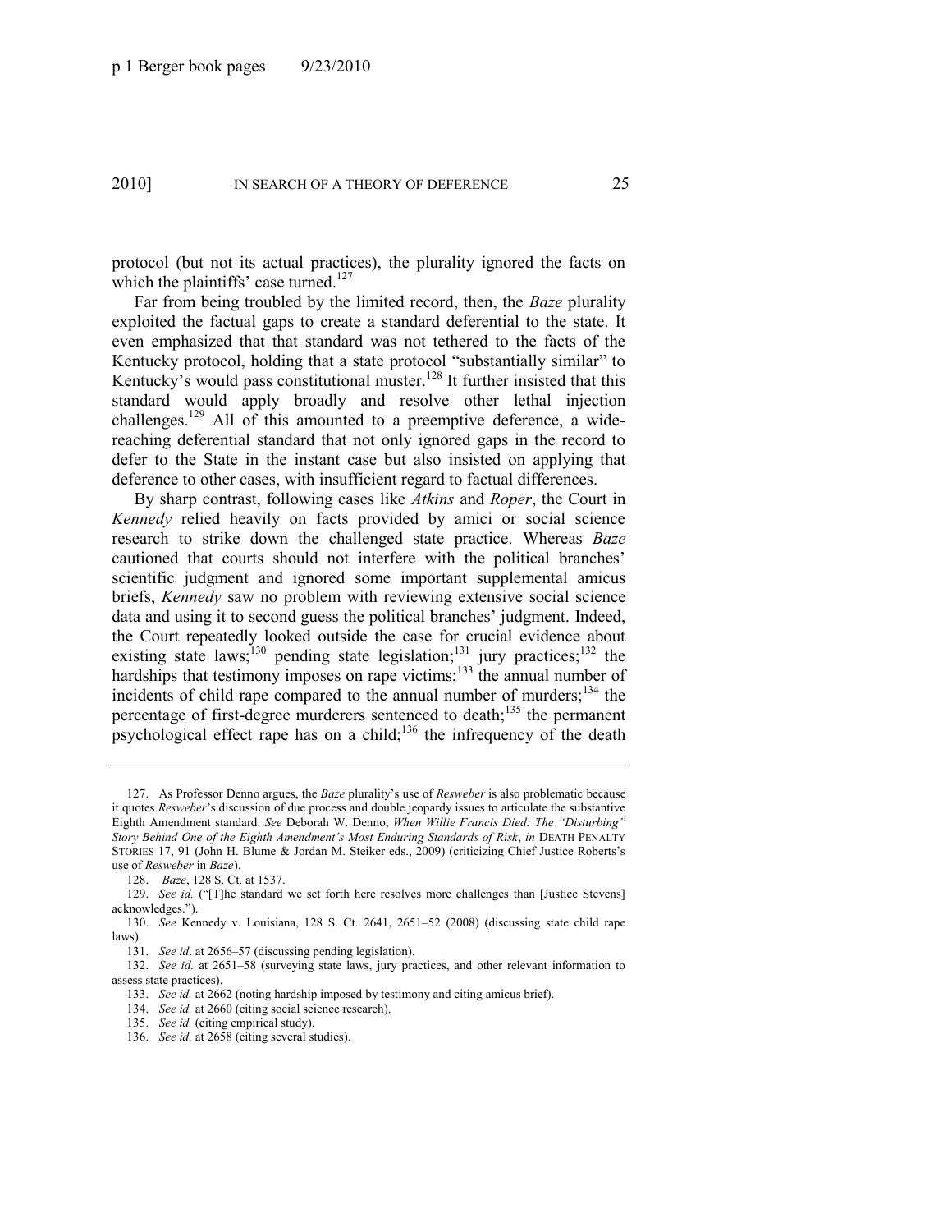protocol (but not its actual practices), the plurality ignored the facts on which the plaintiffs' case turned.[127]

Far from being troubled by the limited record, then, the *Baze* plurality exploited the factual gaps to create a standard deferential to the state. It even emphasized that that standard was not tethered to the facts of the Kentucky protocol, holding that a state protocol "substantially similar" to Kentucky's would pass constitutional muster.[128] It further insisted that this standard would apply broadly and resolve other lethal injection challenges.[129] All of this amounted to a preemptive deference, a wide-reaching deferential standard that not only ignored gaps in the record to defer to the State in the instant case but also insisted on applying that deference to other cases, with insufficient regard to factual differences.

By sharp contrast, following cases like *Atkins* and *Roper*, the Court in *Kennedy* relied heavily on facts provided by amici or social science research to strike down the challenged state practice. Whereas *Baze* cautioned that courts should not interfere with the political branches' scientific judgment and ignored some important supplemental amicus briefs, *Kennedy* saw no problem with reviewing extensive social science data and using it to second guess the political branches' judgment. Indeed, the Court repeatedly looked outside the case for crucial evidence about existing state laws;[130] pending state legislation;[131] jury practices;[132] the hardships that testimony imposes on rape victims;[133] the annual number of incidents of child rape compared to the annual number of murders;[134] the percentage of first-degree murderers sentenced to death;[135] the permanent psychological effect rape has on a child;[136] the infrequency of the death

---

127. As Professor Denno argues, the *Baze* plurality's use of *Resweber* is also problematic because it quotes *Resweber*'s discussion of due process and double jeopardy issues to articulate the substantive Eighth Amendment standard. *See* Deborah W. Denno, *When Willie Francis Died: The "Disturbing" Story Behind One of the Eighth Amendment's Most Enduring Standards of Risk*, *in* DEATH PENALTY STORIES 17, 91 (John H. Blume & Jordan M. Steiker eds., 2009) (criticizing Chief Justice Roberts's use of *Resweber* in *Baze*).

128. *Baze*, 128 S. Ct. at 1537.

129. *See id.* ("[T]he standard we set forth here resolves more challenges than [Justice Stevens] acknowledges.").

130. *See* Kennedy v. Louisiana, 128 S. Ct. 2641, 2651–52 (2008) (discussing state child rape laws).

131. *See id*. at 2656–57 (discussing pending legislation).

132. *See id.* at 2651–58 (surveying state laws, jury practices, and other relevant information to assess state practices).

133. *See id.* at 2662 (noting hardship imposed by testimony and citing amicus brief).

134. *See id.* at 2660 (citing social science research).

135. *See id.* (citing empirical study).

136. *See id.* at 2658 (citing several studies).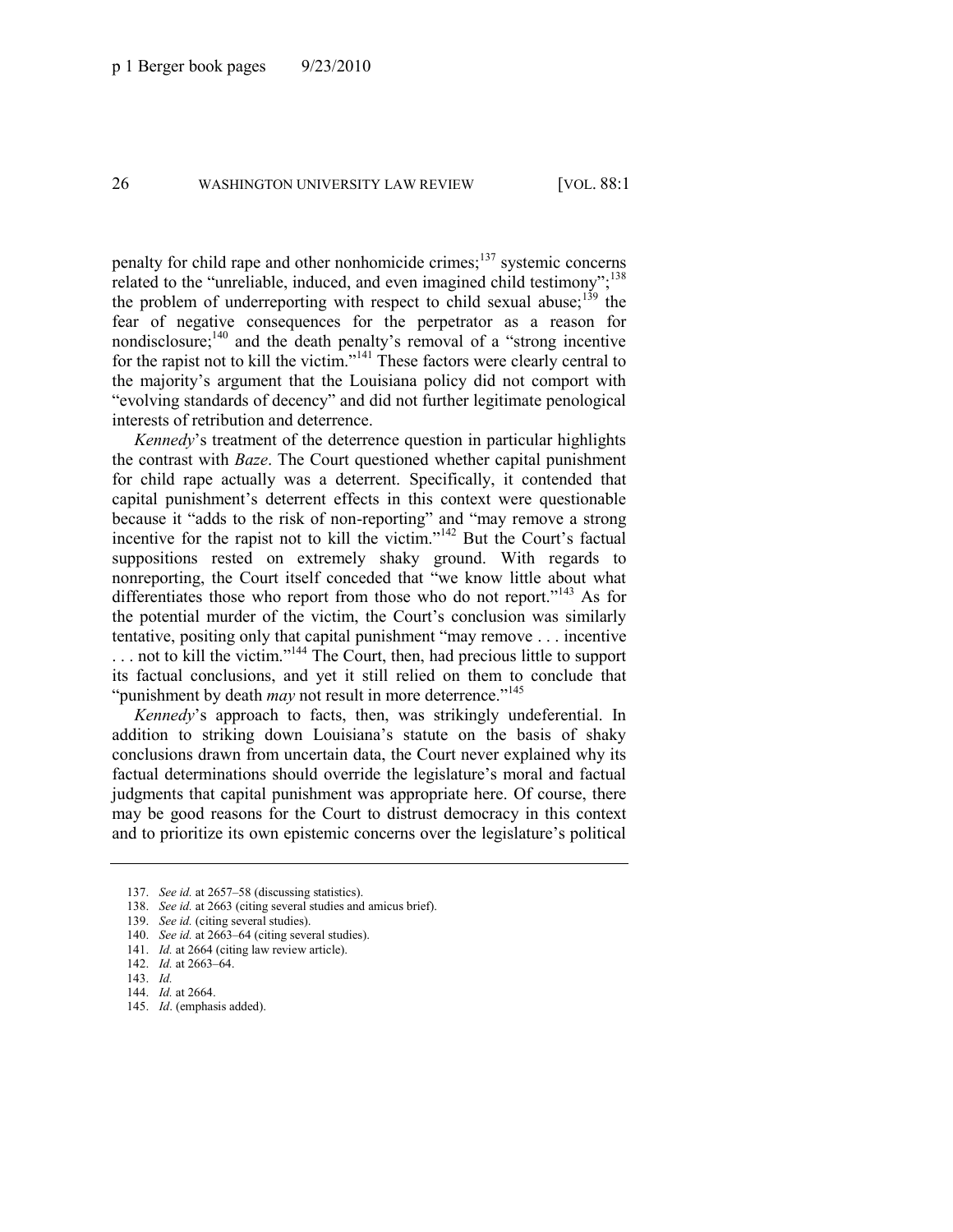penalty for child rape and other nonhomicide crimes;[137] systemic concerns related to the "unreliable, induced, and even imagined child testimony";[138] the problem of underreporting with respect to child sexual abuse;[139] the fear of negative consequences for the perpetrator as a reason for nondisclosure;[140] and the death penalty's removal of a "strong incentive for the rapist not to kill the victim."[141] These factors were clearly central to the majority's argument that the Louisiana policy did not comport with "evolving standards of decency" and did not further legitimate penological interests of retribution and deterrence.

*Kennedy*'s treatment of the deterrence question in particular highlights the contrast with *Baze*. The Court questioned whether capital punishment for child rape actually was a deterrent. Specifically, it contended that capital punishment's deterrent effects in this context were questionable because it "adds to the risk of non-reporting" and "may remove a strong incentive for the rapist not to kill the victim."[142] But the Court's factual suppositions rested on extremely shaky ground. With regards to nonreporting, the Court itself conceded that "we know little about what differentiates those who report from those who do not report."[143] As for the potential murder of the victim, the Court's conclusion was similarly tentative, positing only that capital punishment "may remove . . . incentive . . . not to kill the victim."[144] The Court, then, had precious little to support its factual conclusions, and yet it still relied on them to conclude that "punishment by death *may* not result in more deterrence."[145]

*Kennedy*'s approach to facts, then, was strikingly undeferential. In addition to striking down Louisiana's statute on the basis of shaky conclusions drawn from uncertain data, the Court never explained why its factual determinations should override the legislature's moral and factual judgments that capital punishment was appropriate here. Of course, there may be good reasons for the Court to distrust democracy in this context and to prioritize its own epistemic concerns over the legislature's political

---

137. *See id.* at 2657–58 (discussing statistics).

138. *See id.* at 2663 (citing several studies and amicus brief).

139. *See id.* (citing several studies).

140. *See id.* at 2663–64 (citing several studies).

141. *Id.* at 2664 (citing law review article).

142. *Id.* at 2663–64.

143. *Id.*

144. *Id.* at 2664.

145. *Id*. (emphasis added).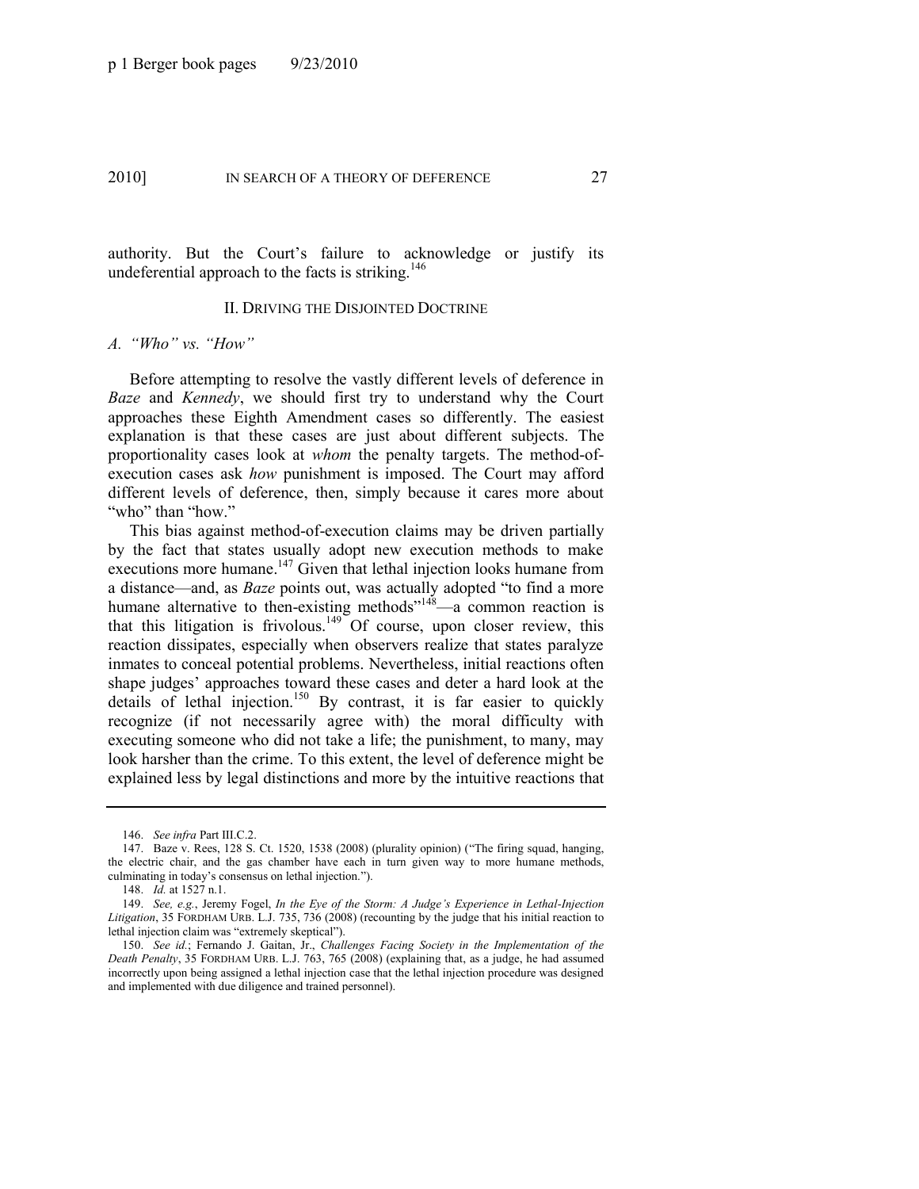authority. But the Court's failure to acknowledge or justify its undeferential approach to the facts is striking.[146]

## II. DRIVING THE DISJOINTED DOCTRINE

### A. "Who" vs. "How"

Before attempting to resolve the vastly different levels of deference in *Baze* and *Kennedy*, we should first try to understand why the Court approaches these Eighth Amendment cases so differently. The easiest explanation is that these cases are just about different subjects. The proportionality cases look at *whom* the penalty targets. The method-of-execution cases ask *how* punishment is imposed. The Court may afford different levels of deference, then, simply because it cares more about "who" than "how."

This bias against method-of-execution claims may be driven partially by the fact that states usually adopt new execution methods to make executions more humane.[147] Given that lethal injection looks humane from a distance—and, as *Baze* points out, was actually adopted "to find a more humane alternative to then-existing methods"[148]—a common reaction is that this litigation is frivolous.[149] Of course, upon closer review, this reaction dissipates, especially when observers realize that states paralyze inmates to conceal potential problems. Nevertheless, initial reactions often shape judges' approaches toward these cases and deter a hard look at the details of lethal injection.[150] By contrast, it is far easier to quickly recognize (if not necessarily agree with) the moral difficulty with executing someone who did not take a life; the punishment, to many, may look harsher than the crime. To this extent, the level of deference might be explained less by legal distinctions and more by the intuitive reactions that

---

146. *See infra* Part III.C.2.

147. Baze v. Rees, 128 S. Ct. 1520, 1538 (2008) (plurality opinion) ("The firing squad, hanging, the electric chair, and the gas chamber have each in turn given way to more humane methods, culminating in today's consensus on lethal injection.").

148. *Id.* at 1527 n.1.

149. *See, e.g.*, Jeremy Fogel, *In the Eye of the Storm: A Judge's Experience in Lethal-Injection Litigation*, 35 FORDHAM URB. L.J. 735, 736 (2008) (recounting by the judge that his initial reaction to lethal injection claim was "extremely skeptical").

150. *See id.*; Fernando J. Gaitan, Jr., *Challenges Facing Society in the Implementation of the Death Penalty*, 35 FORDHAM URB. L.J. 763, 765 (2008) (explaining that, as a judge, he had assumed incorrectly upon being assigned a lethal injection case that the lethal injection procedure was designed and implemented with due diligence and trained personnel).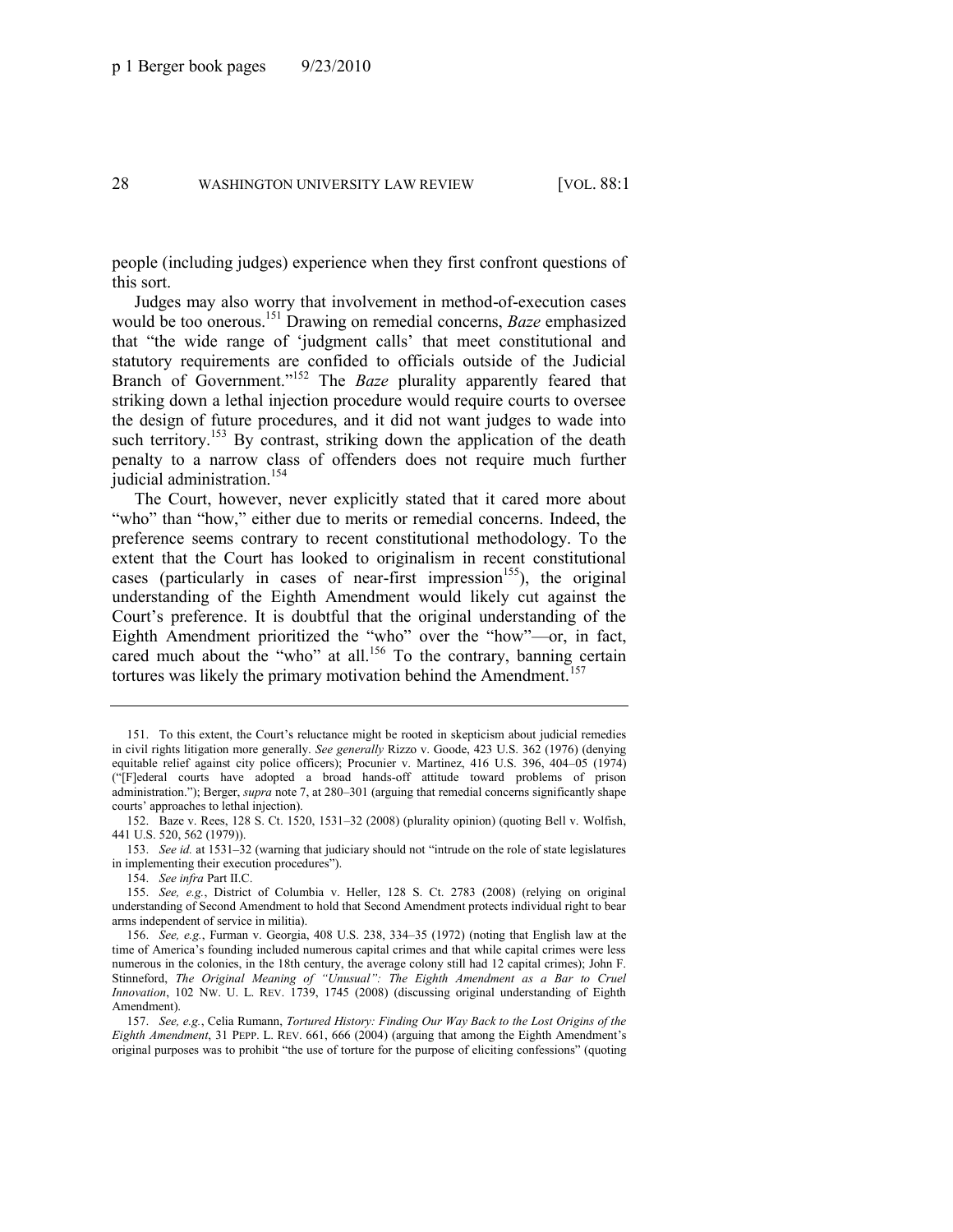people (including judges) experience when they first confront questions of this sort.

Judges may also worry that involvement in method-of-execution cases would be too onerous.[151] Drawing on remedial concerns, *Baze* emphasized that "the wide range of 'judgment calls' that meet constitutional and statutory requirements are confided to officials outside of the Judicial Branch of Government."[152] The *Baze* plurality apparently feared that striking down a lethal injection procedure would require courts to oversee the design of future procedures, and it did not want judges to wade into such territory.[153] By contrast, striking down the application of the death penalty to a narrow class of offenders does not require much further judicial administration.[154]

The Court, however, never explicitly stated that it cared more about "who" than "how," either due to merits or remedial concerns. Indeed, the preference seems contrary to recent constitutional methodology. To the extent that the Court has looked to originalism in recent constitutional cases (particularly in cases of near-first impression[155]), the original understanding of the Eighth Amendment would likely cut against the Court's preference. It is doubtful that the original understanding of the Eighth Amendment prioritized the "who" over the "how"—or, in fact, cared much about the "who" at all.[156] To the contrary, banning certain tortures was likely the primary motivation behind the Amendment.[157]

---

151. To this extent, the Court's reluctance might be rooted in skepticism about judicial remedies in civil rights litigation more generally. *See generally* Rizzo v. Goode, 423 U.S. 362 (1976) (denying equitable relief against city police officers); Procunier v. Martinez, 416 U.S. 396, 404–05 (1974) ("[F]ederal courts have adopted a broad hands-off attitude toward problems of prison administration."); Berger, *supra* note 7, at 280–301 (arguing that remedial concerns significantly shape courts' approaches to lethal injection).

152. Baze v. Rees, 128 S. Ct. 1520, 1531–32 (2008) (plurality opinion) (quoting Bell v. Wolfish, 441 U.S. 520, 562 (1979)).

153. *See id.* at 1531–32 (warning that judiciary should not "intrude on the role of state legislatures in implementing their execution procedures").

154. *See infra* Part II.C.

155. *See, e.g.*, District of Columbia v. Heller, 128 S. Ct. 2783 (2008) (relying on original understanding of Second Amendment to hold that Second Amendment protects individual right to bear arms independent of service in militia).

156. *See, e.g.*, Furman v. Georgia, 408 U.S. 238, 334–35 (1972) (noting that English law at the time of America's founding included numerous capital crimes and that while capital crimes were less numerous in the colonies, in the 18th century, the average colony still had 12 capital crimes); John F. Stinneford, *The Original Meaning of "Unusual": The Eighth Amendment as a Bar to Cruel Innovation*, 102 NW. U. L. REV. 1739, 1745 (2008) (discussing original understanding of Eighth Amendment).

157. *See, e.g.*, Celia Rumann, *Tortured History: Finding Our Way Back to the Lost Origins of the Eighth Amendment*, 31 PEPP. L. REV. 661, 666 (2004) (arguing that among the Eighth Amendment's original purposes was to prohibit "the use of torture for the purpose of eliciting confessions" (quoting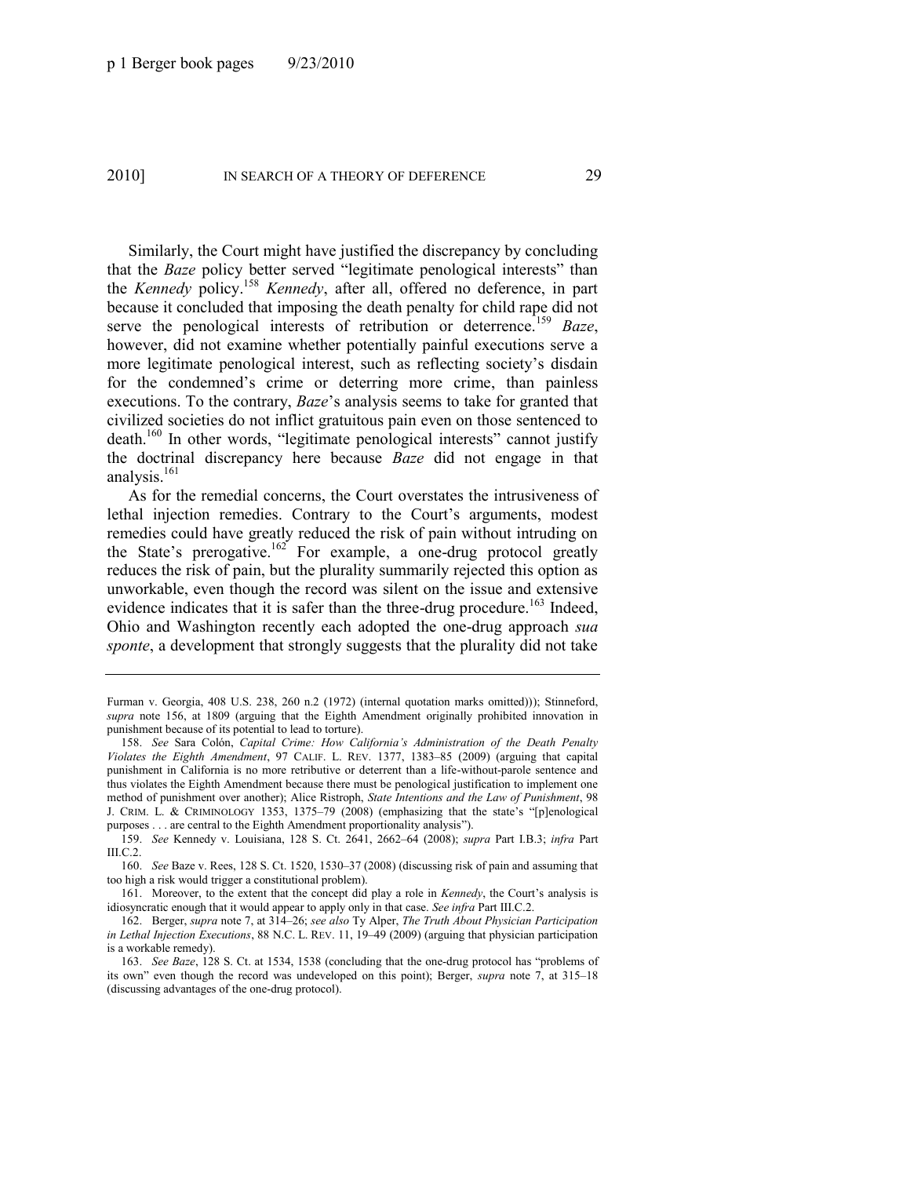Similarly, the Court might have justified the discrepancy by concluding that the *Baze* policy better served "legitimate penological interests" than the *Kennedy* policy.[158] *Kennedy*, after all, offered no deference, in part because it concluded that imposing the death penalty for child rape did not serve the penological interests of retribution or deterrence.[159] *Baze*, however, did not examine whether potentially painful executions serve a more legitimate penological interest, such as reflecting society's disdain for the condemned's crime or deterring more crime, than painless executions. To the contrary, *Baze*'s analysis seems to take for granted that civilized societies do not inflict gratuitous pain even on those sentenced to death.[160] In other words, "legitimate penological interests" cannot justify the doctrinal discrepancy here because *Baze* did not engage in that analysis.[161]

As for the remedial concerns, the Court overstates the intrusiveness of lethal injection remedies. Contrary to the Court's arguments, modest remedies could have greatly reduced the risk of pain without intruding on the State's prerogative.[162] For example, a one-drug protocol greatly reduces the risk of pain, but the plurality summarily rejected this option as unworkable, even though the record was silent on the issue and extensive evidence indicates that it is safer than the three-drug procedure.[163] Indeed, Ohio and Washington recently each adopted the one-drug approach *sua sponte*, a development that strongly suggests that the plurality did not take

---

Furman v. Georgia, 408 U.S. 238, 260 n.2 (1972) (internal quotation marks omitted))); Stinneford, *supra* note 156, at 1809 (arguing that the Eighth Amendment originally prohibited innovation in punishment because of its potential to lead to torture).

158. *See* Sara Colón, *Capital Crime: How California's Administration of the Death Penalty Violates the Eighth Amendment*, 97 CALIF. L. REV. 1377, 1383–85 (2009) (arguing that capital punishment in California is no more retributive or deterrent than a life-without-parole sentence and thus violates the Eighth Amendment because there must be penological justification to implement one method of punishment over another); Alice Ristroph, *State Intentions and the Law of Punishment*, 98 J. CRIM. L. & CRIMINOLOGY 1353, 1375–79 (2008) (emphasizing that the state's "[p]enological purposes . . . are central to the Eighth Amendment proportionality analysis").

159. *See* Kennedy v. Louisiana, 128 S. Ct. 2641, 2662–64 (2008); *supra* Part I.B.3; *infra* Part III.C.2.

160. *See* Baze v. Rees, 128 S. Ct. 1520, 1530–37 (2008) (discussing risk of pain and assuming that too high a risk would trigger a constitutional problem).

161. Moreover, to the extent that the concept did play a role in *Kennedy*, the Court's analysis is idiosyncratic enough that it would appear to apply only in that case. *See infra* Part III.C.2.

162. Berger, *supra* note 7, at 314–26; *see also* Ty Alper, *The Truth About Physician Participation in Lethal Injection Executions*, 88 N.C. L. REV. 11, 19–49 (2009) (arguing that physician participation is a workable remedy).

163. *See Baze*, 128 S. Ct. at 1534, 1538 (concluding that the one-drug protocol has "problems of its own" even though the record was undeveloped on this point); Berger, *supra* note 7, at 315–18 (discussing advantages of the one-drug protocol).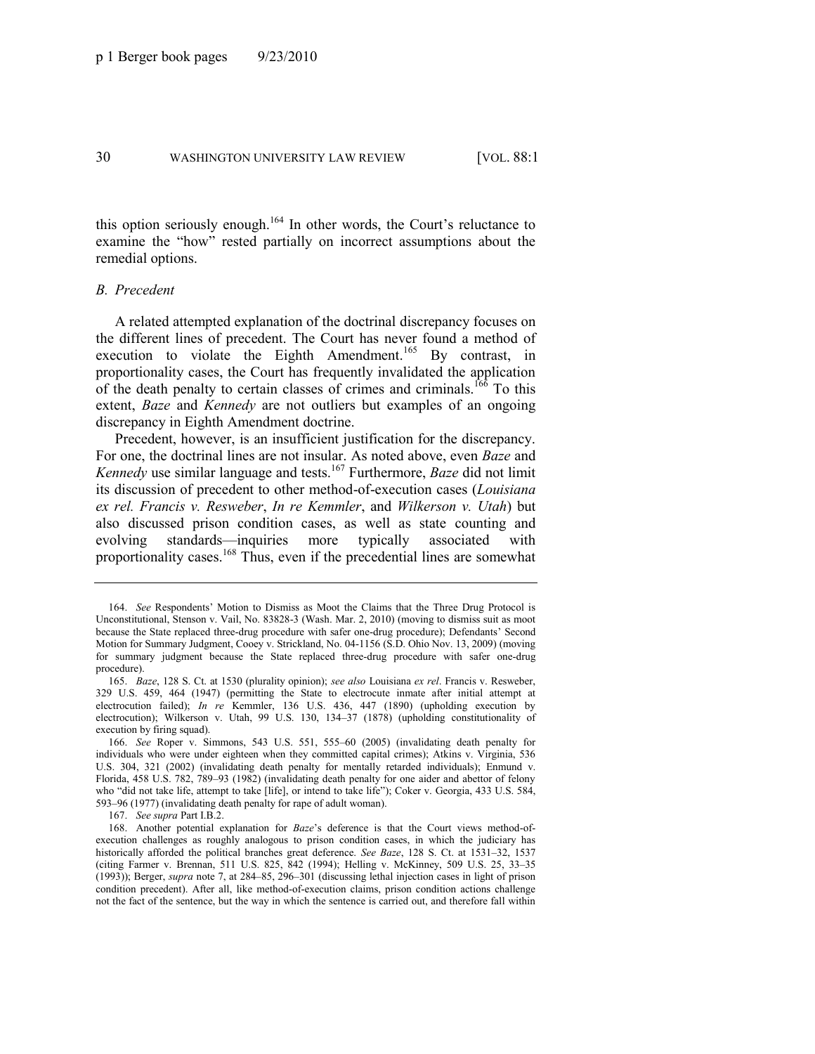this option seriously enough.[164] In other words, the Court's reluctance to examine the "how" rested partially on incorrect assumptions about the remedial options.

### *B. Precedent*

A related attempted explanation of the doctrinal discrepancy focuses on the different lines of precedent. The Court has never found a method of execution to violate the Eighth Amendment.[165] By contrast, in proportionality cases, the Court has frequently invalidated the application of the death penalty to certain classes of crimes and criminals.[166] To this extent, *Baze* and *Kennedy* are not outliers but examples of an ongoing discrepancy in Eighth Amendment doctrine.

Precedent, however, is an insufficient justification for the discrepancy. For one, the doctrinal lines are not insular. As noted above, even *Baze* and *Kennedy* use similar language and tests.[167] Furthermore, *Baze* did not limit its discussion of precedent to other method-of-execution cases (*Louisiana ex rel. Francis v. Resweber*, *In re Kemmler*, and *Wilkerson v. Utah*) but also discussed prison condition cases, as well as state counting and evolving standards—inquiries more typically associated with proportionality cases.[168] Thus, even if the precedential lines are somewhat

---

164. *See* Respondents' Motion to Dismiss as Moot the Claims that the Three Drug Protocol is Unconstitutional, Stenson v. Vail, No. 83828-3 (Wash. Mar. 2, 2010) (moving to dismiss suit as moot because the State replaced three-drug procedure with safer one-drug procedure); Defendants' Second Motion for Summary Judgment, Cooey v. Strickland, No. 04-1156 (S.D. Ohio Nov. 13, 2009) (moving for summary judgment because the State replaced three-drug procedure with safer one-drug procedure).

165. *Baze*, 128 S. Ct. at 1530 (plurality opinion); *see also* Louisiana *ex rel*. Francis v. Resweber, 329 U.S. 459, 464 (1947) (permitting the State to electrocute inmate after initial attempt at electrocution failed); *In re* Kemmler, 136 U.S. 436, 447 (1890) (upholding execution by electrocution); Wilkerson v. Utah, 99 U.S. 130, 134–37 (1878) (upholding constitutionality of execution by firing squad).

166. *See* Roper v. Simmons, 543 U.S. 551, 555–60 (2005) (invalidating death penalty for individuals who were under eighteen when they committed capital crimes); Atkins v. Virginia, 536 U.S. 304, 321 (2002) (invalidating death penalty for mentally retarded individuals); Enmund v. Florida, 458 U.S. 782, 789–93 (1982) (invalidating death penalty for one aider and abettor of felony who "did not take life, attempt to take [life], or intend to take life"); Coker v. Georgia, 433 U.S. 584, 593–96 (1977) (invalidating death penalty for rape of adult woman).

167. *See supra* Part I.B.2.

168. Another potential explanation for *Baze*'s deference is that the Court views method-of-execution challenges as roughly analogous to prison condition cases, in which the judiciary has historically afforded the political branches great deference. *See Baze*, 128 S. Ct. at 1531–32, 1537 (citing Farmer v. Brennan, 511 U.S. 825, 842 (1994); Helling v. McKinney, 509 U.S. 25, 33–35 (1993)); Berger, *supra* note 7, at 284–85, 296–301 (discussing lethal injection cases in light of prison condition precedent). After all, like method-of-execution claims, prison condition actions challenge not the fact of the sentence, but the way in which the sentence is carried out, and therefore fall within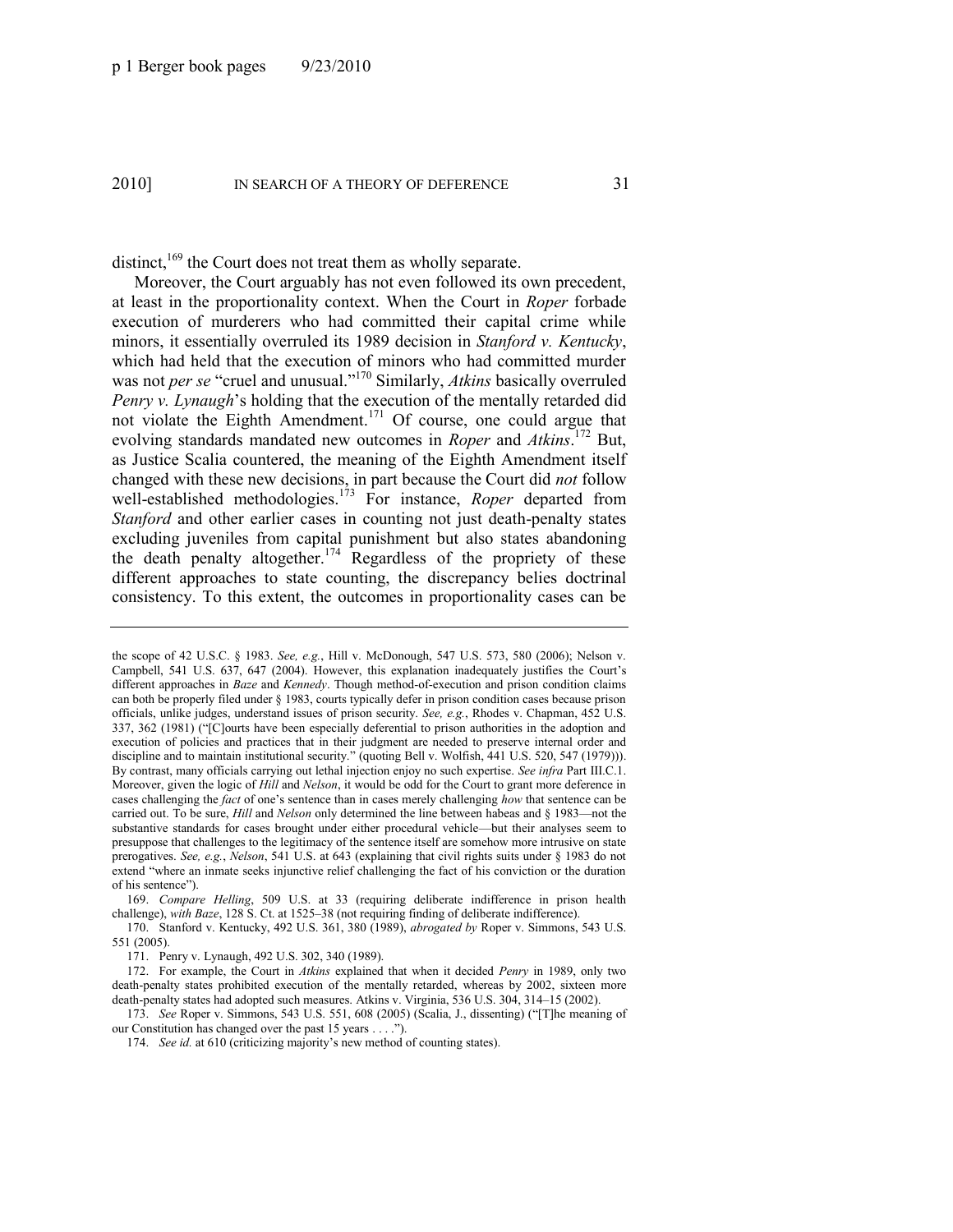distinct,[169] the Court does not treat them as wholly separate.

Moreover, the Court arguably has not even followed its own precedent, at least in the proportionality context. When the Court in *Roper* forbade execution of murderers who had committed their capital crime while minors, it essentially overruled its 1989 decision in *Stanford v. Kentucky*, which had held that the execution of minors who had committed murder was not *per se* "cruel and unusual."[170] Similarly, *Atkins* basically overruled *Penry v. Lynaugh*'s holding that the execution of the mentally retarded did not violate the Eighth Amendment.[171] Of course, one could argue that evolving standards mandated new outcomes in *Roper* and *Atkins*.[172] But, as Justice Scalia countered, the meaning of the Eighth Amendment itself changed with these new decisions, in part because the Court did *not* follow well-established methodologies.[173] For instance, *Roper* departed from *Stanford* and other earlier cases in counting not just death-penalty states excluding juveniles from capital punishment but also states abandoning the death penalty altogether.[174] Regardless of the propriety of these different approaches to state counting, the discrepancy belies doctrinal consistency. To this extent, the outcomes in proportionality cases can be

---

the scope of 42 U.S.C. § 1983. *See, e.g.*, Hill v. McDonough, 547 U.S. 573, 580 (2006); Nelson v. Campbell, 541 U.S. 637, 647 (2004). However, this explanation inadequately justifies the Court's different approaches in *Baze* and *Kennedy*. Though method-of-execution and prison condition claims can both be properly filed under § 1983, courts typically defer in prison condition cases because prison officials, unlike judges, understand issues of prison security. *See, e.g.*, Rhodes v. Chapman, 452 U.S. 337, 362 (1981) ("[C]ourts have been especially deferential to prison authorities in the adoption and execution of policies and practices that in their judgment are needed to preserve internal order and discipline and to maintain institutional security." (quoting Bell v. Wolfish, 441 U.S. 520, 547 (1979))). By contrast, many officials carrying out lethal injection enjoy no such expertise. *See infra* Part III.C.1. Moreover, given the logic of *Hill* and *Nelson*, it would be odd for the Court to grant more deference in cases challenging the *fact* of one's sentence than in cases merely challenging *how* that sentence can be carried out. To be sure, *Hill* and *Nelson* only determined the line between habeas and § 1983—not the substantive standards for cases brought under either procedural vehicle—but their analyses seem to presuppose that challenges to the legitimacy of the sentence itself are somehow more intrusive on state prerogatives. *See, e.g.*, *Nelson*, 541 U.S. at 643 (explaining that civil rights suits under § 1983 do not extend "where an inmate seeks injunctive relief challenging the fact of his conviction or the duration of his sentence").

169. *Compare Helling*, 509 U.S. at 33 (requiring deliberate indifference in prison health challenge), *with Baze*, 128 S. Ct. at 1525–38 (not requiring finding of deliberate indifference).

170. Stanford v. Kentucky, 492 U.S. 361, 380 (1989), *abrogated by* Roper v. Simmons, 543 U.S. 551 (2005).

171. Penry v. Lynaugh, 492 U.S. 302, 340 (1989).

172. For example, the Court in *Atkins* explained that when it decided *Penry* in 1989, only two death-penalty states prohibited execution of the mentally retarded, whereas by 2002, sixteen more death-penalty states had adopted such measures. Atkins v. Virginia, 536 U.S. 304, 314–15 (2002).

173. *See* Roper v. Simmons, 543 U.S. 551, 608 (2005) (Scalia, J., dissenting) ("[T]he meaning of our Constitution has changed over the past 15 years . . . .").

174. *See id.* at 610 (criticizing majority's new method of counting states).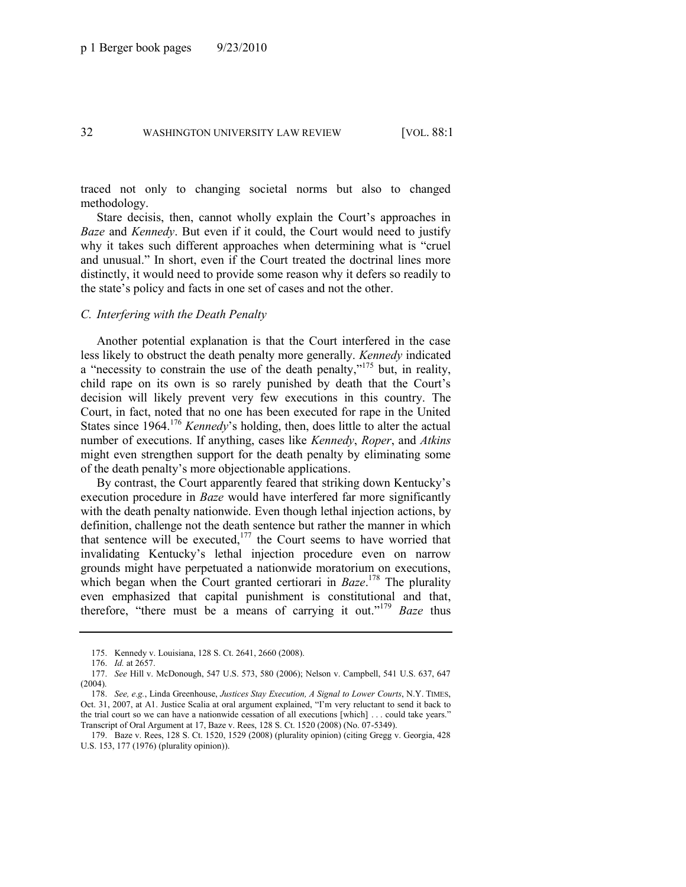traced not only to changing societal norms but also to changed methodology.

Stare decisis, then, cannot wholly explain the Court's approaches in *Baze* and *Kennedy*. But even if it could, the Court would need to justify why it takes such different approaches when determining what is "cruel and unusual." In short, even if the Court treated the doctrinal lines more distinctly, it would need to provide some reason why it defers so readily to the state's policy and facts in one set of cases and not the other.

### *C. Interfering with the Death Penalty*

Another potential explanation is that the Court interfered in the case less likely to obstruct the death penalty more generally. *Kennedy* indicated a "necessity to constrain the use of the death penalty,"[175] but, in reality, child rape on its own is so rarely punished by death that the Court's decision will likely prevent very few executions in this country. The Court, in fact, noted that no one has been executed for rape in the United States since 1964.[176] *Kennedy*'s holding, then, does little to alter the actual number of executions. If anything, cases like *Kennedy*, *Roper*, and *Atkins* might even strengthen support for the death penalty by eliminating some of the death penalty's more objectionable applications.

By contrast, the Court apparently feared that striking down Kentucky's execution procedure in *Baze* would have interfered far more significantly with the death penalty nationwide. Even though lethal injection actions, by definition, challenge not the death sentence but rather the manner in which that sentence will be executed,[177] the Court seems to have worried that invalidating Kentucky's lethal injection procedure even on narrow grounds might have perpetuated a nationwide moratorium on executions, which began when the Court granted certiorari in *Baze*.[178] The plurality even emphasized that capital punishment is constitutional and that, therefore, "there must be a means of carrying it out."[179] *Baze* thus

---

175. Kennedy v. Louisiana, 128 S. Ct. 2641, 2660 (2008).

176. *Id.* at 2657.

177. *See* Hill v. McDonough, 547 U.S. 573, 580 (2006); Nelson v. Campbell, 541 U.S. 637, 647 (2004).

178. *See, e.g.*, Linda Greenhouse, *Justices Stay Execution, A Signal to Lower Courts*, N.Y. TIMES, Oct. 31, 2007, at A1. Justice Scalia at oral argument explained, "I'm very reluctant to send it back to the trial court so we can have a nationwide cessation of all executions [which] . . . could take years." Transcript of Oral Argument at 17, Baze v. Rees, 128 S. Ct. 1520 (2008) (No. 07-5349).

179. Baze v. Rees, 128 S. Ct. 1520, 1529 (2008) (plurality opinion) (citing Gregg v. Georgia, 428 U.S. 153, 177 (1976) (plurality opinion)).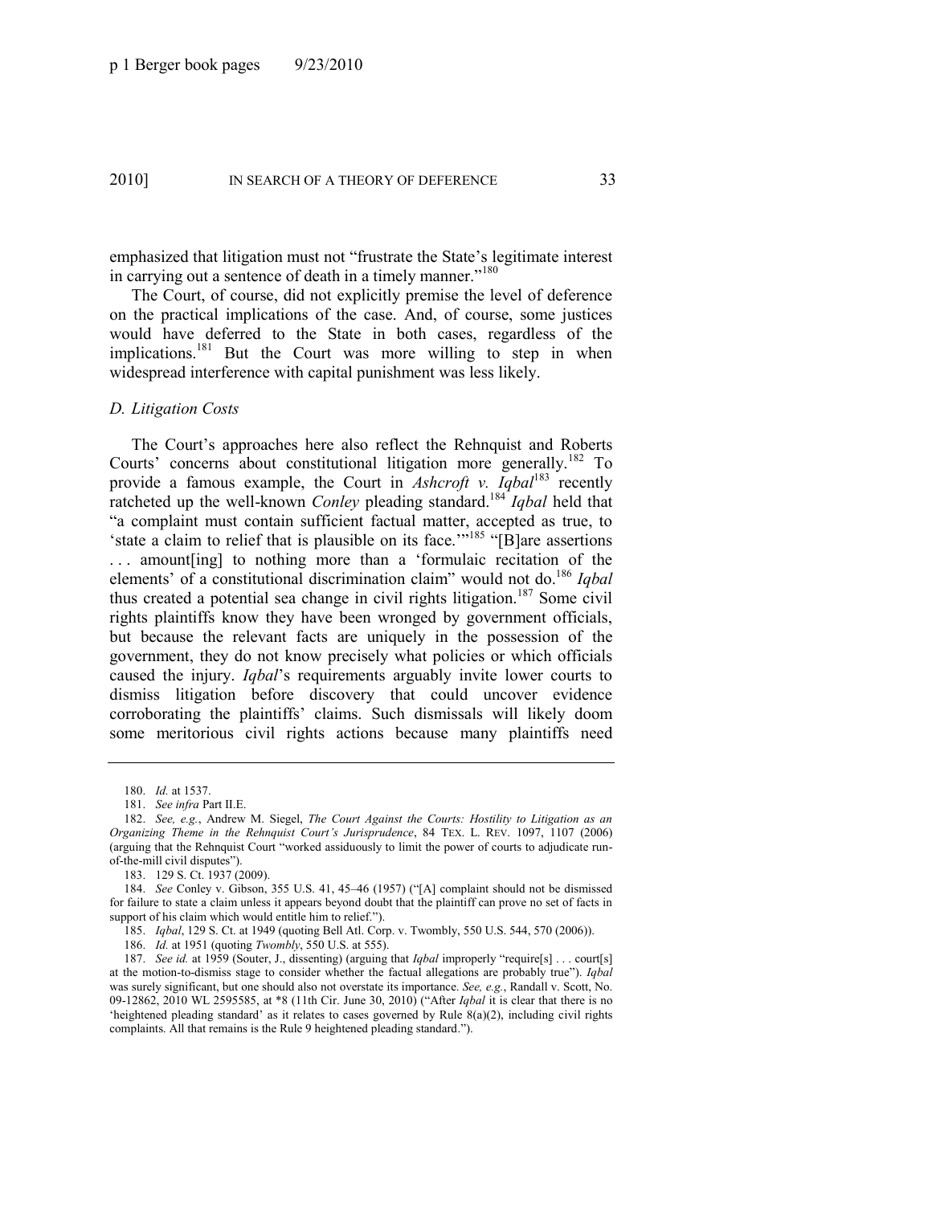emphasized that litigation must not "frustrate the State's legitimate interest in carrying out a sentence of death in a timely manner."[180]

The Court, of course, did not explicitly premise the level of deference on the practical implications of the case. And, of course, some justices would have deferred to the State in both cases, regardless of the implications.[181] But the Court was more willing to step in when widespread interference with capital punishment was less likely.

### *D. Litigation Costs*

The Court's approaches here also reflect the Rehnquist and Roberts Courts' concerns about constitutional litigation more generally.[182] To provide a famous example, the Court in *Ashcroft v. Iqbal*[183] recently ratcheted up the well-known *Conley* pleading standard.[184] *Iqbal* held that "a complaint must contain sufficient factual matter, accepted as true, to 'state a claim to relief that is plausible on its face.'"[185] "[B]are assertions . . . amount[ing] to nothing more than a 'formulaic recitation of the elements' of a constitutional discrimination claim" would not do.[186] *Iqbal* thus created a potential sea change in civil rights litigation.[187] Some civil rights plaintiffs know they have been wronged by government officials, but because the relevant facts are uniquely in the possession of the government, they do not know precisely what policies or which officials caused the injury. *Iqbal*'s requirements arguably invite lower courts to dismiss litigation before discovery that could uncover evidence corroborating the plaintiffs' claims. Such dismissals will likely doom some meritorious civil rights actions because many plaintiffs need

---

180. *Id.* at 1537.

181. *See infra* Part II.E.

182. *See, e.g.*, Andrew M. Siegel, *The Court Against the Courts: Hostility to Litigation as an Organizing Theme in the Rehnquist Court's Jurisprudence*, 84 TEX. L. REV. 1097, 1107 (2006) (arguing that the Rehnquist Court "worked assiduously to limit the power of courts to adjudicate run-of-the-mill civil disputes").

183. 129 S. Ct. 1937 (2009).

184. *See* Conley v. Gibson, 355 U.S. 41, 45–46 (1957) ("[A] complaint should not be dismissed for failure to state a claim unless it appears beyond doubt that the plaintiff can prove no set of facts in support of his claim which would entitle him to relief.").

185. *Iqbal*, 129 S. Ct. at 1949 (quoting Bell Atl. Corp. v. Twombly, 550 U.S. 544, 570 (2006)).

186. *Id.* at 1951 (quoting *Twombly*, 550 U.S. at 555).

187. *See id.* at 1959 (Souter, J., dissenting) (arguing that *Iqbal* improperly "require[s] . . . court[s] at the motion-to-dismiss stage to consider whether the factual allegations are probably true"). *Iqbal* was surely significant, but one should also not overstate its importance. *See, e.g.*, Randall v. Scott, No. 09-12862, 2010 WL 2595585, at *8 (11th Cir. June 30, 2010) ("After *Iqbal* it is clear that there is no 'heightened pleading standard' as it relates to cases governed by Rule 8(a)(2), including civil rights complaints. All that remains is the Rule 9 heightened pleading standard.").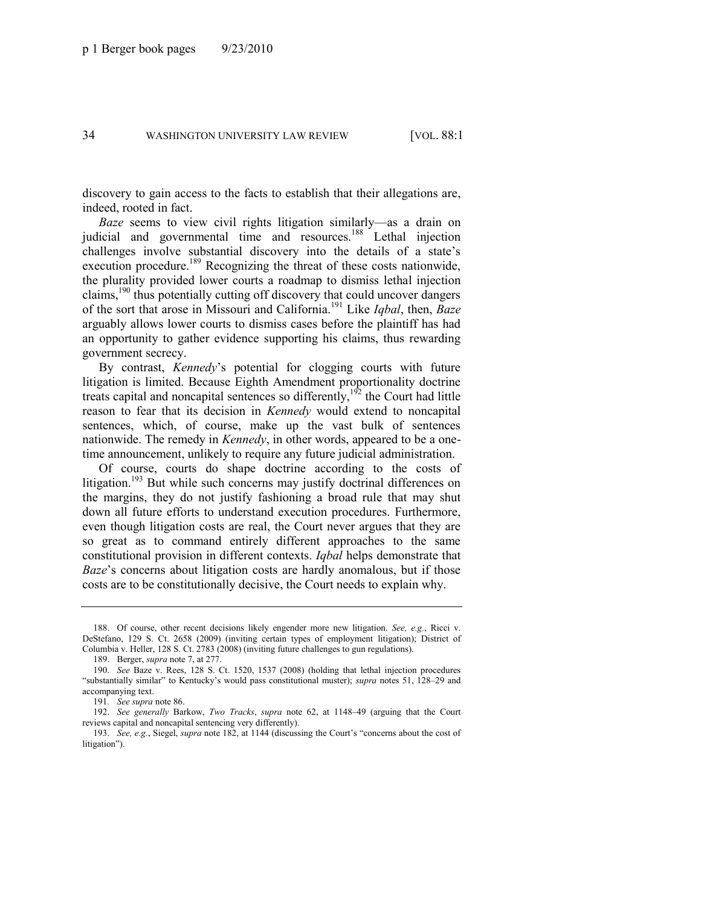discovery to gain access to the facts to establish that their allegations are, indeed, rooted in fact.

*Baze* seems to view civil rights litigation similarly—as a drain on judicial and governmental time and resources.[188] Lethal injection challenges involve substantial discovery into the details of a state's execution procedure.[189] Recognizing the threat of these costs nationwide, the plurality provided lower courts a roadmap to dismiss lethal injection claims,[190] thus potentially cutting off discovery that could uncover dangers of the sort that arose in Missouri and California.[191] Like *Iqbal*, then, *Baze* arguably allows lower courts to dismiss cases before the plaintiff has had an opportunity to gather evidence supporting his claims, thus rewarding government secrecy.

By contrast, *Kennedy*'s potential for clogging courts with future litigation is limited. Because Eighth Amendment proportionality doctrine treats capital and noncapital sentences so differently,[192] the Court had little reason to fear that its decision in *Kennedy* would extend to noncapital sentences, which, of course, make up the vast bulk of sentences nationwide. The remedy in *Kennedy*, in other words, appeared to be a one-time announcement, unlikely to require any future judicial administration.

Of course, courts do shape doctrine according to the costs of litigation.[193] But while such concerns may justify doctrinal differences on the margins, they do not justify fashioning a broad rule that may shut down all future efforts to understand execution procedures. Furthermore, even though litigation costs are real, the Court never argues that they are so great as to command entirely different approaches to the same constitutional provision in different contexts. *Iqbal* helps demonstrate that *Baze*'s concerns about litigation costs are hardly anomalous, but if those costs are to be constitutionally decisive, the Court needs to explain why.

---

188. Of course, other recent decisions likely engender more new litigation. *See, e.g.*, Ricci v. DeStefano, 129 S. Ct. 2658 (2009) (inviting certain types of employment litigation); District of Columbia v. Heller, 128 S. Ct. 2783 (2008) (inviting future challenges to gun regulations).

189. Berger, *supra* note 7, at 277.

190. *See* Baze v. Rees, 128 S. Ct. 1520, 1537 (2008) (holding that lethal injection procedures "substantially similar" to Kentucky's would pass constitutional muster); *supra* notes 51, 128–29 and accompanying text.

191. *See supra* note 86.

192. *See generally* Barkow, *Two Tracks*, *supra* note 62, at 1148–49 (arguing that the Court reviews capital and noncapital sentencing very differently).

193. *See, e.g.*, Siegel, *supra* note 182, at 1144 (discussing the Court's "concerns about the cost of litigation").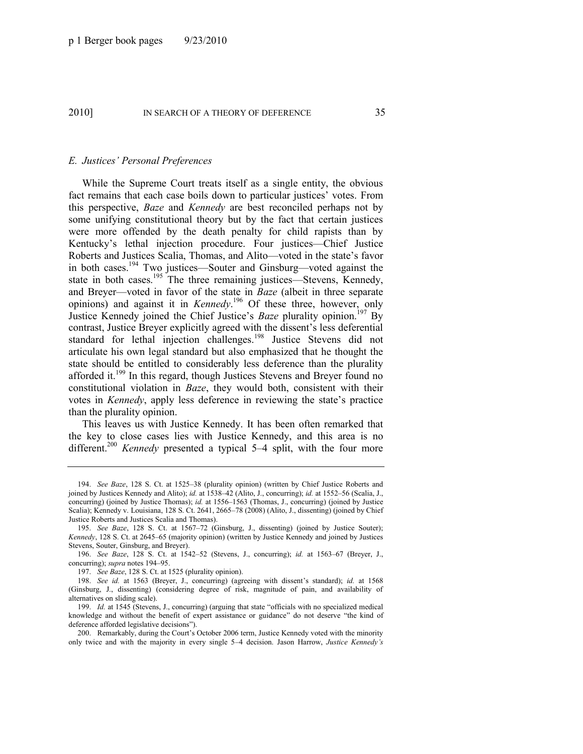### *E. Justices' Personal Preferences*

While the Supreme Court treats itself as a single entity, the obvious fact remains that each case boils down to particular justices' votes. From this perspective, *Baze* and *Kennedy* are best reconciled perhaps not by some unifying constitutional theory but by the fact that certain justices were more offended by the death penalty for child rapists than by Kentucky's lethal injection procedure. Four justices—Chief Justice Roberts and Justices Scalia, Thomas, and Alito—voted in the state's favor in both cases.[194] Two justices—Souter and Ginsburg—voted against the state in both cases.[195] The three remaining justices—Stevens, Kennedy, and Breyer—voted in favor of the state in *Baze* (albeit in three separate opinions) and against it in *Kennedy*.[196] Of these three, however, only Justice Kennedy joined the Chief Justice's *Baze* plurality opinion.[197] By contrast, Justice Breyer explicitly agreed with the dissent's less deferential standard for lethal injection challenges.[198] Justice Stevens did not articulate his own legal standard but also emphasized that he thought the state should be entitled to considerably less deference than the plurality afforded it.[199] In this regard, though Justices Stevens and Breyer found no constitutional violation in *Baze*, they would both, consistent with their votes in *Kennedy*, apply less deference in reviewing the state's practice than the plurality opinion.

This leaves us with Justice Kennedy. It has been often remarked that the key to close cases lies with Justice Kennedy, and this area is no different.[200] *Kennedy* presented a typical 5–4 split, with the four more

---

194. *See Baze*, 128 S. Ct. at 1525–38 (plurality opinion) (written by Chief Justice Roberts and joined by Justices Kennedy and Alito); *id.* at 1538–42 (Alito, J., concurring); *id.* at 1552–56 (Scalia, J., concurring) (joined by Justice Thomas); *id.* at 1556–1563 (Thomas, J., concurring) (joined by Justice Scalia); Kennedy v. Louisiana, 128 S. Ct. 2641, 2665–78 (2008) (Alito, J., dissenting) (joined by Chief Justice Roberts and Justices Scalia and Thomas).

195. *See Baze*, 128 S. Ct. at 1567–72 (Ginsburg, J., dissenting) (joined by Justice Souter); *Kennedy*, 128 S. Ct. at 2645–65 (majority opinion) (written by Justice Kennedy and joined by Justices Stevens, Souter, Ginsburg, and Breyer).

196. *See Baze*, 128 S. Ct. at 1542–52 (Stevens, J., concurring); *id.* at 1563–67 (Breyer, J., concurring); *supra* notes 194–95.

197. *See Baze*, 128 S. Ct. at 1525 (plurality opinion).

198. *See id.* at 1563 (Breyer, J., concurring) (agreeing with dissent's standard); *id.* at 1568 (Ginsburg, J., dissenting) (considering degree of risk, magnitude of pain, and availability of alternatives on sliding scale).

199. *Id.* at 1545 (Stevens, J., concurring) (arguing that state "officials with no specialized medical knowledge and without the benefit of expert assistance or guidance" do not deserve "the kind of deference afforded legislative decisions").

200. Remarkably, during the Court's October 2006 term, Justice Kennedy voted with the minority only twice and with the majority in every single 5–4 decision. Jason Harrow, *Justice Kennedy's*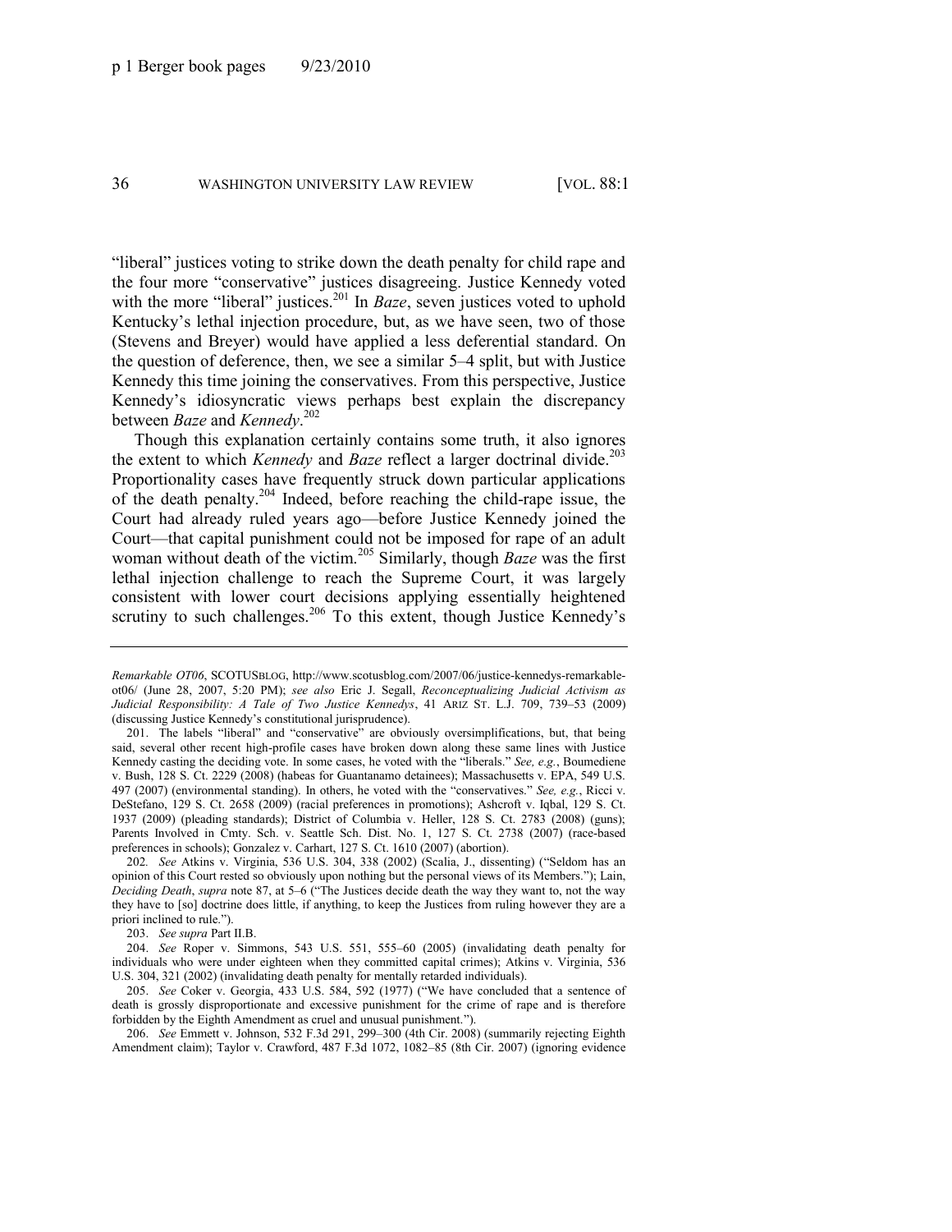"liberal" justices voting to strike down the death penalty for child rape and the four more "conservative" justices disagreeing. Justice Kennedy voted with the more "liberal" justices.[201] In *Baze*, seven justices voted to uphold Kentucky's lethal injection procedure, but, as we have seen, two of those (Stevens and Breyer) would have applied a less deferential standard. On the question of deference, then, we see a similar 5–4 split, but with Justice Kennedy this time joining the conservatives. From this perspective, Justice Kennedy's idiosyncratic views perhaps best explain the discrepancy between *Baze* and *Kennedy*.[202]

Though this explanation certainly contains some truth, it also ignores the extent to which *Kennedy* and *Baze* reflect a larger doctrinal divide.[203] Proportionality cases have frequently struck down particular applications of the death penalty.[204] Indeed, before reaching the child-rape issue, the Court had already ruled years ago—before Justice Kennedy joined the Court—that capital punishment could not be imposed for rape of an adult woman without death of the victim.[205] Similarly, though *Baze* was the first lethal injection challenge to reach the Supreme Court, it was largely consistent with lower court decisions applying essentially heightened scrutiny to such challenges.[206] To this extent, though Justice Kennedy's

---

*Remarkable OT06*, SCOTUSBLOG, http://www.scotusblog.com/2007/06/justice-kennedys-remarkable-ot06/ (June 28, 2007, 5:20 PM); *see also* Eric J. Segall, *Reconceptualizing Judicial Activism as Judicial Responsibility: A Tale of Two Justice Kennedys*, 41 ARIZ ST. L.J. 709, 739–53 (2009) (discussing Justice Kennedy's constitutional jurisprudence).

201. The labels "liberal" and "conservative" are obviously oversimplifications, but, that being said, several other recent high-profile cases have broken down along these same lines with Justice Kennedy casting the deciding vote. In some cases, he voted with the "liberals." *See, e.g.*, Boumediene v. Bush, 128 S. Ct. 2229 (2008) (habeas for Guantanamo detainees); Massachusetts v. EPA, 549 U.S. 497 (2007) (environmental standing). In others, he voted with the "conservatives." *See, e.g.*, Ricci v. DeStefano, 129 S. Ct. 2658 (2009) (racial preferences in promotions); Ashcroft v. Iqbal, 129 S. Ct. 1937 (2009) (pleading standards); District of Columbia v. Heller, 128 S. Ct. 2783 (2008) (guns); Parents Involved in Cmty. Sch. v. Seattle Sch. Dist. No. 1, 127 S. Ct. 2738 (2007) (race-based preferences in schools); Gonzalez v. Carhart, 127 S. Ct. 1610 (2007) (abortion).

202. *See* Atkins v. Virginia, 536 U.S. 304, 338 (2002) (Scalia, J., dissenting) ("Seldom has an opinion of this Court rested so obviously upon nothing but the personal views of its Members."); Lain, *Deciding Death*, *supra* note 87, at 5–6 ("The Justices decide death the way they want to, not the way they have to [so] doctrine does little, if anything, to keep the Justices from ruling however they are a priori inclined to rule.").

203. *See supra* Part II.B.

204. *See* Roper v. Simmons, 543 U.S. 551, 555–60 (2005) (invalidating death penalty for individuals who were under eighteen when they committed capital crimes); Atkins v. Virginia, 536 U.S. 304, 321 (2002) (invalidating death penalty for mentally retarded individuals).

205. *See* Coker v. Georgia, 433 U.S. 584, 592 (1977) ("We have concluded that a sentence of death is grossly disproportionate and excessive punishment for the crime of rape and is therefore forbidden by the Eighth Amendment as cruel and unusual punishment.").

206. *See* Emmett v. Johnson, 532 F.3d 291, 299–300 (4th Cir. 2008) (summarily rejecting Eighth Amendment claim); Taylor v. Crawford, 487 F.3d 1072, 1082–85 (8th Cir. 2007) (ignoring evidence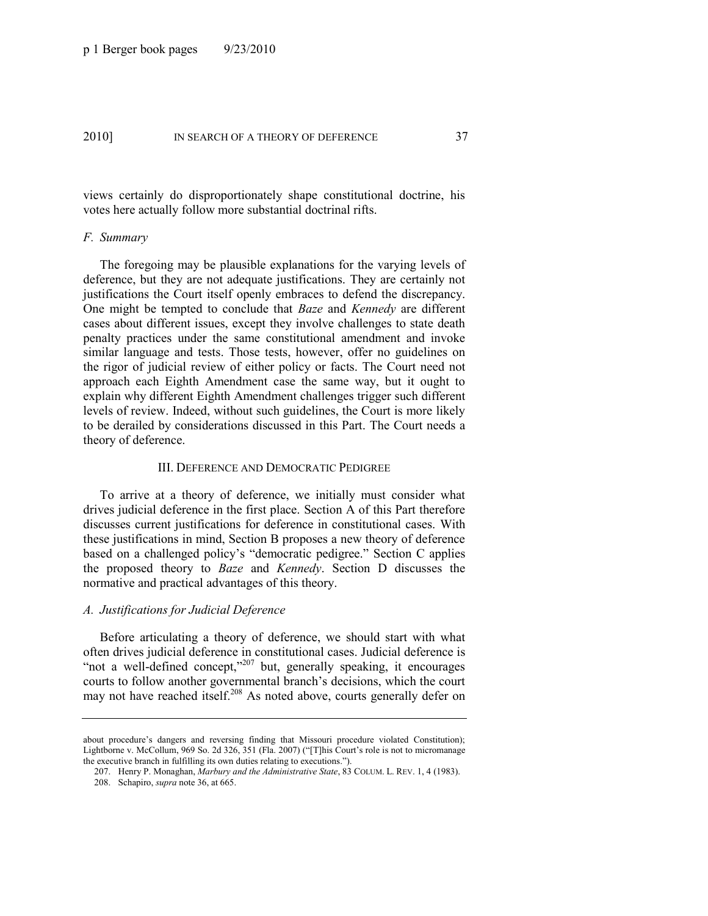views certainly do disproportionately shape constitutional doctrine, his votes here actually follow more substantial doctrinal rifts.

### *F. Summary*

The foregoing may be plausible explanations for the varying levels of deference, but they are not adequate justifications. They are certainly not justifications the Court itself openly embraces to defend the discrepancy. One might be tempted to conclude that *Baze* and *Kennedy* are different cases about different issues, except they involve challenges to state death penalty practices under the same constitutional amendment and invoke similar language and tests. Those tests, however, offer no guidelines on the rigor of judicial review of either policy or facts. The Court need not approach each Eighth Amendment case the same way, but it ought to explain why different Eighth Amendment challenges trigger such different levels of review. Indeed, without such guidelines, the Court is more likely to be derailed by considerations discussed in this Part. The Court needs a theory of deference.

## III. DEFERENCE AND DEMOCRATIC PEDIGREE

To arrive at a theory of deference, we initially must consider what drives judicial deference in the first place. Section A of this Part therefore discusses current justifications for deference in constitutional cases. With these justifications in mind, Section B proposes a new theory of deference based on a challenged policy's "democratic pedigree." Section C applies the proposed theory to *Baze* and *Kennedy*. Section D discusses the normative and practical advantages of this theory.

### *A. Justifications for Judicial Deference*

Before articulating a theory of deference, we should start with what often drives judicial deference in constitutional cases. Judicial deference is "not a well-defined concept,"[207] but, generally speaking, it encourages courts to follow another governmental branch's decisions, which the court may not have reached itself.[208] As noted above, courts generally defer on

---

about procedure's dangers and reversing finding that Missouri procedure violated Constitution); Lightborne v. McCollum, 969 So. 2d 326, 351 (Fla. 2007) ("[T]his Court's role is not to micromanage the executive branch in fulfilling its own duties relating to executions.").

207. Henry P. Monaghan, *Marbury and the Administrative State*, 83 COLUM. L. REV. 1, 4 (1983).

208. Schapiro, *supra* note 36, at 665.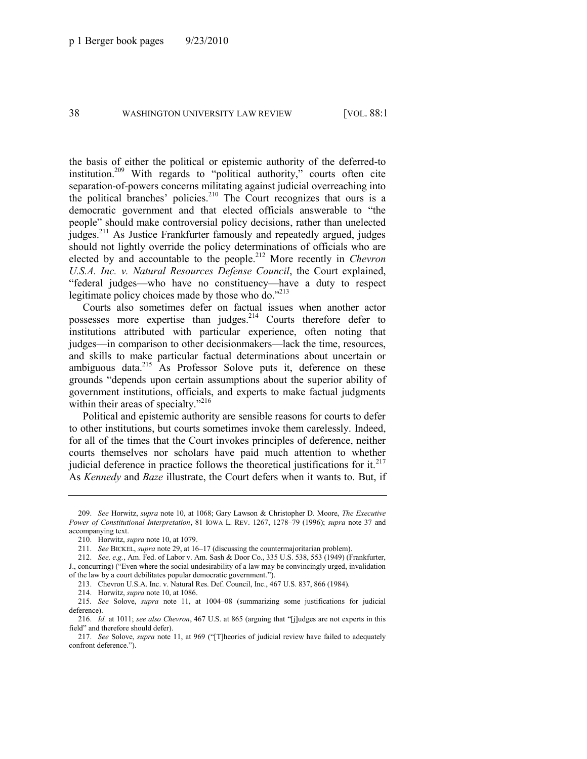the basis of either the political or epistemic authority of the deferred-to institution.[209] With regards to "political authority," courts often cite separation-of-powers concerns militating against judicial overreaching into the political branches' policies.[210] The Court recognizes that ours is a democratic government and that elected officials answerable to "the people" should make controversial policy decisions, rather than unelected judges.[211] As Justice Frankfurter famously and repeatedly argued, judges should not lightly override the policy determinations of officials who are elected by and accountable to the people.[212] More recently in *Chevron U.S.A. Inc. v. Natural Resources Defense Council*, the Court explained, "federal judges—who have no constituency—have a duty to respect legitimate policy choices made by those who do."[213]

Courts also sometimes defer on factual issues when another actor possesses more expertise than judges.[214] Courts therefore defer to institutions attributed with particular experience, often noting that judges—in comparison to other decisionmakers—lack the time, resources, and skills to make particular factual determinations about uncertain or ambiguous data.[215] As Professor Solove puts it, deference on these grounds "depends upon certain assumptions about the superior ability of government institutions, officials, and experts to make factual judgments within their areas of specialty."[216]

Political and epistemic authority are sensible reasons for courts to defer to other institutions, but courts sometimes invoke them carelessly. Indeed, for all of the times that the Court invokes principles of deference, neither courts themselves nor scholars have paid much attention to whether judicial deference in practice follows the theoretical justifications for it.[217] As *Kennedy* and *Baze* illustrate, the Court defers when it wants to. But, if

---

209. *See* Horwitz, *supra* note 10, at 1068; Gary Lawson & Christopher D. Moore, *The Executive Power of Constitutional Interpretation*, 81 IOWA L. REV. 1267, 1278–79 (1996); *supra* note 37 and accompanying text.

210. Horwitz, *supra* note 10, at 1079.

211. *See* BICKEL, *supra* note 29, at 16–17 (discussing the countermajoritarian problem).

212. *See, e.g.*, Am. Fed. of Labor v. Am. Sash & Door Co., 335 U.S. 538, 553 (1949) (Frankfurter, J., concurring) ("Even where the social undesirability of a law may be convincingly urged, invalidation of the law by a court debilitates popular democratic government.").

213. Chevron U.S.A. Inc. v. Natural Res. Def. Council, Inc., 467 U.S. 837, 866 (1984).

214. Horwitz, *supra* note 10, at 1086.

215. *See* Solove, *supra* note 11, at 1004–08 (summarizing some justifications for judicial deference).

216. *Id.* at 1011; *see also Chevron*, 467 U.S. at 865 (arguing that "[j]udges are not experts in this field" and therefore should defer).

217. *See* Solove, *supra* note 11, at 969 ("[T]heories of judicial review have failed to adequately confront deference.").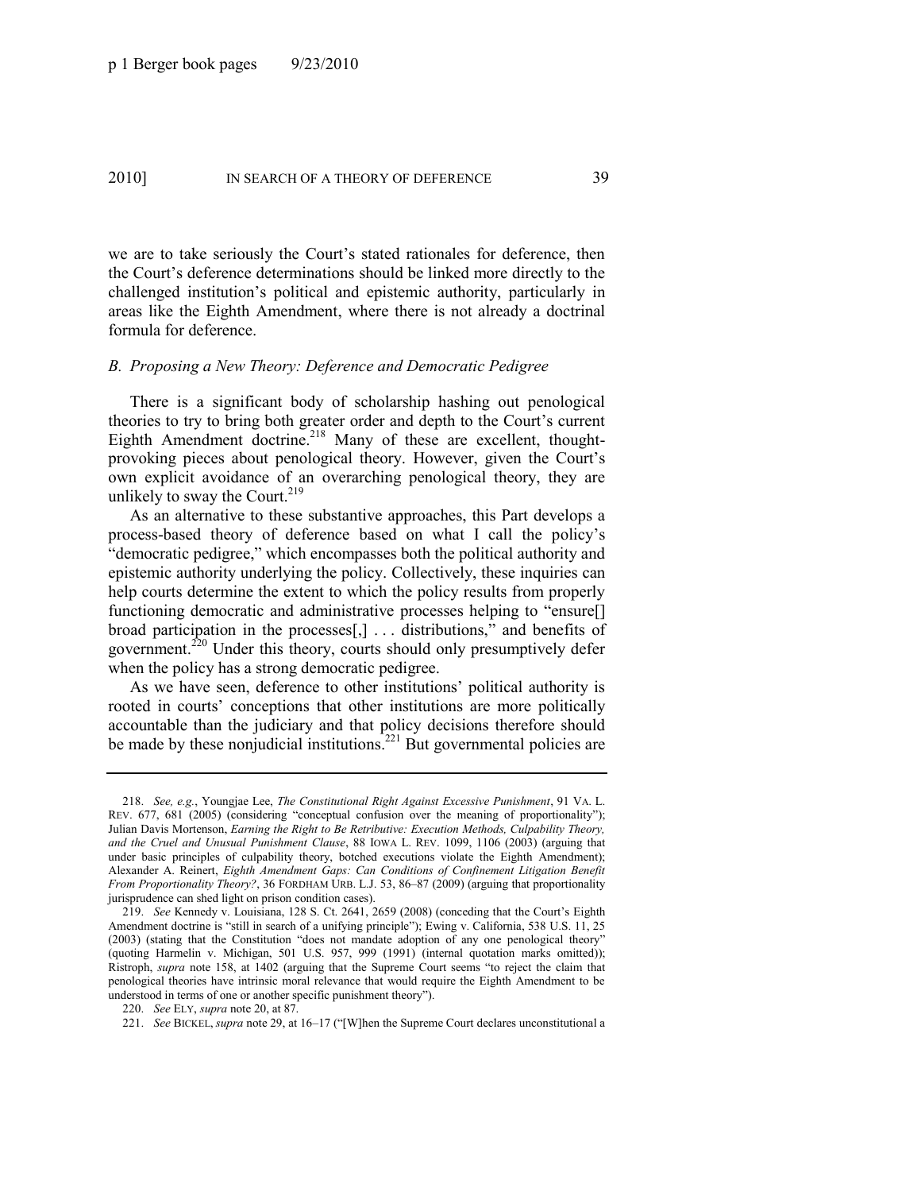we are to take seriously the Court's stated rationales for deference, then the Court's deference determinations should be linked more directly to the challenged institution's political and epistemic authority, particularly in areas like the Eighth Amendment, where there is not already a doctrinal formula for deference.

### *B. Proposing a New Theory: Deference and Democratic Pedigree*

There is a significant body of scholarship hashing out penological theories to try to bring both greater order and depth to the Court's current Eighth Amendment doctrine.[218] Many of these are excellent, thought-provoking pieces about penological theory. However, given the Court's own explicit avoidance of an overarching penological theory, they are unlikely to sway the Court.[219]

As an alternative to these substantive approaches, this Part develops a process-based theory of deference based on what I call the policy's "democratic pedigree," which encompasses both the political authority and epistemic authority underlying the policy. Collectively, these inquiries can help courts determine the extent to which the policy results from properly functioning democratic and administrative processes helping to "ensure[] broad participation in the processes[,] . . . distributions," and benefits of government.[220] Under this theory, courts should only presumptively defer when the policy has a strong democratic pedigree.

As we have seen, deference to other institutions' political authority is rooted in courts' conceptions that other institutions are more politically accountable than the judiciary and that policy decisions therefore should be made by these nonjudicial institutions.[221] But governmental policies are

---

218. *See, e.g.*, Youngjae Lee, *The Constitutional Right Against Excessive Punishment*, 91 VA. L. REV. 677, 681 (2005) (considering "conceptual confusion over the meaning of proportionality"); Julian Davis Mortenson, *Earning the Right to Be Retributive: Execution Methods, Culpability Theory, and the Cruel and Unusual Punishment Clause*, 88 IOWA L. REV. 1099, 1106 (2003) (arguing that under basic principles of culpability theory, botched executions violate the Eighth Amendment); Alexander A. Reinert, *Eighth Amendment Gaps: Can Conditions of Confinement Litigation Benefit From Proportionality Theory?*, 36 FORDHAM URB. L.J. 53, 86–87 (2009) (arguing that proportionality jurisprudence can shed light on prison condition cases).

219. *See* Kennedy v. Louisiana, 128 S. Ct. 2641, 2659 (2008) (conceding that the Court's Eighth Amendment doctrine is "still in search of a unifying principle"); Ewing v. California, 538 U.S. 11, 25 (2003) (stating that the Constitution "does not mandate adoption of any one penological theory" (quoting Harmelin v. Michigan, 501 U.S. 957, 999 (1991) (internal quotation marks omitted)); Ristroph, *supra* note 158, at 1402 (arguing that the Supreme Court seems "to reject the claim that penological theories have intrinsic moral relevance that would require the Eighth Amendment to be understood in terms of one or another specific punishment theory").

220. *See* ELY, *supra* note 20, at 87.

221. *See* BICKEL, *supra* note 29, at 16–17 ("[W]hen the Supreme Court declares unconstitutional a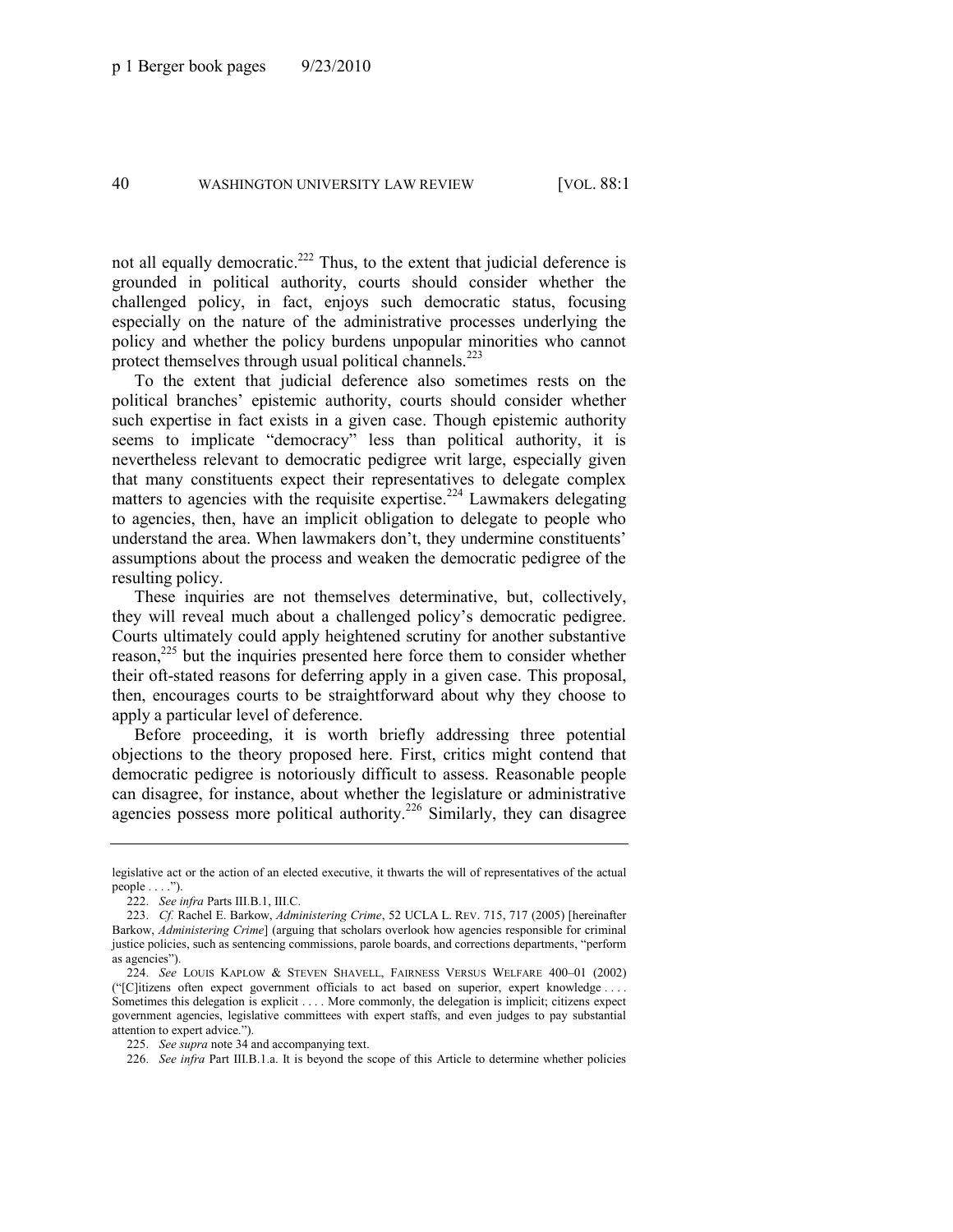not all equally democratic.[222] Thus, to the extent that judicial deference is grounded in political authority, courts should consider whether the challenged policy, in fact, enjoys such democratic status, focusing especially on the nature of the administrative processes underlying the policy and whether the policy burdens unpopular minorities who cannot protect themselves through usual political channels.[223]

To the extent that judicial deference also sometimes rests on the political branches' epistemic authority, courts should consider whether such expertise in fact exists in a given case. Though epistemic authority seems to implicate "democracy" less than political authority, it is nevertheless relevant to democratic pedigree writ large, especially given that many constituents expect their representatives to delegate complex matters to agencies with the requisite expertise.[224] Lawmakers delegating to agencies, then, have an implicit obligation to delegate to people who understand the area. When lawmakers don't, they undermine constituents' assumptions about the process and weaken the democratic pedigree of the resulting policy.

These inquiries are not themselves determinative, but, collectively, they will reveal much about a challenged policy's democratic pedigree. Courts ultimately could apply heightened scrutiny for another substantive reason,[225] but the inquiries presented here force them to consider whether their oft-stated reasons for deferring apply in a given case. This proposal, then, encourages courts to be straightforward about why they choose to apply a particular level of deference.

Before proceeding, it is worth briefly addressing three potential objections to the theory proposed here. First, critics might contend that democratic pedigree is notoriously difficult to assess. Reasonable people can disagree, for instance, about whether the legislature or administrative agencies possess more political authority.[226] Similarly, they can disagree

---

legislative act or the action of an elected executive, it thwarts the will of representatives of the actual people . . . .").

222. *See infra* Parts III.B.1, III.C.

223. *Cf.* Rachel E. Barkow, *Administering Crime*, 52 UCLA L. REV. 715, 717 (2005) [hereinafter Barkow, *Administering Crime*] (arguing that scholars overlook how agencies responsible for criminal justice policies, such as sentencing commissions, parole boards, and corrections departments, "perform as agencies").

224. *See* LOUIS KAPLOW & STEVEN SHAVELL, FAIRNESS VERSUS WELFARE 400–01 (2002) ("[C]itizens often expect government officials to act based on superior, expert knowledge . . . . Sometimes this delegation is explicit . . . . More commonly, the delegation is implicit; citizens expect government agencies, legislative committees with expert staffs, and even judges to pay substantial attention to expert advice.").

225. *See supra* note 34 and accompanying text.

226. *See infra* Part III.B.1.a. It is beyond the scope of this Article to determine whether policies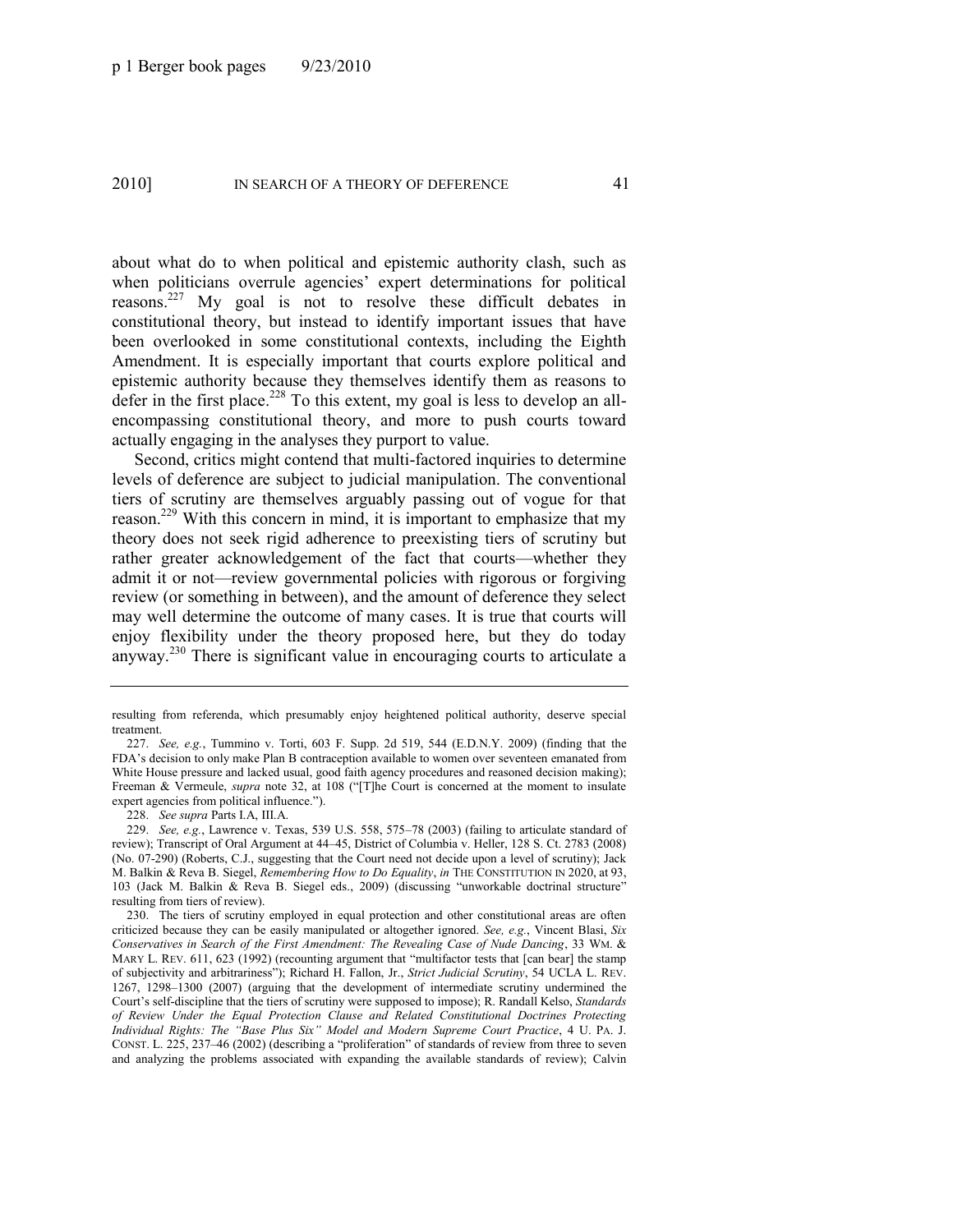about what do to when political and epistemic authority clash, such as when politicians overrule agencies' expert determinations for political reasons.[227] My goal is not to resolve these difficult debates in constitutional theory, but instead to identify important issues that have been overlooked in some constitutional contexts, including the Eighth Amendment. It is especially important that courts explore political and epistemic authority because they themselves identify them as reasons to defer in the first place.[228] To this extent, my goal is less to develop an all-encompassing constitutional theory, and more to push courts toward actually engaging in the analyses they purport to value.

Second, critics might contend that multi-factored inquiries to determine levels of deference are subject to judicial manipulation. The conventional tiers of scrutiny are themselves arguably passing out of vogue for that reason.[229] With this concern in mind, it is important to emphasize that my theory does not seek rigid adherence to preexisting tiers of scrutiny but rather greater acknowledgement of the fact that courts—whether they admit it or not—review governmental policies with rigorous or forgiving review (or something in between), and the amount of deference they select may well determine the outcome of many cases. It is true that courts will enjoy flexibility under the theory proposed here, but they do today anyway.[230] There is significant value in encouraging courts to articulate a

---

resulting from referenda, which presumably enjoy heightened political authority, deserve special treatment.

227. *See, e.g.*, Tummino v. Torti, 603 F. Supp. 2d 519, 544 (E.D.N.Y. 2009) (finding that the FDA's decision to only make Plan B contraception available to women over seventeen emanated from White House pressure and lacked usual, good faith agency procedures and reasoned decision making); Freeman & Vermeule, *supra* note 32, at 108 ("[T]he Court is concerned at the moment to insulate expert agencies from political influence.").

228. *See supra* Parts I.A, III.A.

229. *See, e.g.*, Lawrence v. Texas, 539 U.S. 558, 575–78 (2003) (failing to articulate standard of review); Transcript of Oral Argument at 44–45, District of Columbia v. Heller, 128 S. Ct. 2783 (2008) (No. 07-290) (Roberts, C.J., suggesting that the Court need not decide upon a level of scrutiny); Jack M. Balkin & Reva B. Siegel, *Remembering How to Do Equality*, *in* THE CONSTITUTION IN 2020, at 93, 103 (Jack M. Balkin & Reva B. Siegel eds., 2009) (discussing "unworkable doctrinal structure" resulting from tiers of review).

230. The tiers of scrutiny employed in equal protection and other constitutional areas are often criticized because they can be easily manipulated or altogether ignored. *See, e.g.*, Vincent Blasi, *Six Conservatives in Search of the First Amendment: The Revealing Case of Nude Dancing*, 33 WM. & MARY L. REV. 611, 623 (1992) (recounting argument that "multifactor tests that [can bear] the stamp of subjectivity and arbitrariness"); Richard H. Fallon, Jr., *Strict Judicial Scrutiny*, 54 UCLA L. REV. 1267, 1298–1300 (2007) (arguing that the development of intermediate scrutiny undermined the Court's self-discipline that the tiers of scrutiny were supposed to impose); R. Randall Kelso, *Standards of Review Under the Equal Protection Clause and Related Constitutional Doctrines Protecting Individual Rights: The "Base Plus Six" Model and Modern Supreme Court Practice*, 4 U. PA. J. CONST. L. 225, 237–46 (2002) (describing a "proliferation" of standards of review from three to seven and analyzing the problems associated with expanding the available standards of review); Calvin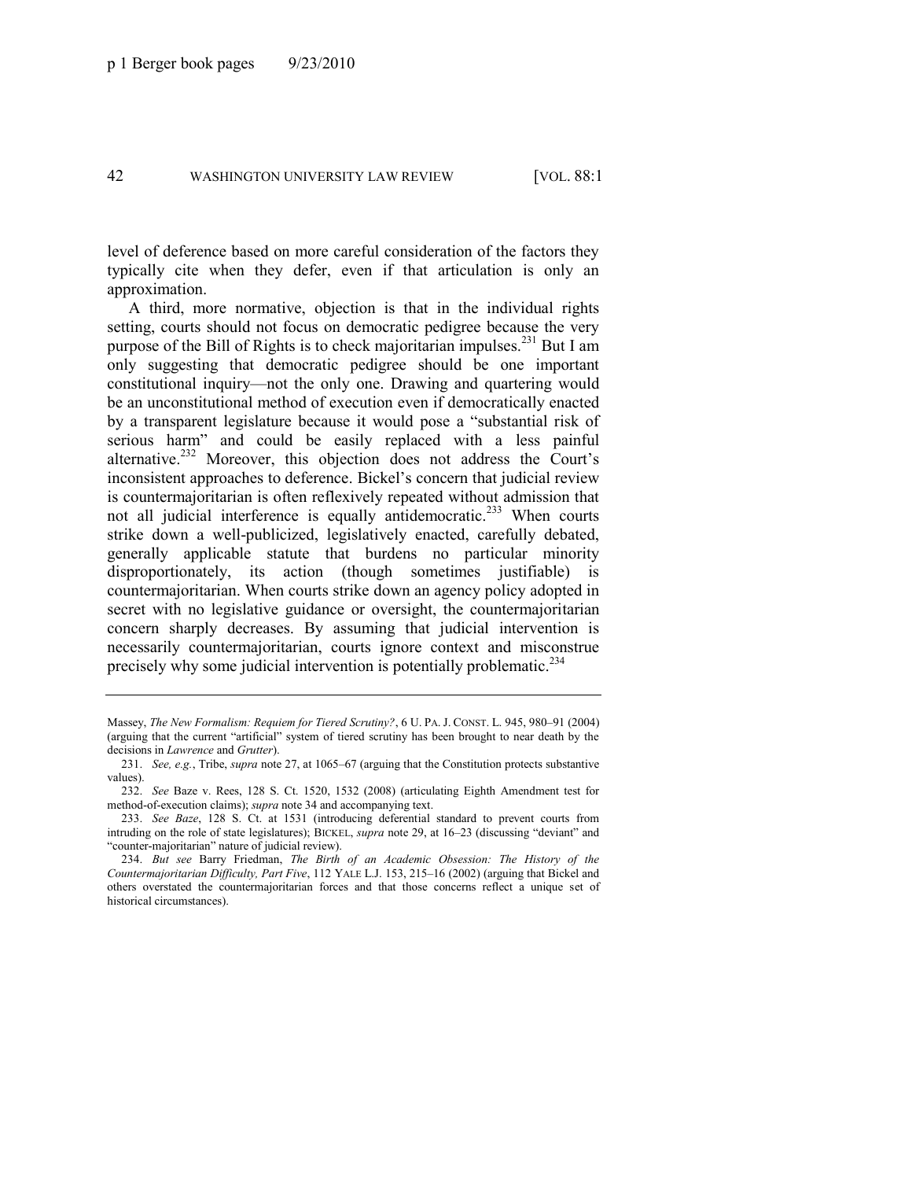level of deference based on more careful consideration of the factors they typically cite when they defer, even if that articulation is only an approximation.

A third, more normative, objection is that in the individual rights setting, courts should not focus on democratic pedigree because the very purpose of the Bill of Rights is to check majoritarian impulses.[231] But I am only suggesting that democratic pedigree should be one important constitutional inquiry—not the only one. Drawing and quartering would be an unconstitutional method of execution even if democratically enacted by a transparent legislature because it would pose a "substantial risk of serious harm" and could be easily replaced with a less painful alternative.[232] Moreover, this objection does not address the Court's inconsistent approaches to deference. Bickel's concern that judicial review is countermajoritarian is often reflexively repeated without admission that not all judicial interference is equally antidemocratic.[233] When courts strike down a well-publicized, legislatively enacted, carefully debated, generally applicable statute that burdens no particular minority disproportionately, its action (though sometimes justifiable) is countermajoritarian. When courts strike down an agency policy adopted in secret with no legislative guidance or oversight, the countermajoritarian concern sharply decreases. By assuming that judicial intervention is necessarily countermajoritarian, courts ignore context and misconstrue precisely why some judicial intervention is potentially problematic.[234]

---

Massey, *The New Formalism: Requiem for Tiered Scrutiny?*, 6 U. PA. J. CONST. L. 945, 980–91 (2004) (arguing that the current "artificial" system of tiered scrutiny has been brought to near death by the decisions in *Lawrence* and *Grutter*).

231. *See, e.g.*, Tribe, *supra* note 27, at 1065–67 (arguing that the Constitution protects substantive values).

232. *See* Baze v. Rees, 128 S. Ct. 1520, 1532 (2008) (articulating Eighth Amendment test for method-of-execution claims); *supra* note 34 and accompanying text.

233. *See Baze*, 128 S. Ct. at 1531 (introducing deferential standard to prevent courts from intruding on the role of state legislatures); BICKEL, *supra* note 29, at 16–23 (discussing "deviant" and "counter-majoritarian" nature of judicial review).

234. *But see* Barry Friedman, *The Birth of an Academic Obsession: The History of the Countermajoritarian Difficulty, Part Five*, 112 YALE L.J. 153, 215–16 (2002) (arguing that Bickel and others overstated the countermajoritarian forces and that those concerns reflect a unique set of historical circumstances).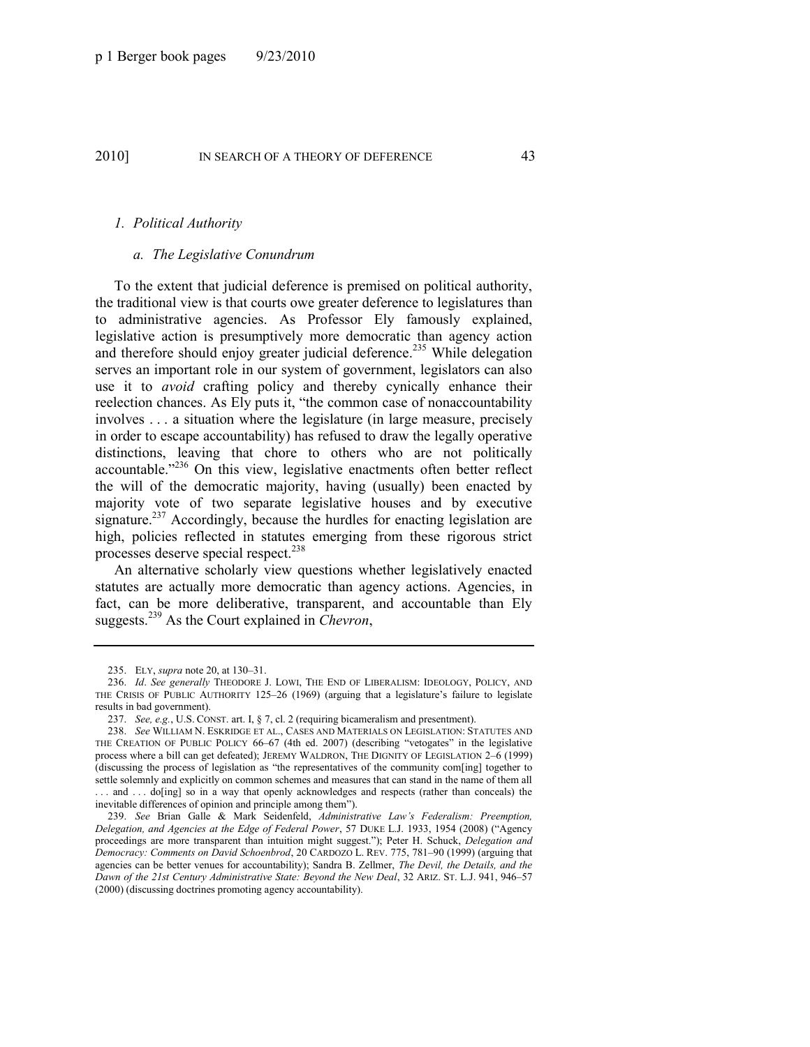### *1. Political Authority*

#### *a. The Legislative Conundrum*

To the extent that judicial deference is premised on political authority, the traditional view is that courts owe greater deference to legislatures than to administrative agencies. As Professor Ely famously explained, legislative action is presumptively more democratic than agency action and therefore should enjoy greater judicial deference.[235] While delegation serves an important role in our system of government, legislators can also use it to *avoid* crafting policy and thereby cynically enhance their reelection chances. As Ely puts it, "the common case of nonaccountability involves . . . a situation where the legislature (in large measure, precisely in order to escape accountability) has refused to draw the legally operative distinctions, leaving that chore to others who are not politically accountable."[236] On this view, legislative enactments often better reflect the will of the democratic majority, having (usually) been enacted by majority vote of two separate legislative houses and by executive signature.[237] Accordingly, because the hurdles for enacting legislation are high, policies reflected in statutes emerging from these rigorous strict processes deserve special respect.[238]

An alternative scholarly view questions whether legislatively enacted statutes are actually more democratic than agency actions. Agencies, in fact, can be more deliberative, transparent, and accountable than Ely suggests.[239] As the Court explained in *Chevron*,

---

235. ELY, *supra* note 20, at 130–31.

236. *Id*. *See generally* THEODORE J. LOWI, THE END OF LIBERALISM: IDEOLOGY, POLICY, AND THE CRISIS OF PUBLIC AUTHORITY 125–26 (1969) (arguing that a legislature's failure to legislate results in bad government).

237. *See, e.g.*, U.S. CONST. art. I, § 7, cl. 2 (requiring bicameralism and presentment).

238. *See* WILLIAM N. ESKRIDGE ET AL., CASES AND MATERIALS ON LEGISLATION: STATUTES AND THE CREATION OF PUBLIC POLICY 66–67 (4th ed. 2007) (describing "vetogates" in the legislative process where a bill can get defeated); JEREMY WALDRON, THE DIGNITY OF LEGISLATION 2–6 (1999) (discussing the process of legislation as "the representatives of the community com[ing] together to settle solemnly and explicitly on common schemes and measures that can stand in the name of them all . . . and . . . do[ing] so in a way that openly acknowledges and respects (rather than conceals) the inevitable differences of opinion and principle among them").

239. *See* Brian Galle & Mark Seidenfeld, *Administrative Law's Federalism: Preemption, Delegation, and Agencies at the Edge of Federal Power*, 57 DUKE L.J. 1933, 1954 (2008) ("Agency proceedings are more transparent than intuition might suggest."); Peter H. Schuck, *Delegation and Democracy: Comments on David Schoenbrod*, 20 CARDOZO L. REV. 775, 781–90 (1999) (arguing that agencies can be better venues for accountability); Sandra B. Zellmer, *The Devil, the Details, and the Dawn of the 21st Century Administrative State: Beyond the New Deal*, 32 ARIZ. ST. L.J. 941, 946–57 (2000) (discussing doctrines promoting agency accountability).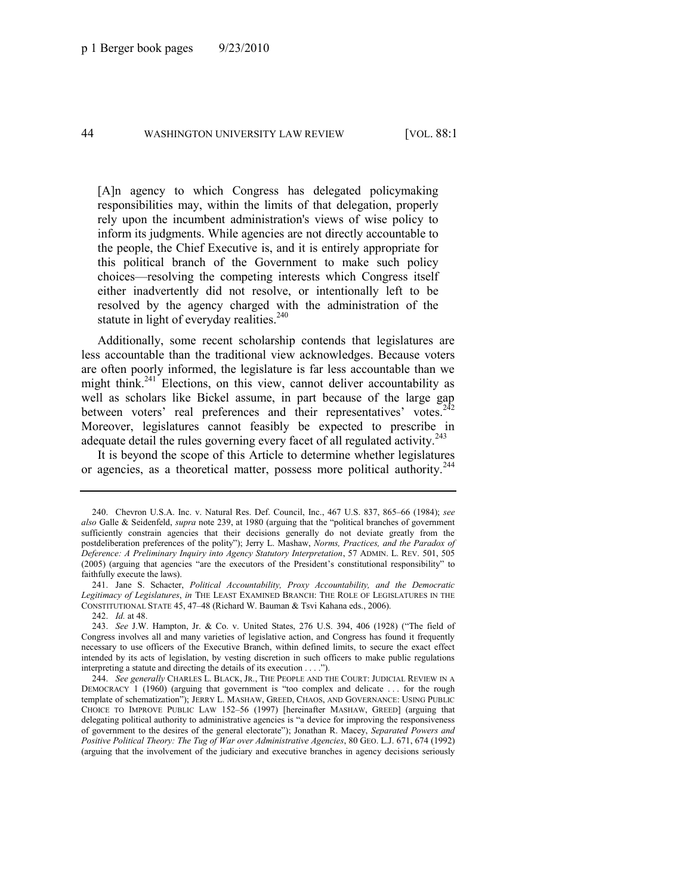> [A]n agency to which Congress has delegated policymaking responsibilities may, within the limits of that delegation, properly rely upon the incumbent administration's views of wise policy to inform its judgments. While agencies are not directly accountable to the people, the Chief Executive is, and it is entirely appropriate for this political branch of the Government to make such policy choices—resolving the competing interests which Congress itself either inadvertently did not resolve, or intentionally left to be resolved by the agency charged with the administration of the statute in light of everyday realities.[240]

Additionally, some recent scholarship contends that legislatures are less accountable than the traditional view acknowledges. Because voters are often poorly informed, the legislature is far less accountable than we might think.[241] Elections, on this view, cannot deliver accountability as well as scholars like Bickel assume, in part because of the large gap between voters' real preferences and their representatives' votes.[242] Moreover, legislatures cannot feasibly be expected to prescribe in adequate detail the rules governing every facet of all regulated activity.[243]

It is beyond the scope of this Article to determine whether legislatures or agencies, as a theoretical matter, possess more political authority.[244]

---

240. Chevron U.S.A. Inc. v. Natural Res. Def. Council, Inc., 467 U.S. 837, 865–66 (1984); *see also* Galle & Seidenfeld, *supra* note 239, at 1980 (arguing that the "political branches of government sufficiently constrain agencies that their decisions generally do not deviate greatly from the postdeliberation preferences of the polity"); Jerry L. Mashaw, *Norms, Practices, and the Paradox of Deference: A Preliminary Inquiry into Agency Statutory Interpretation*, 57 ADMIN. L. REV. 501, 505 (2005) (arguing that agencies "are the executors of the President's constitutional responsibility" to faithfully execute the laws).

241. Jane S. Schacter, *Political Accountability, Proxy Accountability, and the Democratic Legitimacy of Legislatures*, *in* THE LEAST EXAMINED BRANCH: THE ROLE OF LEGISLATURES IN THE CONSTITUTIONAL STATE 45, 47–48 (Richard W. Bauman & Tsvi Kahana eds., 2006).

242. *Id.* at 48.

243. *See* J.W. Hampton, Jr. & Co. v. United States, 276 U.S. 394, 406 (1928) ("The field of Congress involves all and many varieties of legislative action, and Congress has found it frequently necessary to use officers of the Executive Branch, within defined limits, to secure the exact effect intended by its acts of legislation, by vesting discretion in such officers to make public regulations interpreting a statute and directing the details of its execution . . . .").

244. *See generally* CHARLES L. BLACK, JR., THE PEOPLE AND THE COURT: JUDICIAL REVIEW IN A DEMOCRACY 1 (1960) (arguing that government is "too complex and delicate . . . for the rough template of schematization"); JERRY L. MASHAW, GREED, CHAOS, AND GOVERNANCE: USING PUBLIC CHOICE TO IMPROVE PUBLIC LAW 152–56 (1997) [hereinafter MASHAW, GREED] (arguing that delegating political authority to administrative agencies is "a device for improving the responsiveness of government to the desires of the general electorate"); Jonathan R. Macey, *Separated Powers and Positive Political Theory: The Tug of War over Administrative Agencies*, 80 GEO. L.J. 671, 674 (1992) (arguing that the involvement of the judiciary and executive branches in agency decisions seriously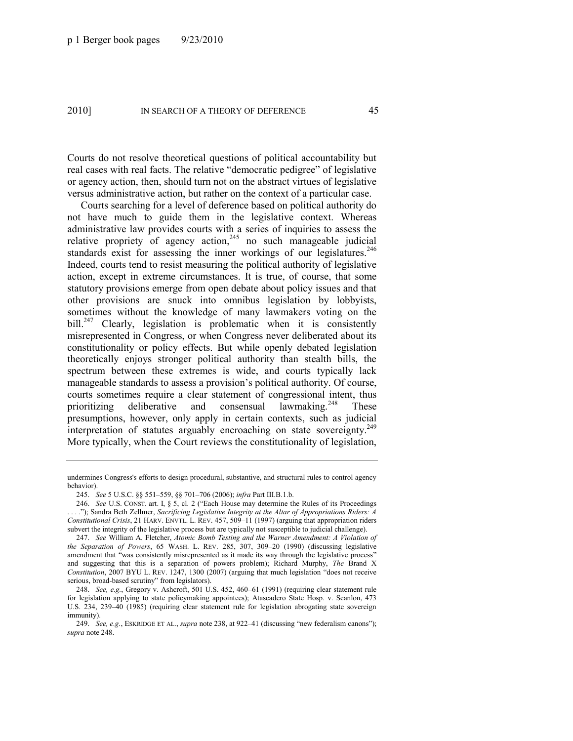Courts do not resolve theoretical questions of political accountability but real cases with real facts. The relative "democratic pedigree" of legislative or agency action, then, should turn not on the abstract virtues of legislative versus administrative action, but rather on the context of a particular case.

Courts searching for a level of deference based on political authority do not have much to guide them in the legislative context. Whereas administrative law provides courts with a series of inquiries to assess the relative propriety of agency action,[245] no such manageable judicial standards exist for assessing the inner workings of our legislatures.[246] Indeed, courts tend to resist measuring the political authority of legislative action, except in extreme circumstances. It is true, of course, that some statutory provisions emerge from open debate about policy issues and that other provisions are snuck into omnibus legislation by lobbyists, sometimes without the knowledge of many lawmakers voting on the bill.[247] Clearly, legislation is problematic when it is consistently misrepresented in Congress, or when Congress never deliberated about its constitutionality or policy effects. But while openly debated legislation theoretically enjoys stronger political authority than stealth bills, the spectrum between these extremes is wide, and courts typically lack manageable standards to assess a provision's political authority. Of course, courts sometimes require a clear statement of congressional intent, thus prioritizing deliberative and consensual lawmaking.[248] These presumptions, however, only apply in certain contexts, such as judicial interpretation of statutes arguably encroaching on state sovereignty.[249] More typically, when the Court reviews the constitutionality of legislation,

---

undermines Congress's efforts to design procedural, substantive, and structural rules to control agency behavior).

245. *See* 5 U.S.C. §§ 551–559, §§ 701–706 (2006); *infra* Part III.B.1.b.

246. *See* U.S. CONST. art. I, § 5, cl. 2 ("Each House may determine the Rules of its Proceedings . . . ."); Sandra Beth Zellmer, *Sacrificing Legislative Integrity at the Altar of Appropriations Riders: A Constitutional Crisis*, 21 HARV. ENVTL. L. REV. 457, 509–11 (1997) (arguing that appropriation riders subvert the integrity of the legislative process but are typically not susceptible to judicial challenge).

247. *See* William A. Fletcher, *Atomic Bomb Testing and the Warner Amendment: A Violation of the Separation of Powers*, 65 WASH. L. REV. 285, 307, 309–20 (1990) (discussing legislative amendment that "was consistently misrepresented as it made its way through the legislative process" and suggesting that this is a separation of powers problem); Richard Murphy, *The* Brand X *Constitution*, 2007 BYU L. REV. 1247, 1300 (2007) (arguing that much legislation "does not receive serious, broad-based scrutiny" from legislators).

248. *See, e.g.*, Gregory v. Ashcroft, 501 U.S. 452, 460–61 (1991) (requiring clear statement rule for legislation applying to state policymaking appointees); Atascadero State Hosp. v. Scanlon, 473 U.S. 234, 239–40 (1985) (requiring clear statement rule for legislation abrogating state sovereign immunity).

249. *See, e.g.*, ESKRIDGE ET AL., *supra* note 238, at 922–41 (discussing "new federalism canons"); *supra* note 248.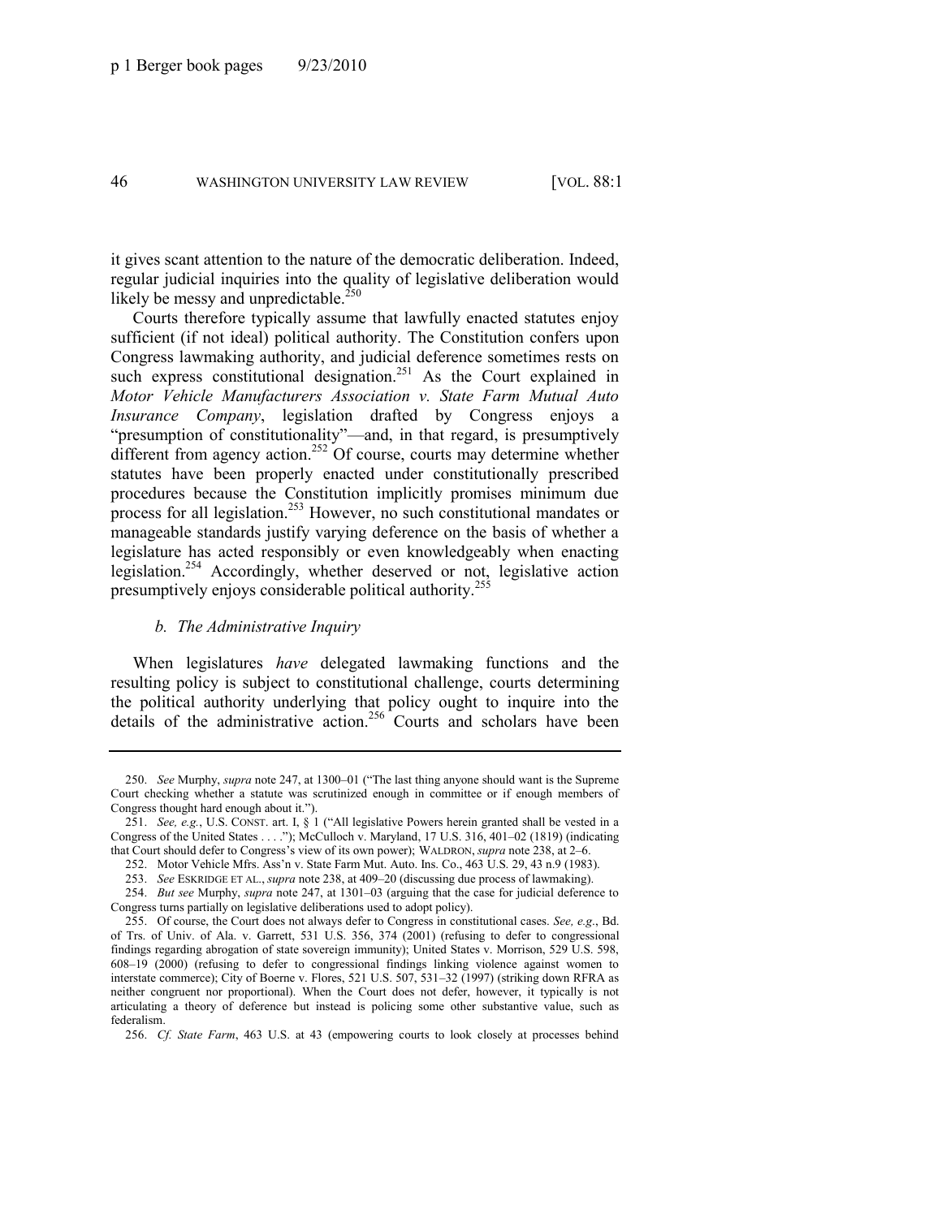it gives scant attention to the nature of the democratic deliberation. Indeed, regular judicial inquiries into the quality of legislative deliberation would likely be messy and unpredictable.[250]

Courts therefore typically assume that lawfully enacted statutes enjoy sufficient (if not ideal) political authority. The Constitution confers upon Congress lawmaking authority, and judicial deference sometimes rests on such express constitutional designation.[251] As the Court explained in *Motor Vehicle Manufacturers Association v. State Farm Mutual Auto Insurance Company*, legislation drafted by Congress enjoys a "presumption of constitutionality"—and, in that regard, is presumptively different from agency action.[252] Of course, courts may determine whether statutes have been properly enacted under constitutionally prescribed procedures because the Constitution implicitly promises minimum due process for all legislation.[253] However, no such constitutional mandates or manageable standards justify varying deference on the basis of whether a legislature has acted responsibly or even knowledgeably when enacting legislation.[254] Accordingly, whether deserved or not, legislative action presumptively enjoys considerable political authority.[255]

#### *b. The Administrative Inquiry*

When legislatures *have* delegated lawmaking functions and the resulting policy is subject to constitutional challenge, courts determining the political authority underlying that policy ought to inquire into the details of the administrative action.[256] Courts and scholars have been

---

250. *See* Murphy, *supra* note 247, at 1300–01 ("The last thing anyone should want is the Supreme Court checking whether a statute was scrutinized enough in committee or if enough members of Congress thought hard enough about it.").

251. *See, e.g.*, U.S. CONST. art. I, § 1 ("All legislative Powers herein granted shall be vested in a Congress of the United States . . . ."); McCulloch v. Maryland, 17 U.S. 316, 401–02 (1819) (indicating that Court should defer to Congress's view of its own power); WALDRON, *supra* note 238, at 2–6.

252. Motor Vehicle Mfrs. Ass'n v. State Farm Mut. Auto. Ins. Co., 463 U.S. 29, 43 n.9 (1983).

253. *See* ESKRIDGE ET AL., *supra* note 238, at 409–20 (discussing due process of lawmaking).

254. *But see* Murphy, *supra* note 247, at 1301–03 (arguing that the case for judicial deference to Congress turns partially on legislative deliberations used to adopt policy).

255. Of course, the Court does not always defer to Congress in constitutional cases. *See, e.g.*, Bd. of Trs. of Univ. of Ala. v. Garrett, 531 U.S. 356, 374 (2001) (refusing to defer to congressional findings regarding abrogation of state sovereign immunity); United States v. Morrison, 529 U.S. 598, 608–19 (2000) (refusing to defer to congressional findings linking violence against women to interstate commerce); City of Boerne v. Flores, 521 U.S. 507, 531–32 (1997) (striking down RFRA as neither congruent nor proportional). When the Court does not defer, however, it typically is not articulating a theory of deference but instead is policing some other substantive value, such as federalism.

256. *Cf. State Farm*, 463 U.S. at 43 (empowering courts to look closely at processes behind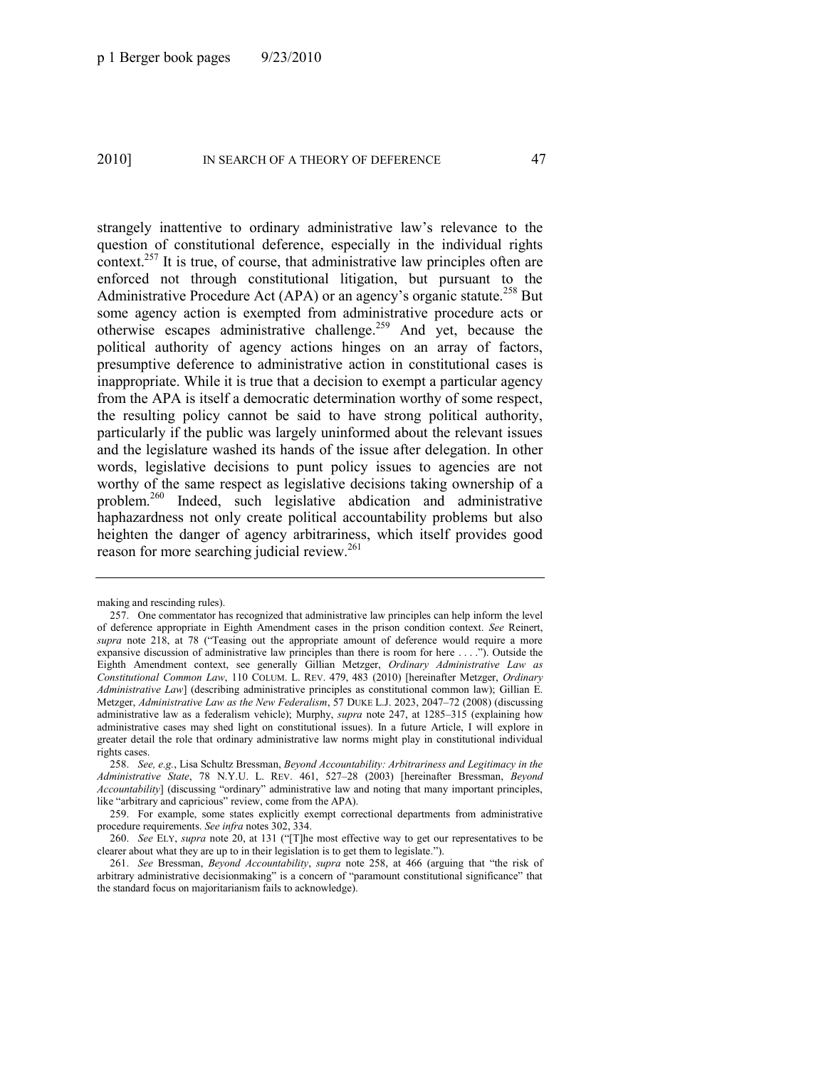strangely inattentive to ordinary administrative law's relevance to the question of constitutional deference, especially in the individual rights context.[257] It is true, of course, that administrative law principles often are enforced not through constitutional litigation, but pursuant to the Administrative Procedure Act (APA) or an agency's organic statute.[258] But some agency action is exempted from administrative procedure acts or otherwise escapes administrative challenge.[259] And yet, because the political authority of agency actions hinges on an array of factors, presumptive deference to administrative action in constitutional cases is inappropriate. While it is true that a decision to exempt a particular agency from the APA is itself a democratic determination worthy of some respect, the resulting policy cannot be said to have strong political authority, particularly if the public was largely uninformed about the relevant issues and the legislature washed its hands of the issue after delegation. In other words, legislative decisions to punt policy issues to agencies are not worthy of the same respect as legislative decisions taking ownership of a problem.[260] Indeed, such legislative abdication and administrative haphazardness not only create political accountability problems but also heighten the danger of agency arbitrariness, which itself provides good reason for more searching judicial review.[261]

---

making and rescinding rules).

257. One commentator has recognized that administrative law principles can help inform the level of deference appropriate in Eighth Amendment cases in the prison condition context. *See* Reinert, *supra* note 218, at 78 ("Teasing out the appropriate amount of deference would require a more expansive discussion of administrative law principles than there is room for here . . . ."). Outside the Eighth Amendment context, see generally Gillian Metzger, *Ordinary Administrative Law as Constitutional Common Law*, 110 COLUM. L. REV. 479, 483 (2010) [hereinafter Metzger, *Ordinary Administrative Law*] (describing administrative principles as constitutional common law); Gillian E. Metzger, *Administrative Law as the New Federalism*, 57 DUKE L.J. 2023, 2047–72 (2008) (discussing administrative law as a federalism vehicle); Murphy, *supra* note 247, at 1285–315 (explaining how administrative cases may shed light on constitutional issues). In a future Article, I will explore in greater detail the role that ordinary administrative law norms might play in constitutional individual rights cases.

258. *See, e.g.*, Lisa Schultz Bressman, *Beyond Accountability: Arbitrariness and Legitimacy in the Administrative State*, 78 N.Y.U. L. REV. 461, 527–28 (2003) [hereinafter Bressman, *Beyond Accountability*] (discussing "ordinary" administrative law and noting that many important principles, like "arbitrary and capricious" review, come from the APA).

259. For example, some states explicitly exempt correctional departments from administrative procedure requirements. *See infra* notes 302, 334.

260. *See* ELY, *supra* note 20, at 131 ("[T]he most effective way to get our representatives to be clearer about what they are up to in their legislation is to get them to legislate.").

261. *See* Bressman, *Beyond Accountability*, *supra* note 258, at 466 (arguing that "the risk of arbitrary administrative decisionmaking" is a concern of "paramount constitutional significance" that the standard focus on majoritarianism fails to acknowledge).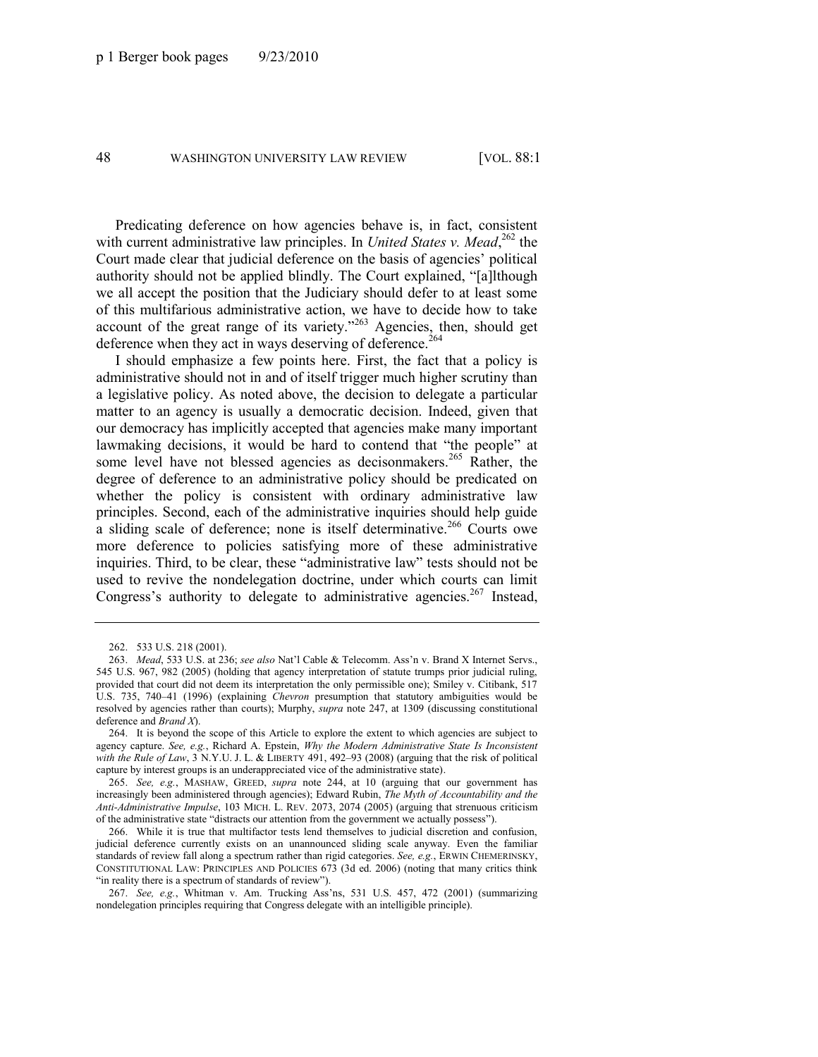Predicating deference on how agencies behave is, in fact, consistent with current administrative law principles. In *United States v. Mead*,[262] the Court made clear that judicial deference on the basis of agencies' political authority should not be applied blindly. The Court explained, "[a]lthough we all accept the position that the Judiciary should defer to at least some of this multifarious administrative action, we have to decide how to take account of the great range of its variety."[263] Agencies, then, should get deference when they act in ways deserving of deference.[264]

I should emphasize a few points here. First, the fact that a policy is administrative should not in and of itself trigger much higher scrutiny than a legislative policy. As noted above, the decision to delegate a particular matter to an agency is usually a democratic decision. Indeed, given that our democracy has implicitly accepted that agencies make many important lawmaking decisions, it would be hard to contend that "the people" at some level have not blessed agencies as decisonmakers.[265] Rather, the degree of deference to an administrative policy should be predicated on whether the policy is consistent with ordinary administrative law principles. Second, each of the administrative inquiries should help guide a sliding scale of deference; none is itself determinative.[266] Courts owe more deference to policies satisfying more of these administrative inquiries. Third, to be clear, these "administrative law" tests should not be used to revive the nondelegation doctrine, under which courts can limit Congress's authority to delegate to administrative agencies.[267] Instead,

---

262. 533 U.S. 218 (2001).

263. *Mead*, 533 U.S. at 236; *see also* Nat'l Cable & Telecomm. Ass'n v. Brand X Internet Servs., 545 U.S. 967, 982 (2005) (holding that agency interpretation of statute trumps prior judicial ruling, provided that court did not deem its interpretation the only permissible one); Smiley v. Citibank, 517 U.S. 735, 740–41 (1996) (explaining *Chevron* presumption that statutory ambiguities would be resolved by agencies rather than courts); Murphy, *supra* note 247, at 1309 (discussing constitutional deference and *Brand X*).

264. It is beyond the scope of this Article to explore the extent to which agencies are subject to agency capture. *See, e.g.*, Richard A. Epstein, *Why the Modern Administrative State Is Inconsistent with the Rule of Law*, 3 N.Y.U. J. L. & LIBERTY 491, 492–93 (2008) (arguing that the risk of political capture by interest groups is an underappreciated vice of the administrative state).

265. *See, e.g.*, MASHAW, GREED, *supra* note 244, at 10 (arguing that our government has increasingly been administered through agencies); Edward Rubin, *The Myth of Accountability and the Anti-Administrative Impulse*, 103 MICH. L. REV. 2073, 2074 (2005) (arguing that strenuous criticism of the administrative state "distracts our attention from the government we actually possess").

266. While it is true that multifactor tests lend themselves to judicial discretion and confusion, judicial deference currently exists on an unannounced sliding scale anyway. Even the familiar standards of review fall along a spectrum rather than rigid categories. *See, e.g.*, ERWIN CHEMERINSKY, CONSTITUTIONAL LAW: PRINCIPLES AND POLICIES 673 (3d ed. 2006) (noting that many critics think "in reality there is a spectrum of standards of review").

267. *See, e.g.*, Whitman v. Am. Trucking Ass'ns, 531 U.S. 457, 472 (2001) (summarizing nondelegation principles requiring that Congress delegate with an intelligible principle).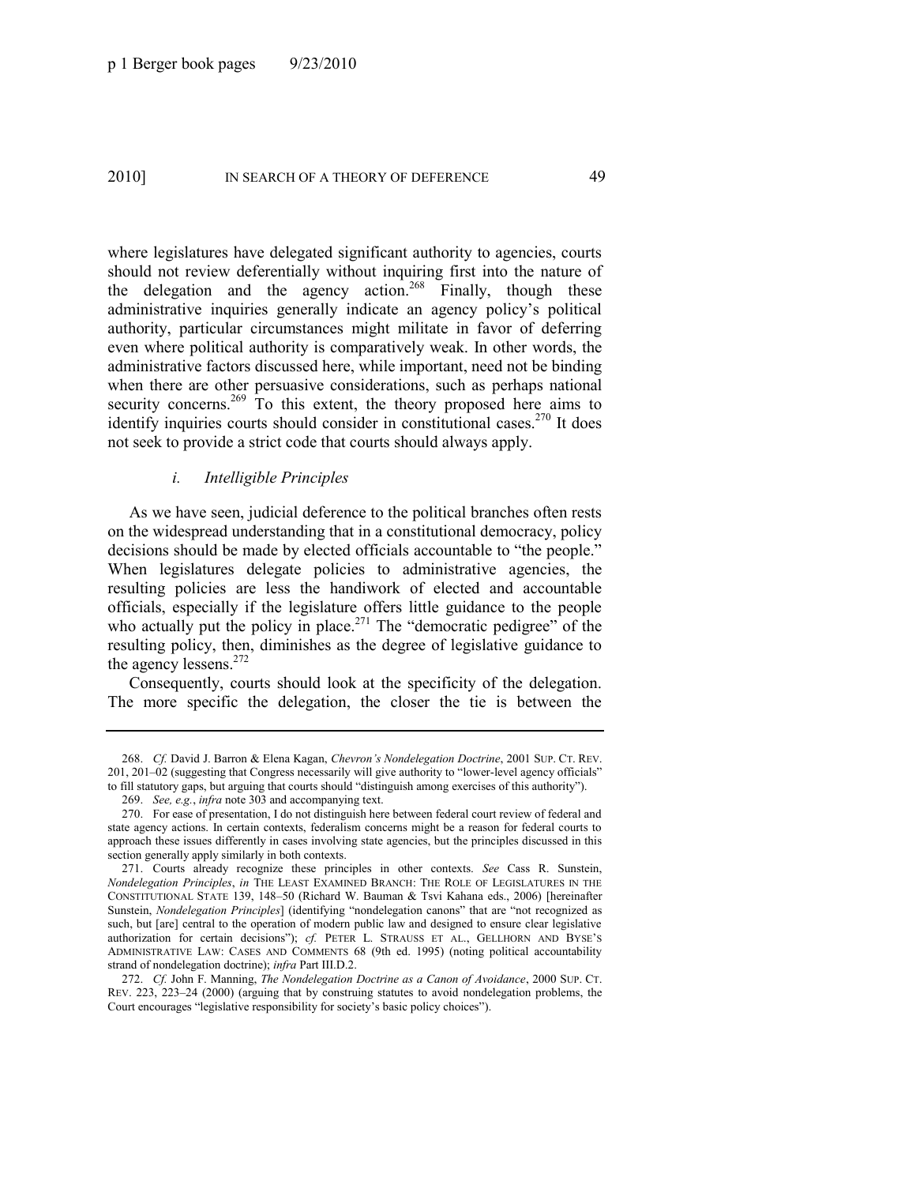where legislatures have delegated significant authority to agencies, courts should not review deferentially without inquiring first into the nature of the delegation and the agency action.[268] Finally, though these administrative inquiries generally indicate an agency policy's political authority, particular circumstances might militate in favor of deferring even where political authority is comparatively weak. In other words, the administrative factors discussed here, while important, need not be binding when there are other persuasive considerations, such as perhaps national security concerns.[269] To this extent, the theory proposed here aims to identify inquiries courts should consider in constitutional cases.[270] It does not seek to provide a strict code that courts should always apply.

#### *i. Intelligible Principles*

As we have seen, judicial deference to the political branches often rests on the widespread understanding that in a constitutional democracy, policy decisions should be made by elected officials accountable to "the people." When legislatures delegate policies to administrative agencies, the resulting policies are less the handiwork of elected and accountable officials, especially if the legislature offers little guidance to the people who actually put the policy in place.[271] The "democratic pedigree" of the resulting policy, then, diminishes as the degree of legislative guidance to the agency lessens.[272]

Consequently, courts should look at the specificity of the delegation. The more specific the delegation, the closer the tie is between the

---

268. *Cf.* David J. Barron & Elena Kagan, *Chevron's Nondelegation Doctrine*, 2001 SUP. CT. REV. 201, 201–02 (suggesting that Congress necessarily will give authority to "lower-level agency officials" to fill statutory gaps, but arguing that courts should "distinguish among exercises of this authority").

269. *See, e.g.*, *infra* note 303 and accompanying text.

270. For ease of presentation, I do not distinguish here between federal court review of federal and state agency actions. In certain contexts, federalism concerns might be a reason for federal courts to approach these issues differently in cases involving state agencies, but the principles discussed in this section generally apply similarly in both contexts.

271. Courts already recognize these principles in other contexts. *See* Cass R. Sunstein, *Nondelegation Principles*, *in* THE LEAST EXAMINED BRANCH: THE ROLE OF LEGISLATURES IN THE CONSTITUTIONAL STATE 139, 148–50 (Richard W. Bauman & Tsvi Kahana eds., 2006) [hereinafter Sunstein, *Nondelegation Principles*] (identifying "nondelegation canons" that are "not recognized as such, but [are] central to the operation of modern public law and designed to ensure clear legislative authorization for certain decisions"); *cf.* PETER L. STRAUSS ET AL., GELLHORN AND BYSE'S ADMINISTRATIVE LAW: CASES AND COMMENTS 68 (9th ed. 1995) (noting political accountability strand of nondelegation doctrine); *infra* Part III.D.2.

272. *Cf.* John F. Manning, *The Nondelegation Doctrine as a Canon of Avoidance*, 2000 SUP. CT. REV. 223, 223–24 (2000) (arguing that by construing statutes to avoid nondelegation problems, the Court encourages "legislative responsibility for society's basic policy choices").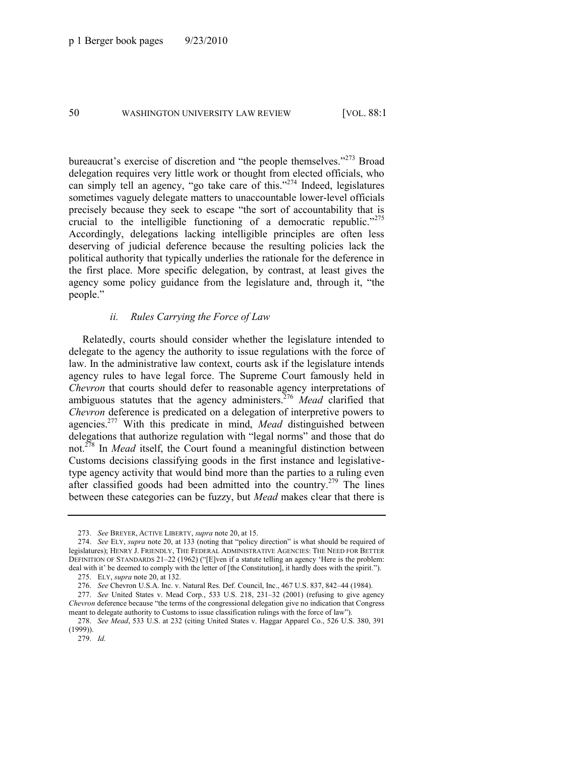bureaucrat's exercise of discretion and "the people themselves."[273] Broad delegation requires very little work or thought from elected officials, who can simply tell an agency, "go take care of this."[274] Indeed, legislatures sometimes vaguely delegate matters to unaccountable lower-level officials precisely because they seek to escape "the sort of accountability that is crucial to the intelligible functioning of a democratic republic."[275] Accordingly, delegations lacking intelligible principles are often less deserving of judicial deference because the resulting policies lack the political authority that typically underlies the rationale for the deference in the first place. More specific delegation, by contrast, at least gives the agency some policy guidance from the legislature and, through it, "the people."

#### *ii. Rules Carrying the Force of Law*

Relatedly, courts should consider whether the legislature intended to delegate to the agency the authority to issue regulations with the force of law. In the administrative law context, courts ask if the legislature intends agency rules to have legal force. The Supreme Court famously held in *Chevron* that courts should defer to reasonable agency interpretations of ambiguous statutes that the agency administers.[276] *Mead* clarified that *Chevron* deference is predicated on a delegation of interpretive powers to agencies.[277] With this predicate in mind, *Mead* distinguished between delegations that authorize regulation with "legal norms" and those that do not.[278] In *Mead* itself, the Court found a meaningful distinction between Customs decisions classifying goods in the first instance and legislative-type agency activity that would bind more than the parties to a ruling even after classified goods had been admitted into the country.[279] The lines between these categories can be fuzzy, but *Mead* makes clear that there is

---

273. *See* BREYER, ACTIVE LIBERTY, *supra* note 20, at 15.

274. *See* ELY, *supra* note 20, at 133 (noting that "policy direction" is what should be required of legislatures); HENRY J. FRIENDLY, THE FEDERAL ADMINISTRATIVE AGENCIES: THE NEED FOR BETTER DEFINITION OF STANDARDS 21–22 (1962) ("[E]ven if a statute telling an agency 'Here is the problem: deal with it' be deemed to comply with the letter of [the Constitution], it hardly does with the spirit.").

275. ELY, *supra* note 20, at 132.

276. *See* Chevron U.S.A. Inc. v. Natural Res. Def. Council, Inc., 467 U.S. 837, 842–44 (1984).

277. *See* United States v. Mead Corp., 533 U.S. 218, 231–32 (2001) (refusing to give agency *Chevron* deference because "the terms of the congressional delegation give no indication that Congress meant to delegate authority to Customs to issue classification rulings with the force of law").

278. *See Mead*, 533 U.S. at 232 (citing United States v. Haggar Apparel Co., 526 U.S. 380, 391 (1999)).

279. *Id.*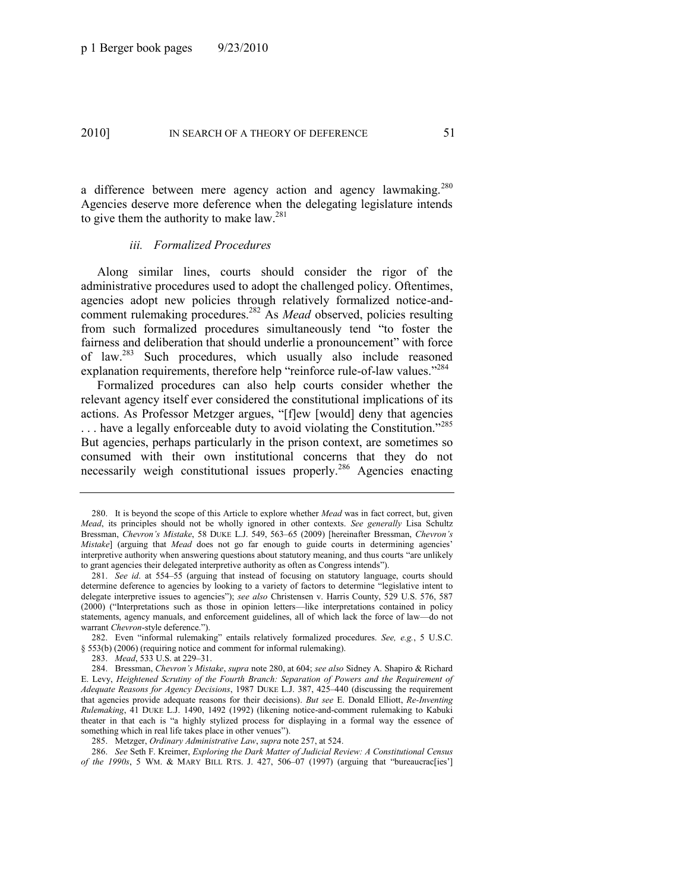a difference between mere agency action and agency lawmaking.[280] Agencies deserve more deference when the delegating legislature intends to give them the authority to make law.[281]

#### *iii. Formalized Procedures*

Along similar lines, courts should consider the rigor of the administrative procedures used to adopt the challenged policy. Oftentimes, agencies adopt new policies through relatively formalized notice-and-comment rulemaking procedures.[282] As *Mead* observed, policies resulting from such formalized procedures simultaneously tend "to foster the fairness and deliberation that should underlie a pronouncement" with force of law.[283] Such procedures, which usually also include reasoned explanation requirements, therefore help "reinforce rule-of-law values."[284]

Formalized procedures can also help courts consider whether the relevant agency itself ever considered the constitutional implications of its actions. As Professor Metzger argues, "[f]ew [would] deny that agencies . . . have a legally enforceable duty to avoid violating the Constitution."[285] But agencies, perhaps particularly in the prison context, are sometimes so consumed with their own institutional concerns that they do not necessarily weigh constitutional issues properly.[286] Agencies enacting

---

280. It is beyond the scope of this Article to explore whether *Mead* was in fact correct, but, given *Mead*, its principles should not be wholly ignored in other contexts. *See generally* Lisa Schultz Bressman, *Chevron's Mistake*, 58 DUKE L.J. 549, 563–65 (2009) [hereinafter Bressman, *Chevron's Mistake*] (arguing that *Mead* does not go far enough to guide courts in determining agencies' interpretive authority when answering questions about statutory meaning, and thus courts "are unlikely to grant agencies their delegated interpretive authority as often as Congress intends").

281. *See id*. at 554–55 (arguing that instead of focusing on statutory language, courts should determine deference to agencies by looking to a variety of factors to determine "legislative intent to delegate interpretive issues to agencies"); *see also* Christensen v. Harris County, 529 U.S. 576, 587 (2000) ("Interpretations such as those in opinion letters—like interpretations contained in policy statements, agency manuals, and enforcement guidelines, all of which lack the force of law—do not warrant *Chevron*-style deference.").

282. Even "informal rulemaking" entails relatively formalized procedures. *See, e.g.*, 5 U.S.C. § 553(b) (2006) (requiring notice and comment for informal rulemaking).

283. *Mead*, 533 U.S. at 229–31.

284. Bressman, *Chevron's Mistake*, *supra* note 280, at 604; *see also* Sidney A. Shapiro & Richard E. Levy, *Heightened Scrutiny of the Fourth Branch: Separation of Powers and the Requirement of Adequate Reasons for Agency Decisions*, 1987 DUKE L.J. 387, 425–440 (discussing the requirement that agencies provide adequate reasons for their decisions). *But see* E. Donald Elliott, *Re-Inventing Rulemaking*, 41 DUKE L.J. 1490, 1492 (1992) (likening notice-and-comment rulemaking to Kabuki theater in that each is "a highly stylized process for displaying in a formal way the essence of something which in real life takes place in other venues").

285. Metzger, *Ordinary Administrative Law*, *supra* note 257, at 524.

286. *See* Seth F. Kreimer, *Exploring the Dark Matter of Judicial Review: A Constitutional Census of the 1990s*, 5 WM. & MARY BILL RTS. J. 427, 506–07 (1997) (arguing that "bureaucrac[ies']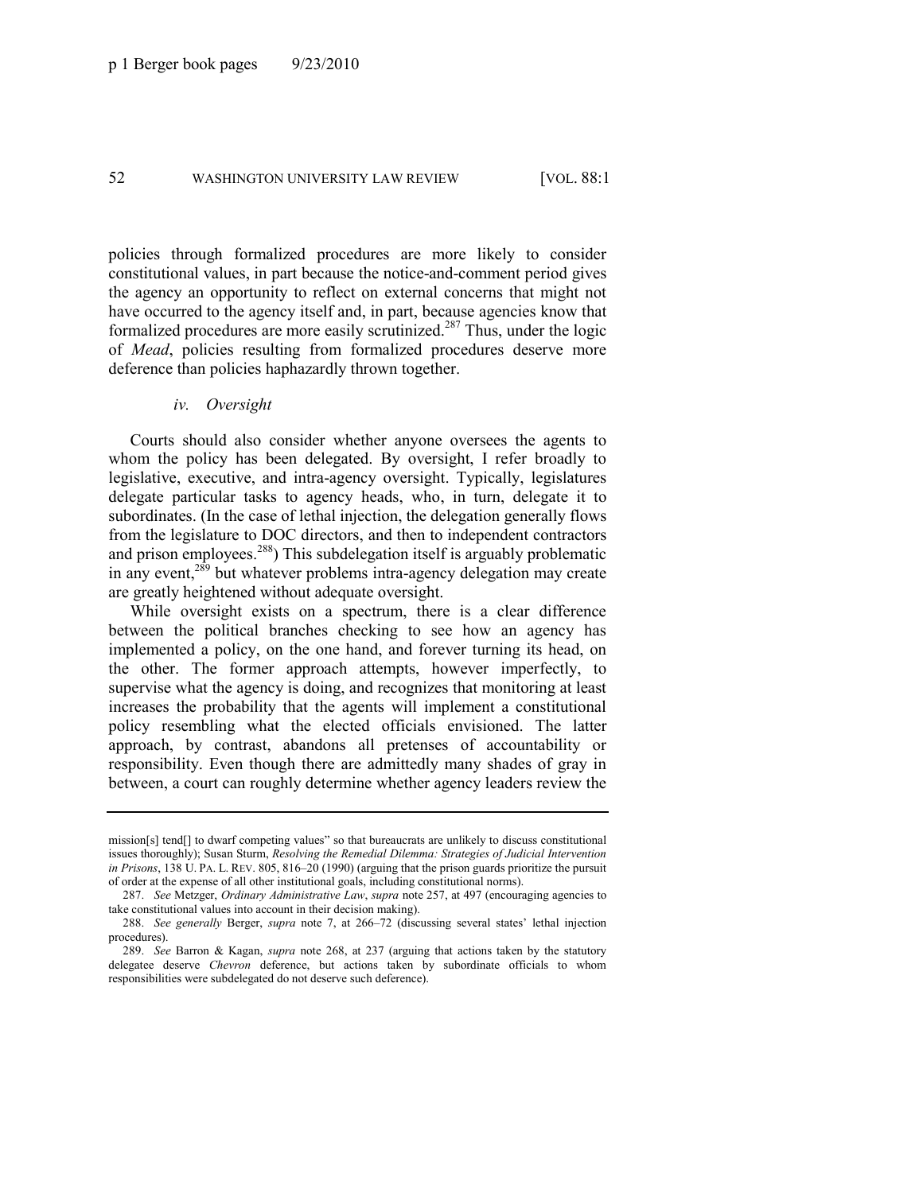policies through formalized procedures are more likely to consider constitutional values, in part because the notice-and-comment period gives the agency an opportunity to reflect on external concerns that might not have occurred to the agency itself and, in part, because agencies know that formalized procedures are more easily scrutinized.[287] Thus, under the logic of *Mead*, policies resulting from formalized procedures deserve more deference than policies haphazardly thrown together.

#### *iv. Oversight*

Courts should also consider whether anyone oversees the agents to whom the policy has been delegated. By oversight, I refer broadly to legislative, executive, and intra-agency oversight. Typically, legislatures delegate particular tasks to agency heads, who, in turn, delegate it to subordinates. (In the case of lethal injection, the delegation generally flows from the legislature to DOC directors, and then to independent contractors and prison employees.[288]) This subdelegation itself is arguably problematic in any event,[289] but whatever problems intra-agency delegation may create are greatly heightened without adequate oversight.

While oversight exists on a spectrum, there is a clear difference between the political branches checking to see how an agency has implemented a policy, on the one hand, and forever turning its head, on the other. The former approach attempts, however imperfectly, to supervise what the agency is doing, and recognizes that monitoring at least increases the probability that the agents will implement a constitutional policy resembling what the elected officials envisioned. The latter approach, by contrast, abandons all pretenses of accountability or responsibility. Even though there are admittedly many shades of gray in between, a court can roughly determine whether agency leaders review the

---

mission[s] tend[] to dwarf competing values" so that bureaucrats are unlikely to discuss constitutional issues thoroughly); Susan Sturm, *Resolving the Remedial Dilemma: Strategies of Judicial Intervention in Prisons*, 138 U. PA. L. REV. 805, 816–20 (1990) (arguing that the prison guards prioritize the pursuit of order at the expense of all other institutional goals, including constitutional norms).

287. *See* Metzger, *Ordinary Administrative Law*, *supra* note 257, at 497 (encouraging agencies to take constitutional values into account in their decision making).

288. *See generally* Berger, *supra* note 7, at 266–72 (discussing several states' lethal injection procedures).

289. *See* Barron & Kagan, *supra* note 268, at 237 (arguing that actions taken by the statutory delegatee deserve *Chevron* deference, but actions taken by subordinate officials to whom responsibilities were subdelegated do not deserve such deference).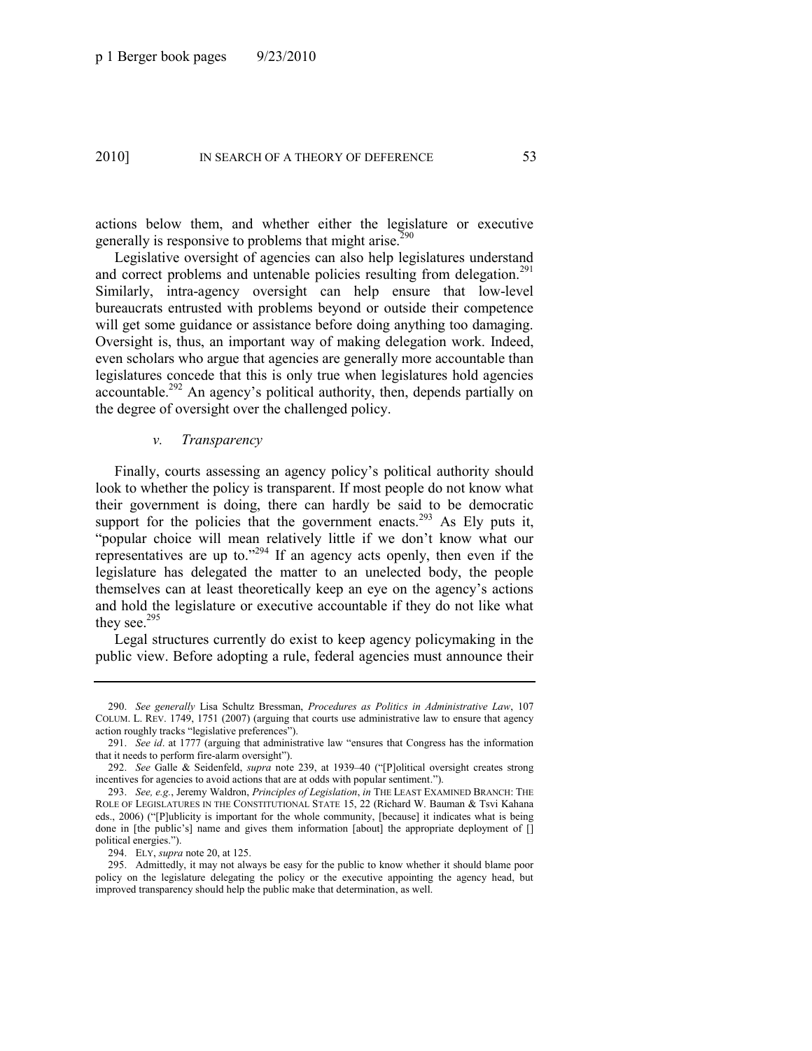actions below them, and whether either the legislature or executive generally is responsive to problems that might arise.[290]

Legislative oversight of agencies can also help legislatures understand and correct problems and untenable policies resulting from delegation.[291] Similarly, intra-agency oversight can help ensure that low-level bureaucrats entrusted with problems beyond or outside their competence will get some guidance or assistance before doing anything too damaging. Oversight is, thus, an important way of making delegation work. Indeed, even scholars who argue that agencies are generally more accountable than legislatures concede that this is only true when legislatures hold agencies accountable.[292] An agency's political authority, then, depends partially on the degree of oversight over the challenged policy.

#### *v. Transparency*

Finally, courts assessing an agency policy's political authority should look to whether the policy is transparent. If most people do not know what their government is doing, there can hardly be said to be democratic support for the policies that the government enacts.[293] As Ely puts it, "popular choice will mean relatively little if we don't know what our representatives are up to."[294] If an agency acts openly, then even if the legislature has delegated the matter to an unelected body, the people themselves can at least theoretically keep an eye on the agency's actions and hold the legislature or executive accountable if they do not like what they see.[295]

Legal structures currently do exist to keep agency policymaking in the public view. Before adopting a rule, federal agencies must announce their

---

290. *See generally* Lisa Schultz Bressman, *Procedures as Politics in Administrative Law*, 107 COLUM. L. REV. 1749, 1751 (2007) (arguing that courts use administrative law to ensure that agency action roughly tracks "legislative preferences").

291. *See id*. at 1777 (arguing that administrative law "ensures that Congress has the information that it needs to perform fire-alarm oversight").

292. *See* Galle & Seidenfeld, *supra* note 239, at 1939–40 ("[P]olitical oversight creates strong incentives for agencies to avoid actions that are at odds with popular sentiment.").

293. *See, e.g.*, Jeremy Waldron, *Principles of Legislation*, *in* THE LEAST EXAMINED BRANCH: THE ROLE OF LEGISLATURES IN THE CONSTITUTIONAL STATE 15, 22 (Richard W. Bauman & Tsvi Kahana eds., 2006) ("[P]ublicity is important for the whole community, [because] it indicates what is being done in [the public's] name and gives them information [about] the appropriate deployment of [] political energies.").

294. ELY, *supra* note 20, at 125.

295. Admittedly, it may not always be easy for the public to know whether it should blame poor policy on the legislature delegating the policy or the executive appointing the agency head, but improved transparency should help the public make that determination, as well.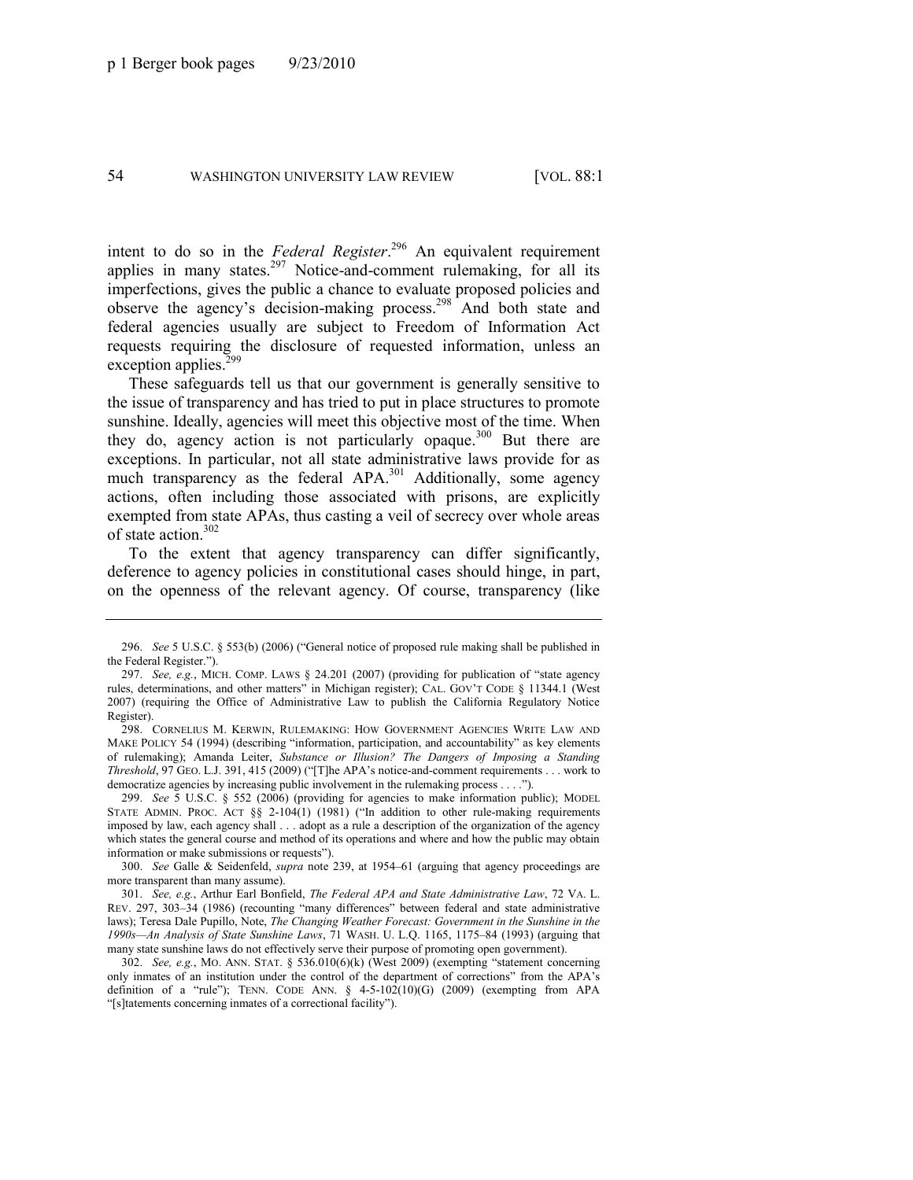intent to do so in the *Federal Register*.[296] An equivalent requirement applies in many states.[297] Notice-and-comment rulemaking, for all its imperfections, gives the public a chance to evaluate proposed policies and observe the agency's decision-making process.[298] And both state and federal agencies usually are subject to Freedom of Information Act requests requiring the disclosure of requested information, unless an exception applies.[299]

These safeguards tell us that our government is generally sensitive to the issue of transparency and has tried to put in place structures to promote sunshine. Ideally, agencies will meet this objective most of the time. When they do, agency action is not particularly opaque.[300] But there are exceptions. In particular, not all state administrative laws provide for as much transparency as the federal APA.[301] Additionally, some agency actions, often including those associated with prisons, are explicitly exempted from state APAs, thus casting a veil of secrecy over whole areas of state action.[302]

To the extent that agency transparency can differ significantly, deference to agency policies in constitutional cases should hinge, in part, on the openness of the relevant agency. Of course, transparency (like

---

296. *See* 5 U.S.C. § 553(b) (2006) ("General notice of proposed rule making shall be published in the Federal Register.").

297. *See, e.g.*, MICH. COMP. LAWS § 24.201 (2007) (providing for publication of "state agency rules, determinations, and other matters" in Michigan register); CAL. GOV'T CODE § 11344.1 (West 2007) (requiring the Office of Administrative Law to publish the California Regulatory Notice Register).

298. CORNELIUS M. KERWIN, RULEMAKING: HOW GOVERNMENT AGENCIES WRITE LAW AND MAKE POLICY 54 (1994) (describing "information, participation, and accountability" as key elements of rulemaking); Amanda Leiter, *Substance or Illusion? The Dangers of Imposing a Standing Threshold*, 97 GEO. L.J. 391, 415 (2009) ("[T]he APA's notice-and-comment requirements . . . work to democratize agencies by increasing public involvement in the rulemaking process . . . .").

299. *See* 5 U.S.C. § 552 (2006) (providing for agencies to make information public); MODEL STATE ADMIN. PROC. ACT §§ 2-104(1) (1981) ("In addition to other rule-making requirements imposed by law, each agency shall . . . adopt as a rule a description of the organization of the agency which states the general course and method of its operations and where and how the public may obtain information or make submissions or requests").

300. *See* Galle & Seidenfeld, *supra* note 239, at 1954–61 (arguing that agency proceedings are more transparent than many assume).

301. *See, e.g.*, Arthur Earl Bonfield, *The Federal APA and State Administrative Law*, 72 VA. L. REV. 297, 303–34 (1986) (recounting "many differences" between federal and state administrative laws); Teresa Dale Pupillo, Note, *The Changing Weather Forecast: Government in the Sunshine in the 1990s—An Analysis of State Sunshine Laws*, 71 WASH. U. L.Q. 1165, 1175–84 (1993) (arguing that many state sunshine laws do not effectively serve their purpose of promoting open government).

302. *See, e.g.*, MO. ANN. STAT. § 536.010(6)(k) (West 2009) (exempting "statement concerning only inmates of an institution under the control of the department of corrections" from the APA's definition of a "rule"); TENN. CODE ANN. § 4-5-102(10)(G) (2009) (exempting from APA "[s]tatements concerning inmates of a correctional facility").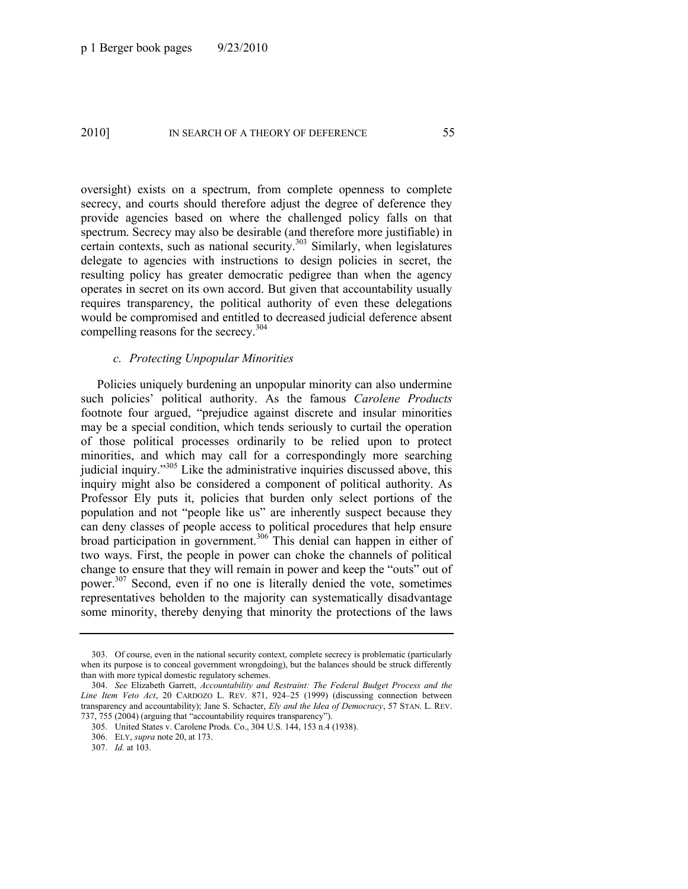oversight) exists on a spectrum, from complete openness to complete secrecy, and courts should therefore adjust the degree of deference they provide agencies based on where the challenged policy falls on that spectrum. Secrecy may also be desirable (and therefore more justifiable) in certain contexts, such as national security.[303] Similarly, when legislatures delegate to agencies with instructions to design policies in secret, the resulting policy has greater democratic pedigree than when the agency operates in secret on its own accord. But given that accountability usually requires transparency, the political authority of even these delegations would be compromised and entitled to decreased judicial deference absent compelling reasons for the secrecy.[304]

#### *c. Protecting Unpopular Minorities*

Policies uniquely burdening an unpopular minority can also undermine such policies' political authority. As the famous *Carolene Products* footnote four argued, "prejudice against discrete and insular minorities may be a special condition, which tends seriously to curtail the operation of those political processes ordinarily to be relied upon to protect minorities, and which may call for a correspondingly more searching judicial inquiry."[305] Like the administrative inquiries discussed above, this inquiry might also be considered a component of political authority. As Professor Ely puts it, policies that burden only select portions of the population and not "people like us" are inherently suspect because they can deny classes of people access to political procedures that help ensure broad participation in government.[306] This denial can happen in either of two ways. First, the people in power can choke the channels of political change to ensure that they will remain in power and keep the "outs" out of power.[307] Second, even if no one is literally denied the vote, sometimes representatives beholden to the majority can systematically disadvantage some minority, thereby denying that minority the protections of the laws

---

303. Of course, even in the national security context, complete secrecy is problematic (particularly when its purpose is to conceal government wrongdoing), but the balances should be struck differently than with more typical domestic regulatory schemes.

304. *See* Elizabeth Garrett, *Accountability and Restraint: The Federal Budget Process and the Line Item Veto Act*, 20 CARDOZO L. REV. 871, 924–25 (1999) (discussing connection between transparency and accountability); Jane S. Schacter, *Ely and the Idea of Democracy*, 57 STAN. L. REV. 737, 755 (2004) (arguing that "accountability requires transparency").

305. United States v. Carolene Prods. Co., 304 U.S. 144, 153 n.4 (1938).

306. ELY, *supra* note 20, at 173.

307. *Id.* at 103.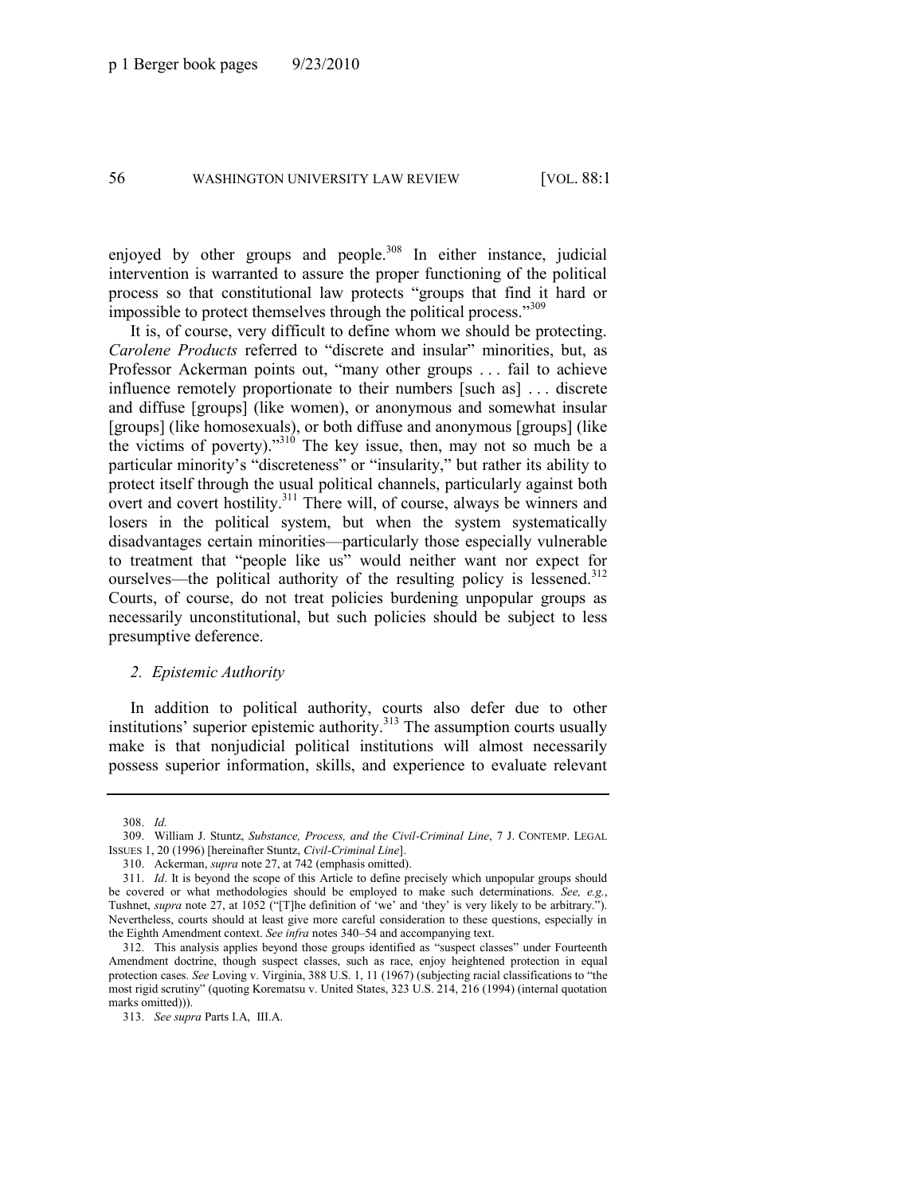enjoyed by other groups and people.[308] In either instance, judicial intervention is warranted to assure the proper functioning of the political process so that constitutional law protects "groups that find it hard or impossible to protect themselves through the political process."[309]

It is, of course, very difficult to define whom we should be protecting. *Carolene Products* referred to "discrete and insular" minorities, but, as Professor Ackerman points out, "many other groups . . . fail to achieve influence remotely proportionate to their numbers [such as] . . . discrete and diffuse [groups] (like women), or anonymous and somewhat insular [groups] (like homosexuals), or both diffuse and anonymous [groups] (like the victims of poverty)."[310] The key issue, then, may not so much be a particular minority's "discreteness" or "insularity," but rather its ability to protect itself through the usual political channels, particularly against both overt and covert hostility.[311] There will, of course, always be winners and losers in the political system, but when the system systematically disadvantages certain minorities—particularly those especially vulnerable to treatment that "people like us" would neither want nor expect for ourselves—the political authority of the resulting policy is lessened.[312] Courts, of course, do not treat policies burdening unpopular groups as necessarily unconstitutional, but such policies should be subject to less presumptive deference.

### *2. Epistemic Authority*

In addition to political authority, courts also defer due to other institutions' superior epistemic authority.[313] The assumption courts usually make is that nonjudicial political institutions will almost necessarily possess superior information, skills, and experience to evaluate relevant

---

308. *Id.*

309. William J. Stuntz, *Substance, Process, and the Civil-Criminal Line*, 7 J. CONTEMP. LEGAL ISSUES 1, 20 (1996) [hereinafter Stuntz, *Civil-Criminal Line*].

310. Ackerman, *supra* note 27, at 742 (emphasis omitted).

311. *Id*. It is beyond the scope of this Article to define precisely which unpopular groups should be covered or what methodologies should be employed to make such determinations. *See, e.g.*, Tushnet, *supra* note 27, at 1052 ("[T]he definition of 'we' and 'they' is very likely to be arbitrary."). Nevertheless, courts should at least give more careful consideration to these questions, especially in the Eighth Amendment context. *See infra* notes 340–54 and accompanying text.

312. This analysis applies beyond those groups identified as "suspect classes" under Fourteenth Amendment doctrine, though suspect classes, such as race, enjoy heightened protection in equal protection cases. *See* Loving v. Virginia, 388 U.S. 1, 11 (1967) (subjecting racial classifications to "the most rigid scrutiny" (quoting Korematsu v. United States, 323 U.S. 214, 216 (1994) (internal quotation marks omitted))).

313. *See supra* Parts I.A, III.A.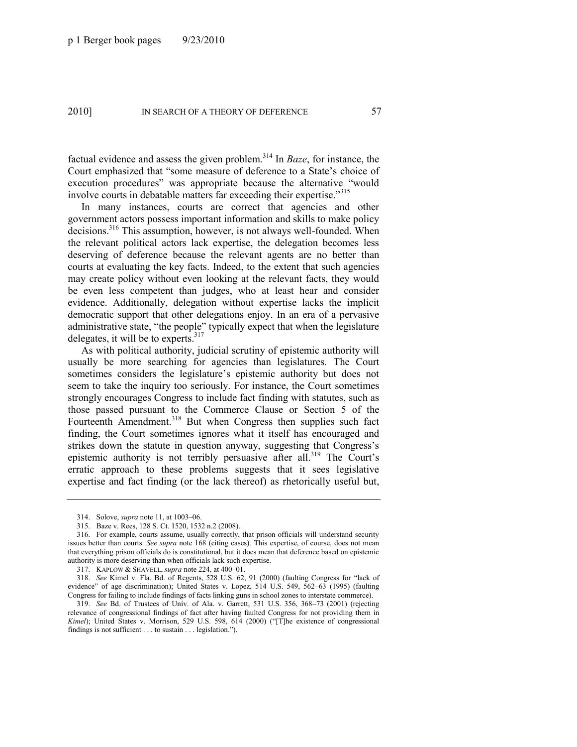factual evidence and assess the given problem.[314] In *Baze*, for instance, the Court emphasized that "some measure of deference to a State's choice of execution procedures" was appropriate because the alternative "would involve courts in debatable matters far exceeding their expertise."[315]

In many instances, courts are correct that agencies and other government actors possess important information and skills to make policy decisions.[316] This assumption, however, is not always well-founded. When the relevant political actors lack expertise, the delegation becomes less deserving of deference because the relevant agents are no better than courts at evaluating the key facts. Indeed, to the extent that such agencies may create policy without even looking at the relevant facts, they would be even less competent than judges, who at least hear and consider evidence. Additionally, delegation without expertise lacks the implicit democratic support that other delegations enjoy. In an era of a pervasive administrative state, "the people" typically expect that when the legislature delegates, it will be to experts.[317]

As with political authority, judicial scrutiny of epistemic authority will usually be more searching for agencies than legislatures. The Court sometimes considers the legislature's epistemic authority but does not seem to take the inquiry too seriously. For instance, the Court sometimes strongly encourages Congress to include fact finding with statutes, such as those passed pursuant to the Commerce Clause or Section 5 of the Fourteenth Amendment.[318] But when Congress then supplies such fact finding, the Court sometimes ignores what it itself has encouraged and strikes down the statute in question anyway, suggesting that Congress's epistemic authority is not terribly persuasive after all.[319] The Court's erratic approach to these problems suggests that it sees legislative expertise and fact finding (or the lack thereof) as rhetorically useful but,

---

314. Solove, *supra* note 11, at 1003–06.

315. Baze v. Rees, 128 S. Ct. 1520, 1532 n.2 (2008).

316. For example, courts assume, usually correctly, that prison officials will understand security issues better than courts. *See supra* note 168 (citing cases). This expertise, of course, does not mean that everything prison officials do is constitutional, but it does mean that deference based on epistemic authority is more deserving than when officials lack such expertise.

317. KAPLOW & SHAVELL, *supra* note 224, at 400–01.

318. *See* Kimel v. Fla. Bd. of Regents, 528 U.S. 62, 91 (2000) (faulting Congress for "lack of evidence" of age discrimination); United States v. Lopez, 514 U.S. 549, 562–63 (1995) (faulting Congress for failing to include findings of facts linking guns in school zones to interstate commerce).

319. *See* Bd. of Trustees of Univ. of Ala. v. Garrett, 531 U.S. 356, 368–73 (2001) (rejecting relevance of congressional findings of fact after having faulted Congress for not providing them in *Kimel*); United States v. Morrison, 529 U.S. 598, 614 (2000) ("[T]he existence of congressional findings is not sufficient . . . to sustain . . . legislation.").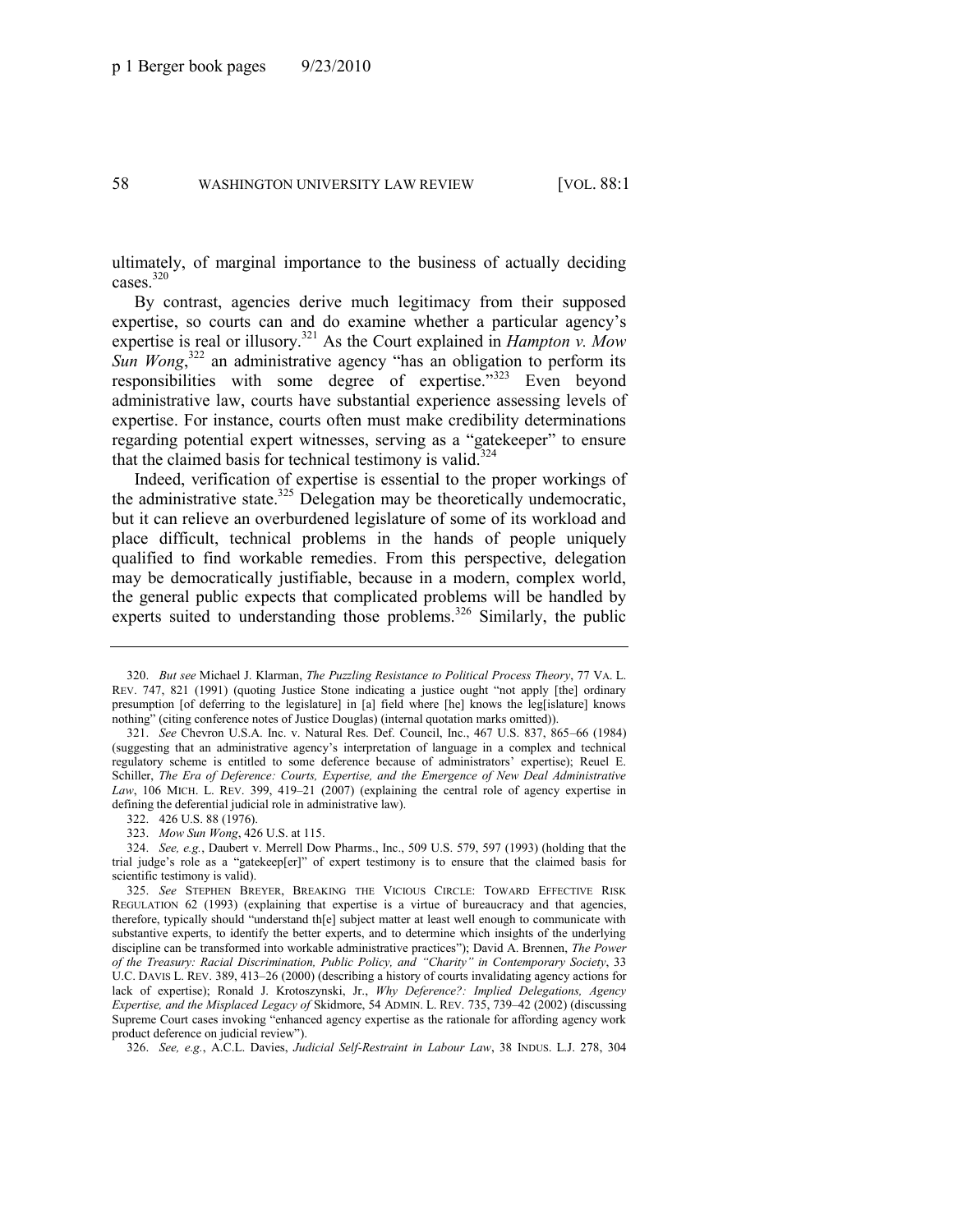ultimately, of marginal importance to the business of actually deciding cases.[320]

By contrast, agencies derive much legitimacy from their supposed expertise, so courts can and do examine whether a particular agency's expertise is real or illusory.[321] As the Court explained in *Hampton v. Mow Sun Wong*,[322] an administrative agency "has an obligation to perform its responsibilities with some degree of expertise."[323] Even beyond administrative law, courts have substantial experience assessing levels of expertise. For instance, courts often must make credibility determinations regarding potential expert witnesses, serving as a "gatekeeper" to ensure that the claimed basis for technical testimony is valid.[324]

Indeed, verification of expertise is essential to the proper workings of the administrative state.[325] Delegation may be theoretically undemocratic, but it can relieve an overburdened legislature of some of its workload and place difficult, technical problems in the hands of people uniquely qualified to find workable remedies. From this perspective, delegation may be democratically justifiable, because in a modern, complex world, the general public expects that complicated problems will be handled by experts suited to understanding those problems.[326] Similarly, the public

---

320. *But see* Michael J. Klarman, *The Puzzling Resistance to Political Process Theory*, 77 VA. L. REV. 747, 821 (1991) (quoting Justice Stone indicating a justice ought "not apply [the] ordinary presumption [of deferring to the legislature] in [a] field where [he] knows the leg[islature] knows nothing" (citing conference notes of Justice Douglas) (internal quotation marks omitted)).

321. *See* Chevron U.S.A. Inc. v. Natural Res. Def. Council, Inc., 467 U.S. 837, 865–66 (1984) (suggesting that an administrative agency's interpretation of language in a complex and technical regulatory scheme is entitled to some deference because of administrators' expertise); Reuel E. Schiller, *The Era of Deference: Courts, Expertise, and the Emergence of New Deal Administrative Law*, 106 MICH. L. REV. 399, 419–21 (2007) (explaining the central role of agency expertise in defining the deferential judicial role in administrative law).

322. 426 U.S. 88 (1976).

323. *Mow Sun Wong*, 426 U.S. at 115.

324. *See, e.g.*, Daubert v. Merrell Dow Pharms., Inc., 509 U.S. 579, 597 (1993) (holding that the trial judge's role as a "gatekeep[er]" of expert testimony is to ensure that the claimed basis for scientific testimony is valid).

325. *See* STEPHEN BREYER, BREAKING THE VICIOUS CIRCLE: TOWARD EFFECTIVE RISK REGULATION 62 (1993) (explaining that expertise is a virtue of bureaucracy and that agencies, therefore, typically should "understand th[e] subject matter at least well enough to communicate with substantive experts, to identify the better experts, and to determine which insights of the underlying discipline can be transformed into workable administrative practices"); David A. Brennen, *The Power of the Treasury: Racial Discrimination, Public Policy, and "Charity" in Contemporary Society*, 33 U.C. DAVIS L. REV. 389, 413–26 (2000) (describing a history of courts invalidating agency actions for lack of expertise); Ronald J. Krotoszynski, Jr., *Why Deference?: Implied Delegations, Agency Expertise, and the Misplaced Legacy of* Skidmore, 54 ADMIN. L. REV. 735, 739–42 (2002) (discussing Supreme Court cases invoking "enhanced agency expertise as the rationale for affording agency work product deference on judicial review").

326. *See, e.g.*, A.C.L. Davies, *Judicial Self-Restraint in Labour Law*, 38 INDUS. L.J. 278, 304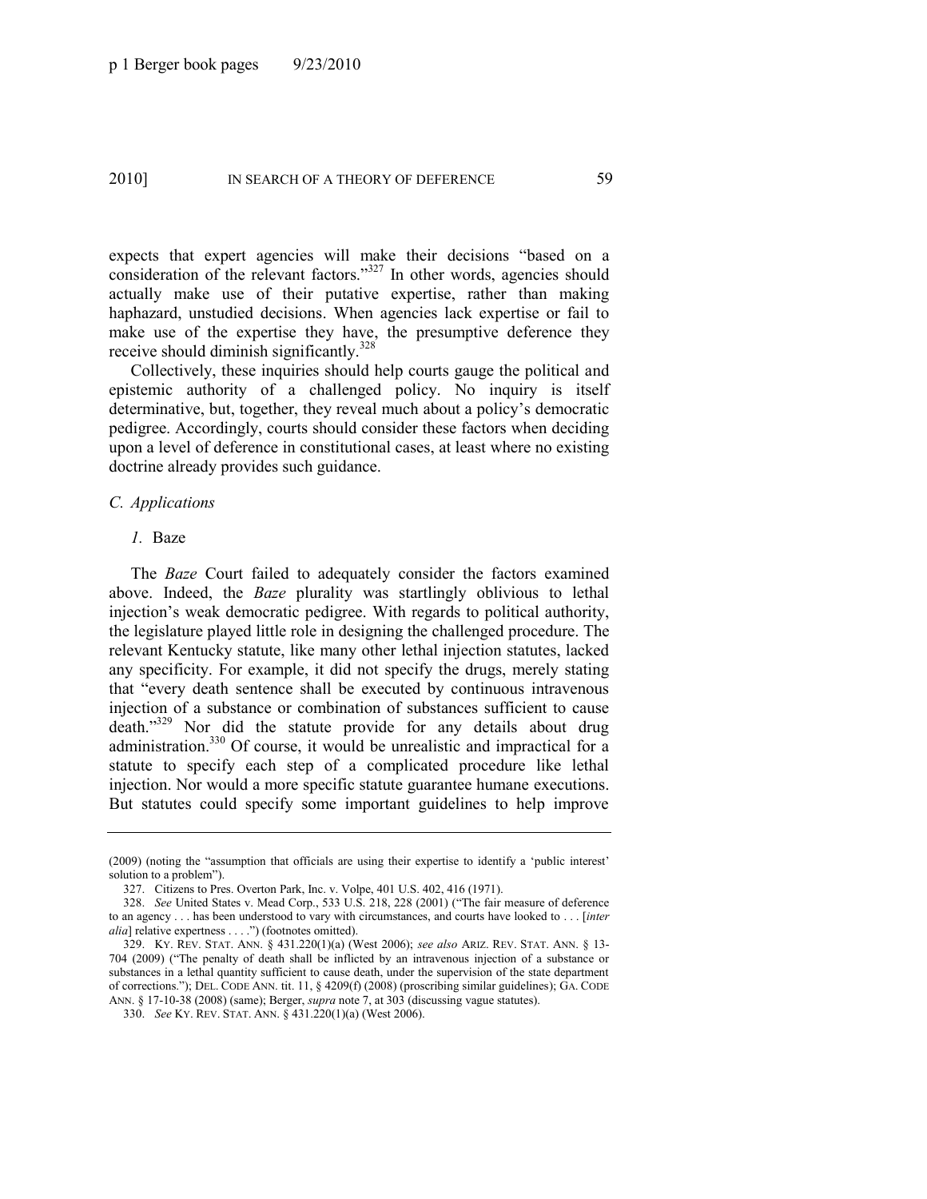expects that expert agencies will make their decisions "based on a consideration of the relevant factors."[327] In other words, agencies should actually make use of their putative expertise, rather than making haphazard, unstudied decisions. When agencies lack expertise or fail to make use of the expertise they have, the presumptive deference they receive should diminish significantly.[328]

Collectively, these inquiries should help courts gauge the political and epistemic authority of a challenged policy. No inquiry is itself determinative, but, together, they reveal much about a policy's democratic pedigree. Accordingly, courts should consider these factors when deciding upon a level of deference in constitutional cases, at least where no existing doctrine already provides such guidance.

### *C. Applications*

#### *1.* Baze

The *Baze* Court failed to adequately consider the factors examined above. Indeed, the *Baze* plurality was startlingly oblivious to lethal injection's weak democratic pedigree. With regards to political authority, the legislature played little role in designing the challenged procedure. The relevant Kentucky statute, like many other lethal injection statutes, lacked any specificity. For example, it did not specify the drugs, merely stating that "every death sentence shall be executed by continuous intravenous injection of a substance or combination of substances sufficient to cause death."[329] Nor did the statute provide for any details about drug administration.[330] Of course, it would be unrealistic and impractical for a statute to specify each step of a complicated procedure like lethal injection. Nor would a more specific statute guarantee humane executions. But statutes could specify some important guidelines to help improve

---

(2009) (noting the "assumption that officials are using their expertise to identify a 'public interest' solution to a problem").

327. Citizens to Pres. Overton Park, Inc. v. Volpe, 401 U.S. 402, 416 (1971).

328. *See* United States v. Mead Corp., 533 U.S. 218, 228 (2001) ("The fair measure of deference to an agency . . . has been understood to vary with circumstances, and courts have looked to . . . [*inter alia*] relative expertness . . . .") (footnotes omitted).

329. KY. REV. STAT. ANN. § 431.220(1)(a) (West 2006); *see also* ARIZ. REV. STAT. ANN. § 13-704 (2009) ("The penalty of death shall be inflicted by an intravenous injection of a substance or substances in a lethal quantity sufficient to cause death, under the supervision of the state department of corrections."); DEL. CODE ANN. tit. 11, § 4209(f) (2008) (proscribing similar guidelines); GA. CODE ANN. § 17-10-38 (2008) (same); Berger, *supra* note 7, at 303 (discussing vague statutes).

330. *See* KY. REV. STAT. ANN. § 431.220(1)(a) (West 2006).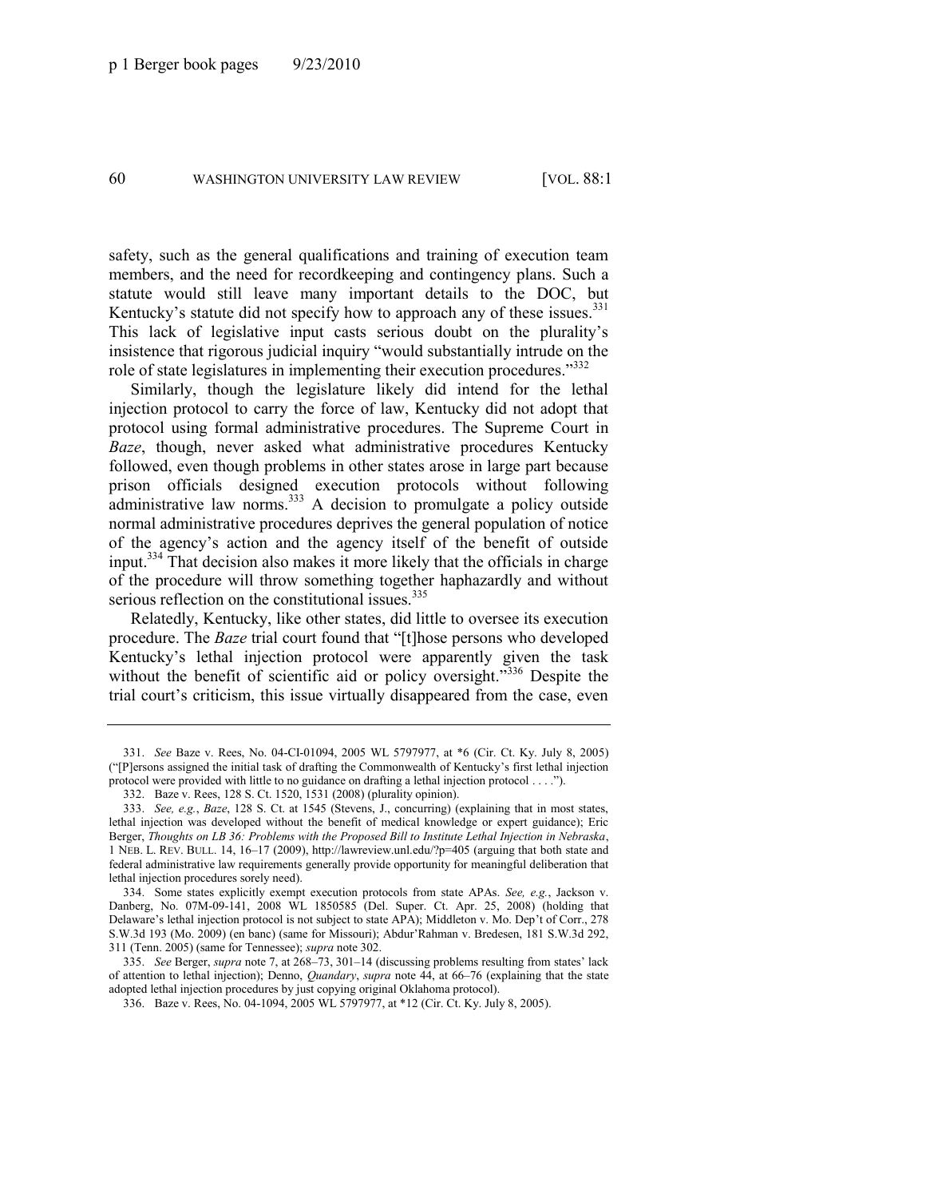safety, such as the general qualifications and training of execution team members, and the need for recordkeeping and contingency plans. Such a statute would still leave many important details to the DOC, but Kentucky's statute did not specify how to approach any of these issues.[331] This lack of legislative input casts serious doubt on the plurality's insistence that rigorous judicial inquiry "would substantially intrude on the role of state legislatures in implementing their execution procedures."[332]

Similarly, though the legislature likely did intend for the lethal injection protocol to carry the force of law, Kentucky did not adopt that protocol using formal administrative procedures. The Supreme Court in *Baze*, though, never asked what administrative procedures Kentucky followed, even though problems in other states arose in large part because prison officials designed execution protocols without following administrative law norms.[333] A decision to promulgate a policy outside normal administrative procedures deprives the general population of notice of the agency's action and the agency itself of the benefit of outside input.[334] That decision also makes it more likely that the officials in charge of the procedure will throw something together haphazardly and without serious reflection on the constitutional issues.[335]

Relatedly, Kentucky, like other states, did little to oversee its execution procedure. The *Baze* trial court found that "[t]hose persons who developed Kentucky's lethal injection protocol were apparently given the task without the benefit of scientific aid or policy oversight."[336] Despite the trial court's criticism, this issue virtually disappeared from the case, even

---

331. *See* Baze v. Rees, No. 04-CI-01094, 2005 WL 5797977, at *6 (Cir. Ct. Ky. July 8, 2005) ("[P]ersons assigned the initial task of drafting the Commonwealth of Kentucky's first lethal injection protocol were provided with little to no guidance on drafting a lethal injection protocol . . . .").

332. Baze v. Rees, 128 S. Ct. 1520, 1531 (2008) (plurality opinion).

333. *See, e.g.*, *Baze*, 128 S. Ct. at 1545 (Stevens, J., concurring) (explaining that in most states, lethal injection was developed without the benefit of medical knowledge or expert guidance); Eric Berger, *Thoughts on LB 36: Problems with the Proposed Bill to Institute Lethal Injection in Nebraska*, 1 NEB. L. REV. BULL. 14, 16–17 (2009), http://lawreview.unl.edu/?p=405 (arguing that both state and federal administrative law requirements generally provide opportunity for meaningful deliberation that lethal injection procedures sorely need).

334. Some states explicitly exempt execution protocols from state APAs. *See, e.g.*, Jackson v. Danberg, No. 07M-09-141, 2008 WL 1850585 (Del. Super. Ct. Apr. 25, 2008) (holding that Delaware's lethal injection protocol is not subject to state APA); Middleton v. Mo. Dep't of Corr., 278 S.W.3d 193 (Mo. 2009) (en banc) (same for Missouri); Abdur'Rahman v. Bredesen, 181 S.W.3d 292, 311 (Tenn. 2005) (same for Tennessee); *supra* note 302.

335. *See* Berger, *supra* note 7, at 268–73, 301–14 (discussing problems resulting from states' lack of attention to lethal injection); Denno, *Quandary*, *supra* note 44, at 66–76 (explaining that the state adopted lethal injection procedures by just copying original Oklahoma protocol).

336. Baze v. Rees, No. 04-1094, 2005 WL 5797977, at *12 (Cir. Ct. Ky. July 8, 2005).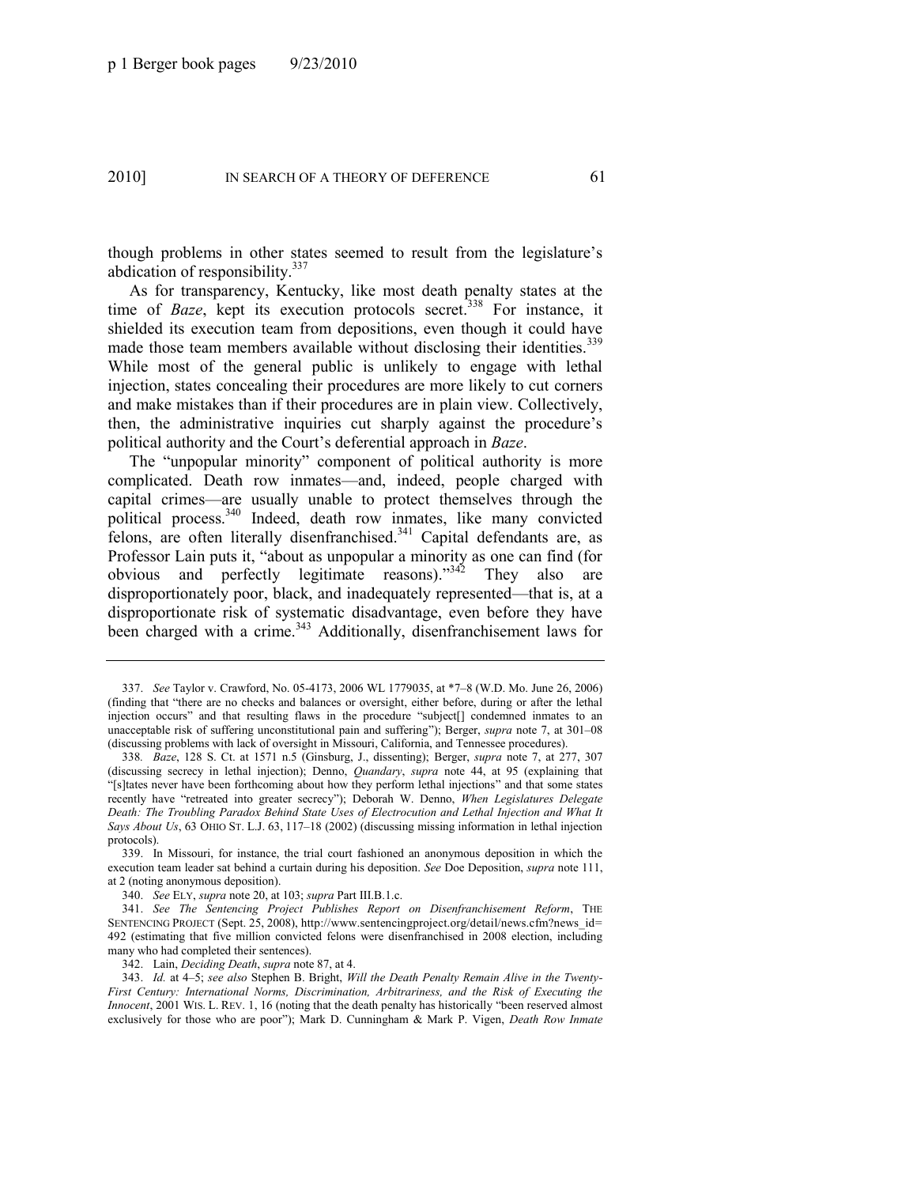though problems in other states seemed to result from the legislature's abdication of responsibility.[337]

As for transparency, Kentucky, like most death penalty states at the time of *Baze*, kept its execution protocols secret.[338] For instance, it shielded its execution team from depositions, even though it could have made those team members available without disclosing their identities.[339] While most of the general public is unlikely to engage with lethal injection, states concealing their procedures are more likely to cut corners and make mistakes than if their procedures are in plain view. Collectively, then, the administrative inquiries cut sharply against the procedure's political authority and the Court's deferential approach in *Baze*.

The "unpopular minority" component of political authority is more complicated. Death row inmates—and, indeed, people charged with capital crimes—are usually unable to protect themselves through the political process.[340] Indeed, death row inmates, like many convicted felons, are often literally disenfranchised.[341] Capital defendants are, as Professor Lain puts it, "about as unpopular a minority as one can find (for obvious and perfectly legitimate reasons)."[342] They also are disproportionately poor, black, and inadequately represented—that is, at a disproportionate risk of systematic disadvantage, even before they have been charged with a crime.[343] Additionally, disenfranchisement laws for

---

337. *See* Taylor v. Crawford, No. 05-4173, 2006 WL 1779035, at *7–8 (W.D. Mo. June 26, 2006) (finding that "there are no checks and balances or oversight, either before, during or after the lethal injection occurs" and that resulting flaws in the procedure "subject[] condemned inmates to an unacceptable risk of suffering unconstitutional pain and suffering"); Berger, *supra* note 7, at 301–08 (discussing problems with lack of oversight in Missouri, California, and Tennessee procedures).

338. *Baze*, 128 S. Ct. at 1571 n.5 (Ginsburg, J., dissenting); Berger, *supra* note 7, at 277, 307 (discussing secrecy in lethal injection); Denno, *Quandary*, *supra* note 44, at 95 (explaining that "[s]tates never have been forthcoming about how they perform lethal injections" and that some states recently have "retreated into greater secrecy"); Deborah W. Denno, *When Legislatures Delegate Death: The Troubling Paradox Behind State Uses of Electrocution and Lethal Injection and What It Says About Us*, 63 OHIO ST. L.J. 63, 117–18 (2002) (discussing missing information in lethal injection protocols).

339. In Missouri, for instance, the trial court fashioned an anonymous deposition in which the execution team leader sat behind a curtain during his deposition. *See* Doe Deposition, *supra* note 111, at 2 (noting anonymous deposition).

340. *See* ELY, *supra* note 20, at 103; *supra* Part III.B.1.c.

341. *See The Sentencing Project Publishes Report on Disenfranchisement Reform*, THE SENTENCING PROJECT (Sept. 25, 2008), http://www.sentencingproject.org/detail/news.cfm?news_id=492 (estimating that five million convicted felons were disenfranchised in 2008 election, including many who had completed their sentences).

342. Lain, *Deciding Death*, *supra* note 87, at 4.

343. *Id.* at 4–5; *see also* Stephen B. Bright, *Will the Death Penalty Remain Alive in the Twenty-First Century: International Norms, Discrimination, Arbitrariness, and the Risk of Executing the Innocent*, 2001 WIS. L. REV. 1, 16 (noting that the death penalty has historically "been reserved almost exclusively for those who are poor"); Mark D. Cunningham & Mark P. Vigen, *Death Row Inmate*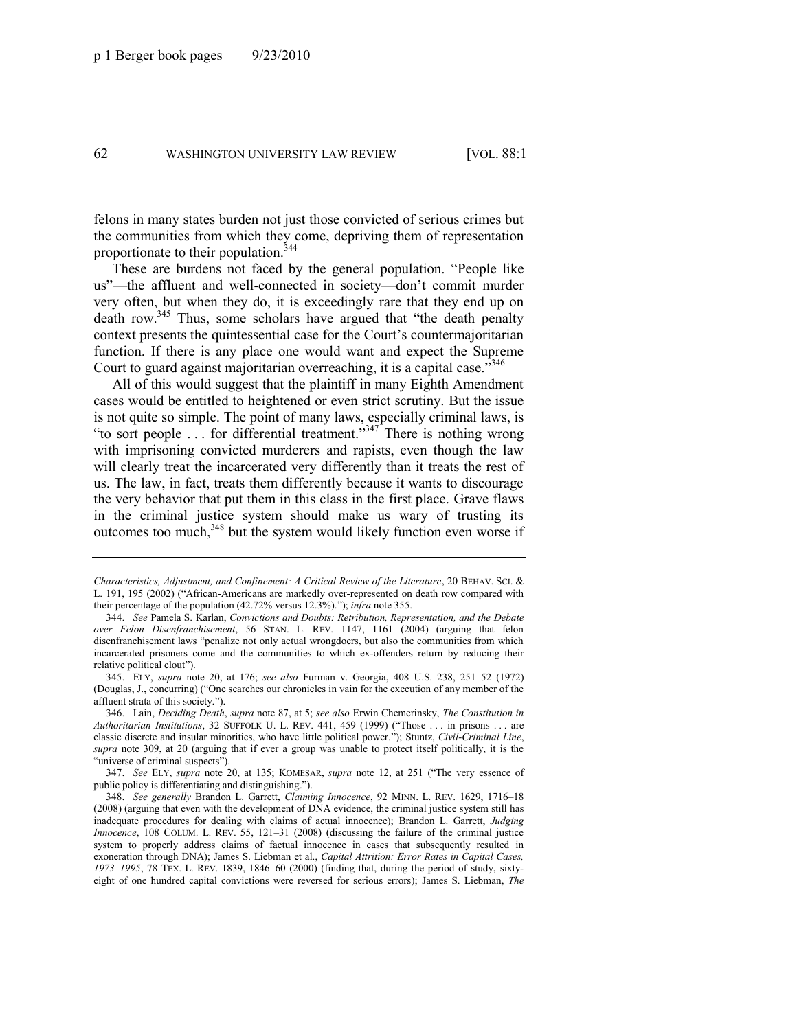felons in many states burden not just those convicted of serious crimes but the communities from which they come, depriving them of representation proportionate to their population.[344]

These are burdens not faced by the general population. "People like us"—the affluent and well-connected in society—don't commit murder very often, but when they do, it is exceedingly rare that they end up on death row.[345] Thus, some scholars have argued that "the death penalty context presents the quintessential case for the Court's countermajoritarian function. If there is any place one would want and expect the Supreme Court to guard against majoritarian overreaching, it is a capital case."[346]

All of this would suggest that the plaintiff in many Eighth Amendment cases would be entitled to heightened or even strict scrutiny. But the issue is not quite so simple. The point of many laws, especially criminal laws, is "to sort people . . . for differential treatment."[347] There is nothing wrong with imprisoning convicted murderers and rapists, even though the law will clearly treat the incarcerated very differently than it treats the rest of us. The law, in fact, treats them differently because it wants to discourage the very behavior that put them in this class in the first place. Grave flaws in the criminal justice system should make us wary of trusting its outcomes too much,[348] but the system would likely function even worse if

---

*Characteristics, Adjustment, and Confinement: A Critical Review of the Literature*, 20 BEHAV. SCI. & L. 191, 195 (2002) ("African-Americans are markedly over-represented on death row compared with their percentage of the population (42.72% versus 12.3%)."); *infra* note 355.

344. *See* Pamela S. Karlan, *Convictions and Doubts: Retribution, Representation, and the Debate over Felon Disenfranchisement*, 56 STAN. L. REV. 1147, 1161 (2004) (arguing that felon disenfranchisement laws "penalize not only actual wrongdoers, but also the communities from which incarcerated prisoners come and the communities to which ex-offenders return by reducing their relative political clout").

345. ELY, *supra* note 20, at 176; *see also* Furman v. Georgia, 408 U.S. 238, 251–52 (1972) (Douglas, J., concurring) ("One searches our chronicles in vain for the execution of any member of the affluent strata of this society.").

346. Lain, *Deciding Death*, *supra* note 87, at 5; *see also* Erwin Chemerinsky, *The Constitution in Authoritarian Institutions*, 32 SUFFOLK U. L. REV. 441, 459 (1999) ("Those . . . in prisons . . . are classic discrete and insular minorities, who have little political power."); Stuntz, *Civil-Criminal Line*, *supra* note 309, at 20 (arguing that if ever a group was unable to protect itself politically, it is the "universe of criminal suspects").

347. *See* ELY, *supra* note 20, at 135; KOMESAR, *supra* note 12, at 251 ("The very essence of public policy is differentiating and distinguishing.").

348. *See generally* Brandon L. Garrett, *Claiming Innocence*, 92 MINN. L. REV. 1629, 1716–18 (2008) (arguing that even with the development of DNA evidence, the criminal justice system still has inadequate procedures for dealing with claims of actual innocence); Brandon L. Garrett, *Judging Innocence*, 108 COLUM. L. REV. 55, 121–31 (2008) (discussing the failure of the criminal justice system to properly address claims of factual innocence in cases that subsequently resulted in exoneration through DNA); James S. Liebman et al., *Capital Attrition: Error Rates in Capital Cases, 1973–1995*, 78 TEX. L. REV. 1839, 1846–60 (2000) (finding that, during the period of study, sixty-eight of one hundred capital convictions were reversed for serious errors); James S. Liebman, *The*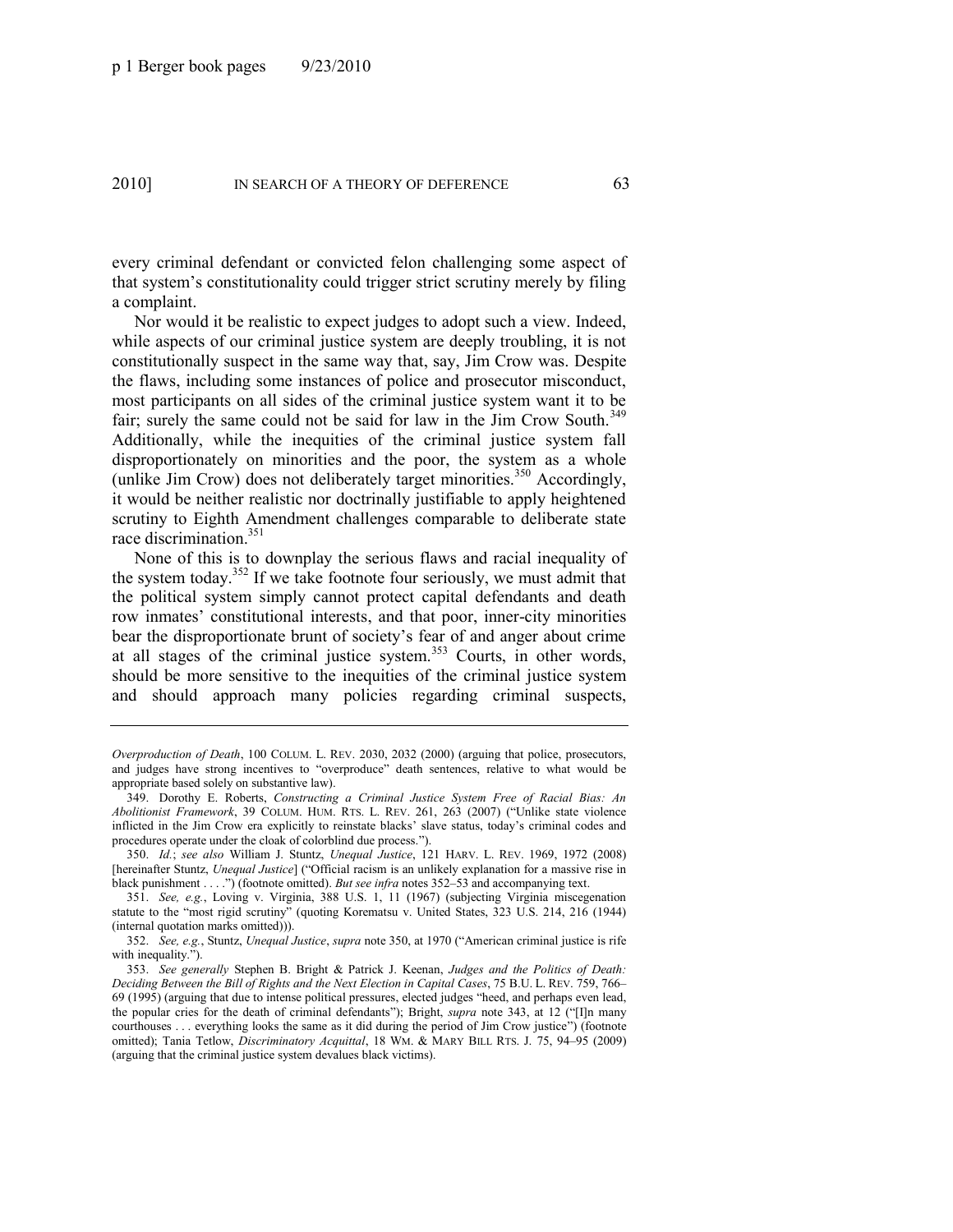every criminal defendant or convicted felon challenging some aspect of that system's constitutionality could trigger strict scrutiny merely by filing a complaint.

Nor would it be realistic to expect judges to adopt such a view. Indeed, while aspects of our criminal justice system are deeply troubling, it is not constitutionally suspect in the same way that, say, Jim Crow was. Despite the flaws, including some instances of police and prosecutor misconduct, most participants on all sides of the criminal justice system want it to be fair; surely the same could not be said for law in the Jim Crow South.[349] Additionally, while the inequities of the criminal justice system fall disproportionately on minorities and the poor, the system as a whole (unlike Jim Crow) does not deliberately target minorities.[350] Accordingly, it would be neither realistic nor doctrinally justifiable to apply heightened scrutiny to Eighth Amendment challenges comparable to deliberate state race discrimination.[351]

None of this is to downplay the serious flaws and racial inequality of the system today.[352] If we take footnote four seriously, we must admit that the political system simply cannot protect capital defendants and death row inmates' constitutional interests, and that poor, inner-city minorities bear the disproportionate brunt of society's fear of and anger about crime at all stages of the criminal justice system.[353] Courts, in other words, should be more sensitive to the inequities of the criminal justice system and should approach many policies regarding criminal suspects,

---

*Overproduction of Death*, 100 COLUM. L. REV. 2030, 2032 (2000) (arguing that police, prosecutors, and judges have strong incentives to "overproduce" death sentences, relative to what would be appropriate based solely on substantive law).

349. Dorothy E. Roberts, *Constructing a Criminal Justice System Free of Racial Bias: An Abolitionist Framework*, 39 COLUM. HUM. RTS. L. REV. 261, 263 (2007) ("Unlike state violence inflicted in the Jim Crow era explicitly to reinstate blacks' slave status, today's criminal codes and procedures operate under the cloak of colorblind due process.").

350. *Id.*; *see also* William J. Stuntz, *Unequal Justice*, 121 HARV. L. REV. 1969, 1972 (2008) [hereinafter Stuntz, *Unequal Justice*] ("Official racism is an unlikely explanation for a massive rise in black punishment . . . .") (footnote omitted). *But see infra* notes 352–53 and accompanying text.

351. *See, e.g.*, Loving v. Virginia, 388 U.S. 1, 11 (1967) (subjecting Virginia miscegenation statute to the "most rigid scrutiny" (quoting Korematsu v. United States, 323 U.S. 214, 216 (1944) (internal quotation marks omitted))).

352. *See, e.g.*, Stuntz, *Unequal Justice*, *supra* note 350, at 1970 ("American criminal justice is rife with inequality.").

353. *See generally* Stephen B. Bright & Patrick J. Keenan, *Judges and the Politics of Death: Deciding Between the Bill of Rights and the Next Election in Capital Cases*, 75 B.U. L. REV. 759, 766–69 (1995) (arguing that due to intense political pressures, elected judges "heed, and perhaps even lead, the popular cries for the death of criminal defendants"); Bright, *supra* note 343, at 12 ("[I]n many courthouses . . . everything looks the same as it did during the period of Jim Crow justice") (footnote omitted); Tania Tetlow, *Discriminatory Acquittal*, 18 WM. & MARY BILL RTS. J. 75, 94–95 (2009) (arguing that the criminal justice system devalues black victims).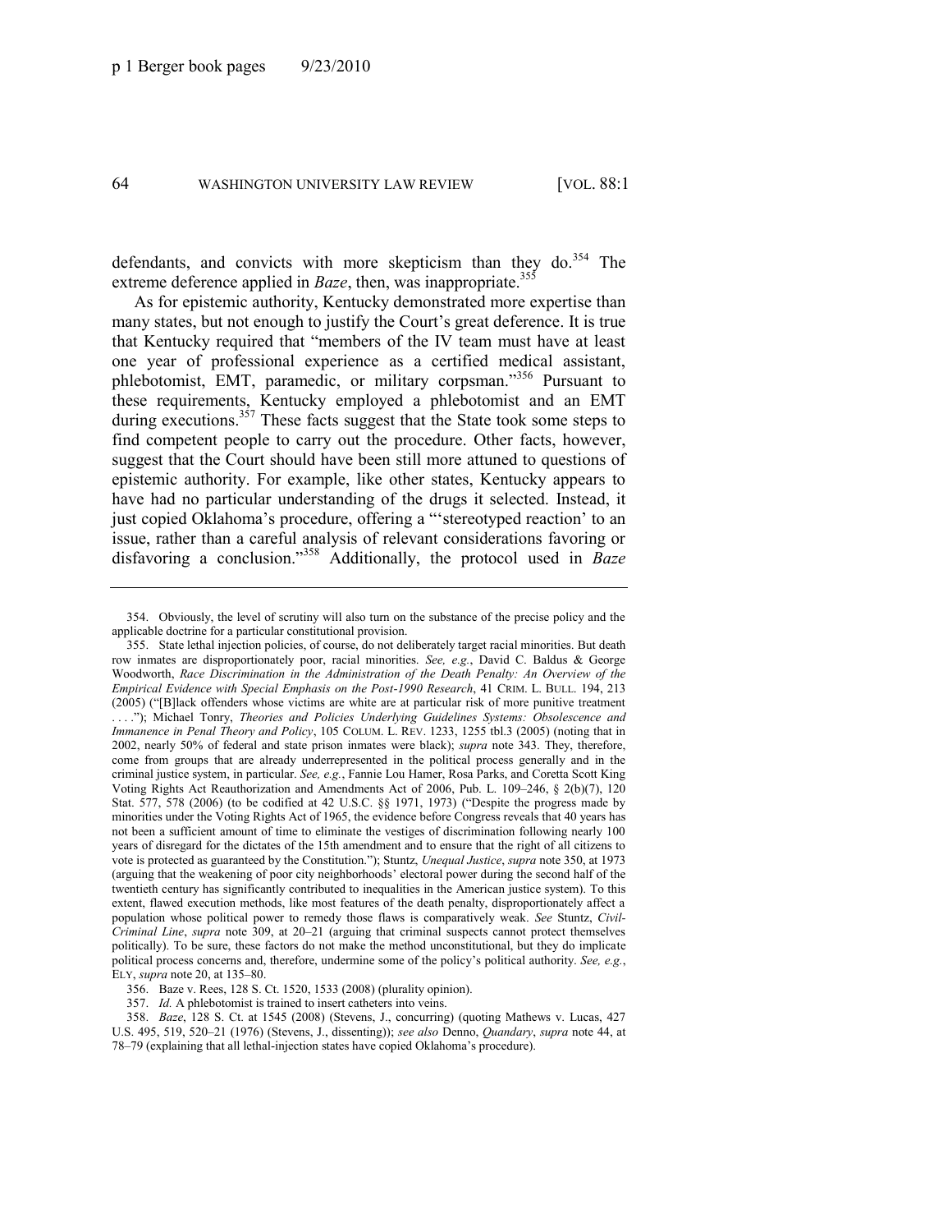defendants, and convicts with more skepticism than they do.[354] The extreme deference applied in *Baze*, then, was inappropriate.[355]

As for epistemic authority, Kentucky demonstrated more expertise than many states, but not enough to justify the Court's great deference. It is true that Kentucky required that "members of the IV team must have at least one year of professional experience as a certified medical assistant, phlebotomist, EMT, paramedic, or military corpsman."[356] Pursuant to these requirements, Kentucky employed a phlebotomist and an EMT during executions.[357] These facts suggest that the State took some steps to find competent people to carry out the procedure. Other facts, however, suggest that the Court should have been still more attuned to questions of epistemic authority. For example, like other states, Kentucky appears to have had no particular understanding of the drugs it selected. Instead, it just copied Oklahoma's procedure, offering a "'stereotyped reaction' to an issue, rather than a careful analysis of relevant considerations favoring or disfavoring a conclusion."[358] Additionally, the protocol used in *Baze*

---

354. Obviously, the level of scrutiny will also turn on the substance of the precise policy and the applicable doctrine for a particular constitutional provision.

355. State lethal injection policies, of course, do not deliberately target racial minorities. But death row inmates are disproportionately poor, racial minorities. *See, e.g.*, David C. Baldus & George Woodworth, *Race Discrimination in the Administration of the Death Penalty: An Overview of the Empirical Evidence with Special Emphasis on the Post-1990 Research*, 41 CRIM. L. BULL. 194, 213 (2005) ("[B]lack offenders whose victims are white are at particular risk of more punitive treatment . . . ."); Michael Tonry, *Theories and Policies Underlying Guidelines Systems: Obsolescence and Immanence in Penal Theory and Policy*, 105 COLUM. L. REV. 1233, 1255 tbl.3 (2005) (noting that in 2002, nearly 50% of federal and state prison inmates were black); *supra* note 343. They, therefore, come from groups that are already underrepresented in the political process generally and in the criminal justice system, in particular. *See, e.g.*, Fannie Lou Hamer, Rosa Parks, and Coretta Scott King Voting Rights Act Reauthorization and Amendments Act of 2006, Pub. L. 109–246, § 2(b)(7), 120 Stat. 577, 578 (2006) (to be codified at 42 U.S.C. §§ 1971, 1973) ("Despite the progress made by minorities under the Voting Rights Act of 1965, the evidence before Congress reveals that 40 years has not been a sufficient amount of time to eliminate the vestiges of discrimination following nearly 100 years of disregard for the dictates of the 15th amendment and to ensure that the right of all citizens to vote is protected as guaranteed by the Constitution."); Stuntz, *Unequal Justice*, *supra* note 350, at 1973 (arguing that the weakening of poor city neighborhoods' electoral power during the second half of the twentieth century has significantly contributed to inequalities in the American justice system). To this extent, flawed execution methods, like most features of the death penalty, disproportionately affect a population whose political power to remedy those flaws is comparatively weak. *See* Stuntz, *Civil-Criminal Line*, *supra* note 309, at 20–21 (arguing that criminal suspects cannot protect themselves politically). To be sure, these factors do not make the method unconstitutional, but they do implicate political process concerns and, therefore, undermine some of the policy's political authority. *See, e.g.*, ELY, *supra* note 20, at 135–80.

356. Baze v. Rees, 128 S. Ct. 1520, 1533 (2008) (plurality opinion).

357. *Id.* A phlebotomist is trained to insert catheters into veins.

358. *Baze*, 128 S. Ct. at 1545 (2008) (Stevens, J., concurring) (quoting Mathews v. Lucas, 427 U.S. 495, 519, 520–21 (1976) (Stevens, J., dissenting)); *see also* Denno, *Quandary*, *supra* note 44, at 78–79 (explaining that all lethal-injection states have copied Oklahoma's procedure).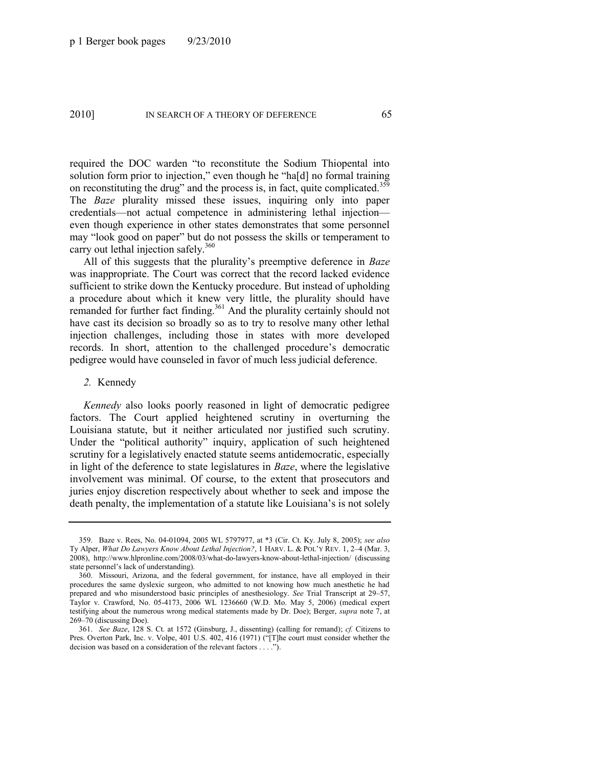required the DOC warden "to reconstitute the Sodium Thiopental into solution form prior to injection," even though he "ha[d] no formal training on reconstituting the drug" and the process is, in fact, quite complicated.[359] The *Baze* plurality missed these issues, inquiring only into paper credentials—not actual competence in administering lethal injection—even though experience in other states demonstrates that some personnel may "look good on paper" but do not possess the skills or temperament to carry out lethal injection safely.[360]

All of this suggests that the plurality's preemptive deference in *Baze* was inappropriate. The Court was correct that the record lacked evidence sufficient to strike down the Kentucky procedure. But instead of upholding a procedure about which it knew very little, the plurality should have remanded for further fact finding.[361] And the plurality certainly should not have cast its decision so broadly so as to try to resolve many other lethal injection challenges, including those in states with more developed records. In short, attention to the challenged procedure's democratic pedigree would have counseled in favor of much less judicial deference.

*2.* Kennedy

*Kennedy* also looks poorly reasoned in light of democratic pedigree factors. The Court applied heightened scrutiny in overturning the Louisiana statute, but it neither articulated nor justified such scrutiny. Under the "political authority" inquiry, application of such heightened scrutiny for a legislatively enacted statute seems antidemocratic, especially in light of the deference to state legislatures in *Baze*, where the legislative involvement was minimal. Of course, to the extent that prosecutors and juries enjoy discretion respectively about whether to seek and impose the death penalty, the implementation of a statute like Louisiana's is not solely

---

359. Baze v. Rees, No. 04-01094, 2005 WL 5797977, at *3 (Cir. Ct. Ky. July 8, 2005); *see also* Ty Alper, *What Do Lawyers Know About Lethal Injection?*, 1 HARV. L. & POL'Y REV. 1, 2–4 (Mar. 3, 2008), http://www.hlpronline.com/2008/03/what-do-lawyers-know-about-lethal-injection/ (discussing state personnel's lack of understanding).

360. Missouri, Arizona, and the federal government, for instance, have all employed in their procedures the same dyslexic surgeon, who admitted to not knowing how much anesthetic he had prepared and who misunderstood basic principles of anesthesiology. *See* Trial Transcript at 29–57, Taylor v. Crawford, No. 05-4173, 2006 WL 1236660 (W.D. Mo. May 5, 2006) (medical expert testifying about the numerous wrong medical statements made by Dr. Doe); Berger, *supra* note 7, at 269–70 (discussing Doe).

361. *See Baze*, 128 S. Ct. at 1572 (Ginsburg, J., dissenting) (calling for remand); *cf.* Citizens to Pres. Overton Park, Inc. v. Volpe, 401 U.S. 402, 416 (1971) ("[T]he court must consider whether the decision was based on a consideration of the relevant factors . . . .").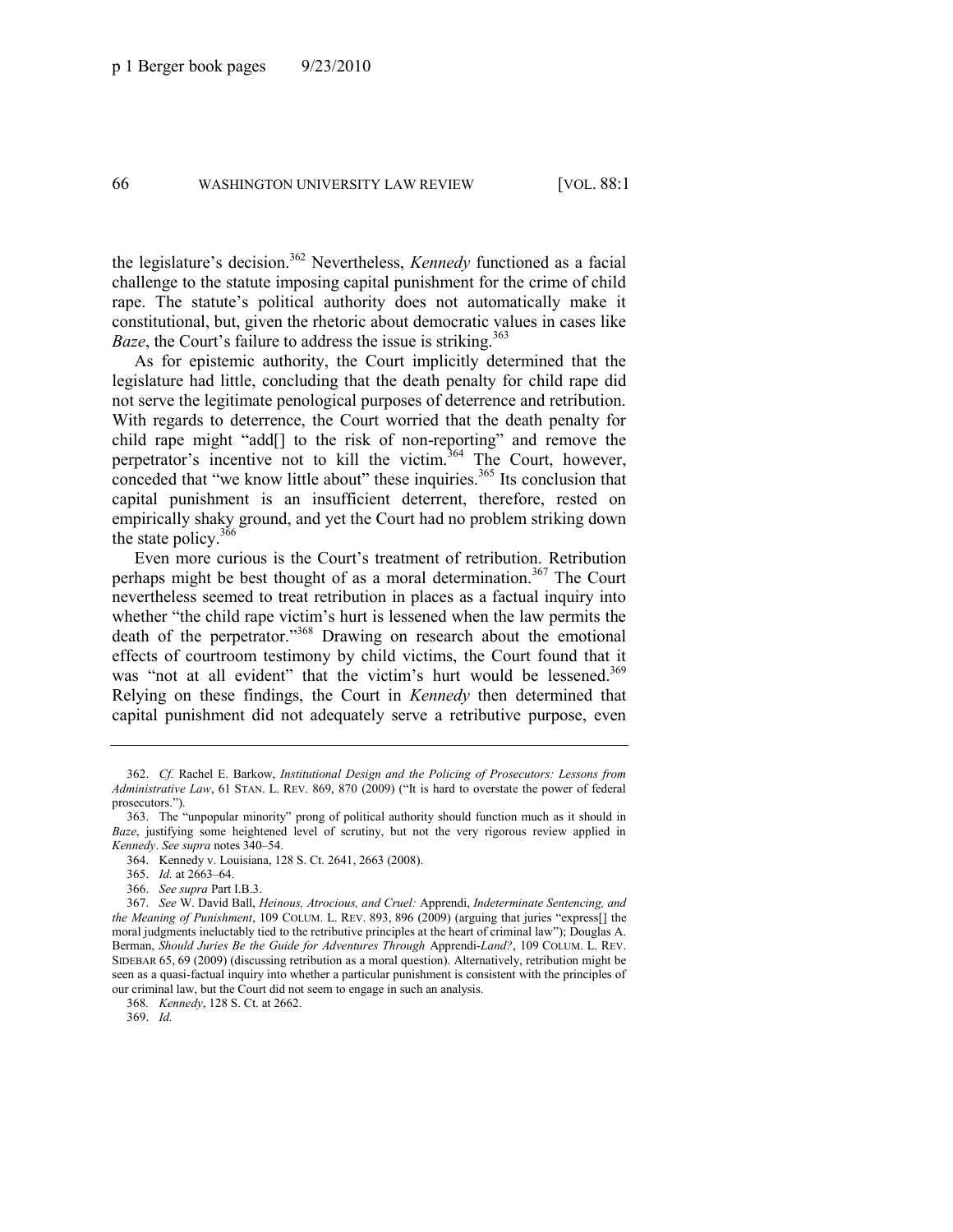the legislature's decision.[362] Nevertheless, *Kennedy* functioned as a facial challenge to the statute imposing capital punishment for the crime of child rape. The statute's political authority does not automatically make it constitutional, but, given the rhetoric about democratic values in cases like *Baze*, the Court's failure to address the issue is striking.[363]

As for epistemic authority, the Court implicitly determined that the legislature had little, concluding that the death penalty for child rape did not serve the legitimate penological purposes of deterrence and retribution. With regards to deterrence, the Court worried that the death penalty for child rape might "add[] to the risk of non-reporting" and remove the perpetrator's incentive not to kill the victim.[364] The Court, however, conceded that "we know little about" these inquiries.[365] Its conclusion that capital punishment is an insufficient deterrent, therefore, rested on empirically shaky ground, and yet the Court had no problem striking down the state policy.[366]

Even more curious is the Court's treatment of retribution. Retribution perhaps might be best thought of as a moral determination.[367] The Court nevertheless seemed to treat retribution in places as a factual inquiry into whether "the child rape victim's hurt is lessened when the law permits the death of the perpetrator."[368] Drawing on research about the emotional effects of courtroom testimony by child victims, the Court found that it was "not at all evident" that the victim's hurt would be lessened.[369] Relying on these findings, the Court in *Kennedy* then determined that capital punishment did not adequately serve a retributive purpose, even

---

362. *Cf.* Rachel E. Barkow, *Institutional Design and the Policing of Prosecutors: Lessons from Administrative Law*, 61 STAN. L. REV. 869, 870 (2009) ("It is hard to overstate the power of federal prosecutors.").

363. The "unpopular minority" prong of political authority should function much as it should in *Baze*, justifying some heightened level of scrutiny, but not the very rigorous review applied in *Kennedy*. *See supra* notes 340–54.

364. Kennedy v. Louisiana, 128 S. Ct. 2641, 2663 (2008).

365. *Id.* at 2663–64.

366. *See supra* Part I.B.3.

367. *See* W. David Ball, *Heinous, Atrocious, and Cruel:* Apprendi, *Indeterminate Sentencing, and the Meaning of Punishment*, 109 COLUM. L. REV. 893, 896 (2009) (arguing that juries "express[] the moral judgments ineluctably tied to the retributive principles at the heart of criminal law"); Douglas A. Berman, *Should Juries Be the Guide for Adventures Through* Apprendi-*Land?*, 109 COLUM. L. REV. SIDEBAR 65, 69 (2009) (discussing retribution as a moral question). Alternatively, retribution might be seen as a quasi-factual inquiry into whether a particular punishment is consistent with the principles of our criminal law, but the Court did not seem to engage in such an analysis.

368. *Kennedy*, 128 S. Ct. at 2662.

369. *Id.*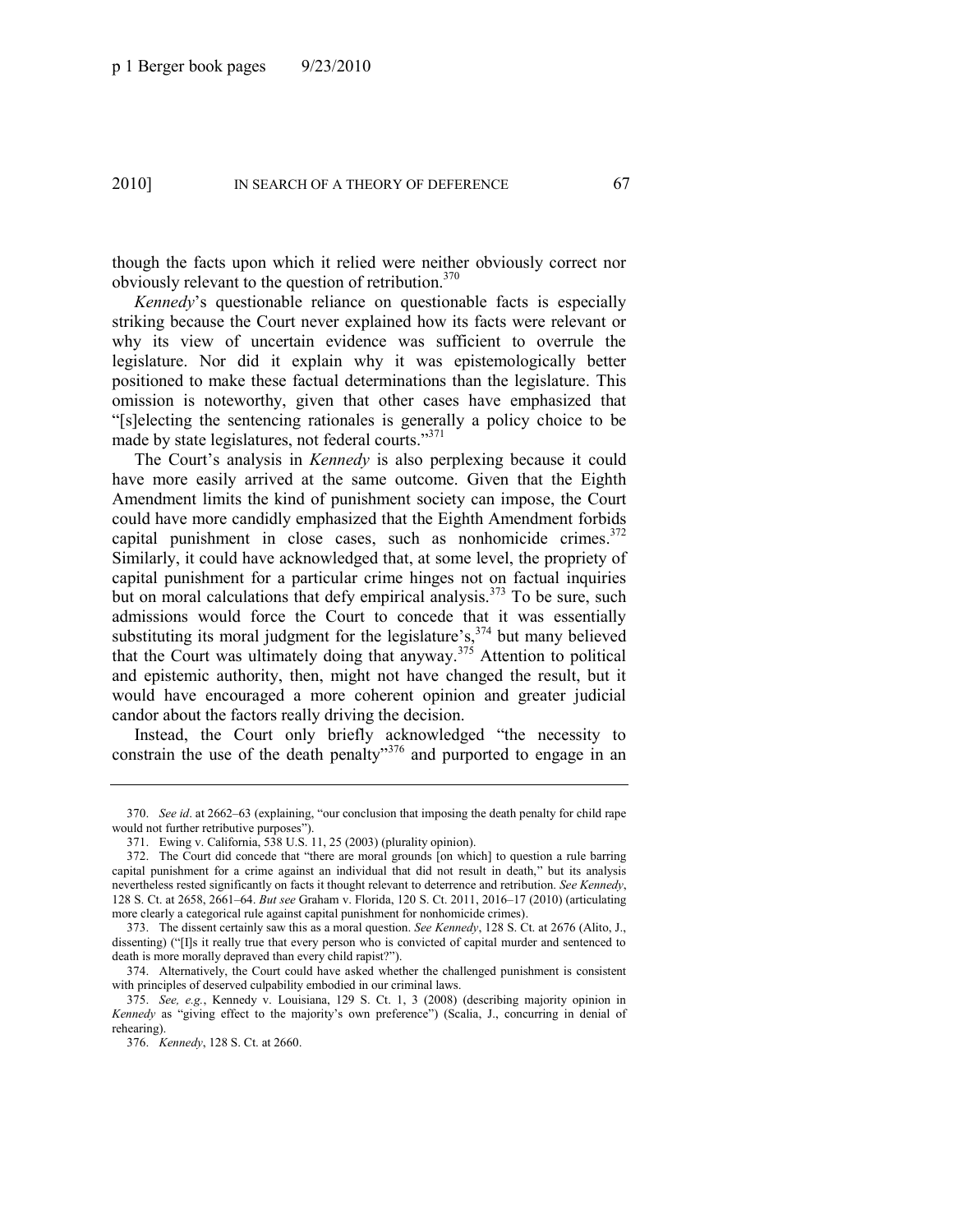though the facts upon which it relied were neither obviously correct nor obviously relevant to the question of retribution.[370]

*Kennedy*'s questionable reliance on questionable facts is especially striking because the Court never explained how its facts were relevant or why its view of uncertain evidence was sufficient to overrule the legislature. Nor did it explain why it was epistemologically better positioned to make these factual determinations than the legislature. This omission is noteworthy, given that other cases have emphasized that "[s]electing the sentencing rationales is generally a policy choice to be made by state legislatures, not federal courts."[371]

The Court's analysis in *Kennedy* is also perplexing because it could have more easily arrived at the same outcome. Given that the Eighth Amendment limits the kind of punishment society can impose, the Court could have more candidly emphasized that the Eighth Amendment forbids capital punishment in close cases, such as nonhomicide crimes.[372] Similarly, it could have acknowledged that, at some level, the propriety of capital punishment for a particular crime hinges not on factual inquiries but on moral calculations that defy empirical analysis.[373] To be sure, such admissions would force the Court to concede that it was essentially substituting its moral judgment for the legislature's,[374] but many believed that the Court was ultimately doing that anyway.[375] Attention to political and epistemic authority, then, might not have changed the result, but it would have encouraged a more coherent opinion and greater judicial candor about the factors really driving the decision.

Instead, the Court only briefly acknowledged "the necessity to constrain the use of the death penalty"[376] and purported to engage in an

---

370. *See id*. at 2662–63 (explaining, "our conclusion that imposing the death penalty for child rape would not further retributive purposes").

371. Ewing v. California, 538 U.S. 11, 25 (2003) (plurality opinion).

372. The Court did concede that "there are moral grounds [on which] to question a rule barring capital punishment for a crime against an individual that did not result in death," but its analysis nevertheless rested significantly on facts it thought relevant to deterrence and retribution. *See Kennedy*, 128 S. Ct. at 2658, 2661–64. *But see* Graham v. Florida, 120 S. Ct. 2011, 2016–17 (2010) (articulating more clearly a categorical rule against capital punishment for nonhomicide crimes).

373. The dissent certainly saw this as a moral question. *See Kennedy*, 128 S. Ct. at 2676 (Alito, J., dissenting) ("[I]s it really true that every person who is convicted of capital murder and sentenced to death is more morally depraved than every child rapist?").

374. Alternatively, the Court could have asked whether the challenged punishment is consistent with principles of deserved culpability embodied in our criminal laws.

375. *See, e.g.*, Kennedy v. Louisiana, 129 S. Ct. 1, 3 (2008) (describing majority opinion in *Kennedy* as "giving effect to the majority's own preference") (Scalia, J., concurring in denial of rehearing).

376. *Kennedy*, 128 S. Ct. at 2660.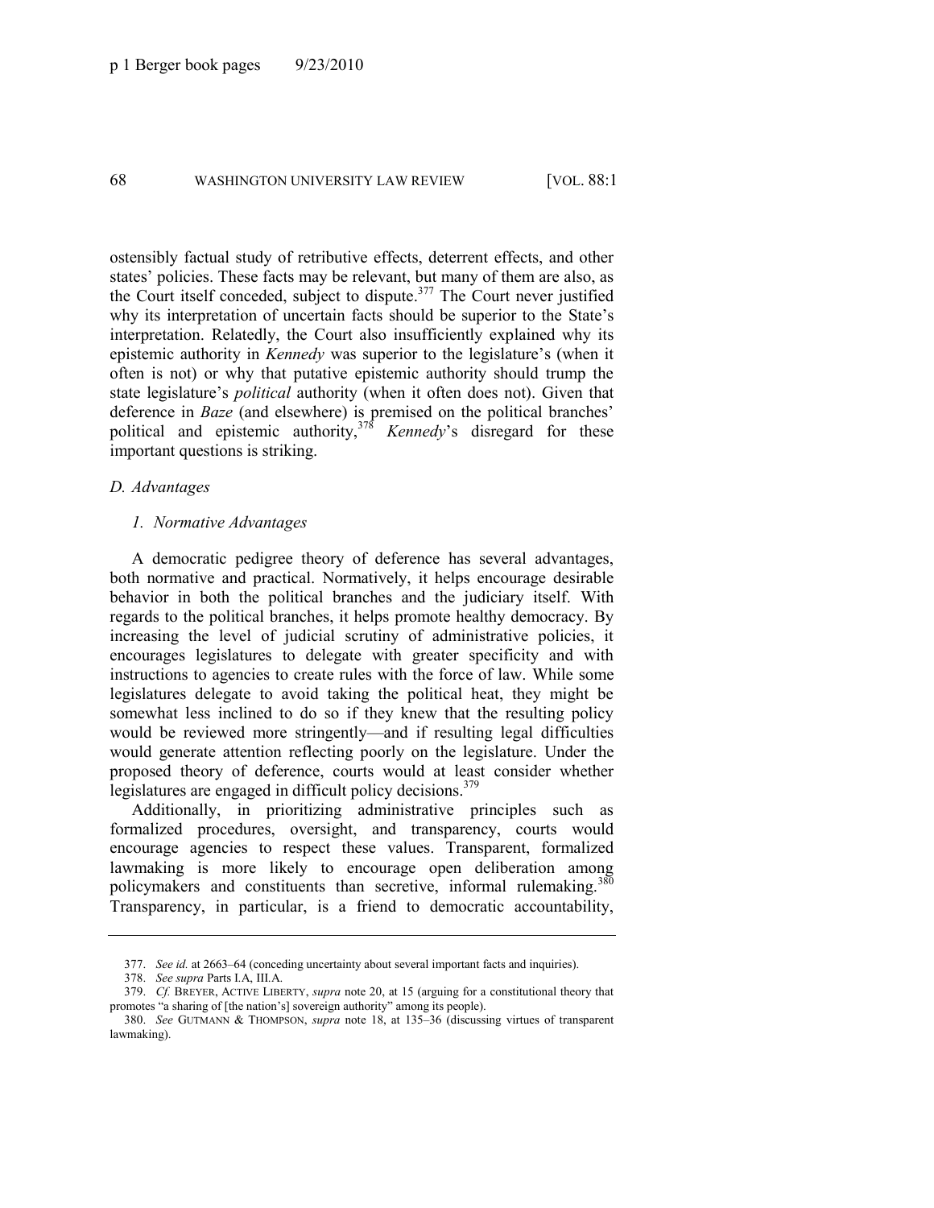ostensibly factual study of retributive effects, deterrent effects, and other states' policies. These facts may be relevant, but many of them are also, as the Court itself conceded, subject to dispute.[377] The Court never justified why its interpretation of uncertain facts should be superior to the State's interpretation. Relatedly, the Court also insufficiently explained why its epistemic authority in *Kennedy* was superior to the legislature's (when it often is not) or why that putative epistemic authority should trump the state legislature's *political* authority (when it often does not). Given that deference in *Baze* (and elsewhere) is premised on the political branches' political and epistemic authority,[378] *Kennedy*'s disregard for these important questions is striking.

### *D. Advantages*

#### *1. Normative Advantages*

A democratic pedigree theory of deference has several advantages, both normative and practical. Normatively, it helps encourage desirable behavior in both the political branches and the judiciary itself. With regards to the political branches, it helps promote healthy democracy. By increasing the level of judicial scrutiny of administrative policies, it encourages legislatures to delegate with greater specificity and with instructions to agencies to create rules with the force of law. While some legislatures delegate to avoid taking the political heat, they might be somewhat less inclined to do so if they knew that the resulting policy would be reviewed more stringently—and if resulting legal difficulties would generate attention reflecting poorly on the legislature. Under the proposed theory of deference, courts would at least consider whether legislatures are engaged in difficult policy decisions.[379]

Additionally, in prioritizing administrative principles such as formalized procedures, oversight, and transparency, courts would encourage agencies to respect these values. Transparent, formalized lawmaking is more likely to encourage open deliberation among policymakers and constituents than secretive, informal rulemaking.[380] Transparency, in particular, is a friend to democratic accountability,

---

377. *See id.* at 2663–64 (conceding uncertainty about several important facts and inquiries).

378. *See supra* Parts I.A, III.A.

379. *Cf.* BREYER, ACTIVE LIBERTY, *supra* note 20, at 15 (arguing for a constitutional theory that promotes "a sharing of [the nation's] sovereign authority" among its people).

380. *See* GUTMANN & THOMPSON, *supra* note 18, at 135–36 (discussing virtues of transparent lawmaking).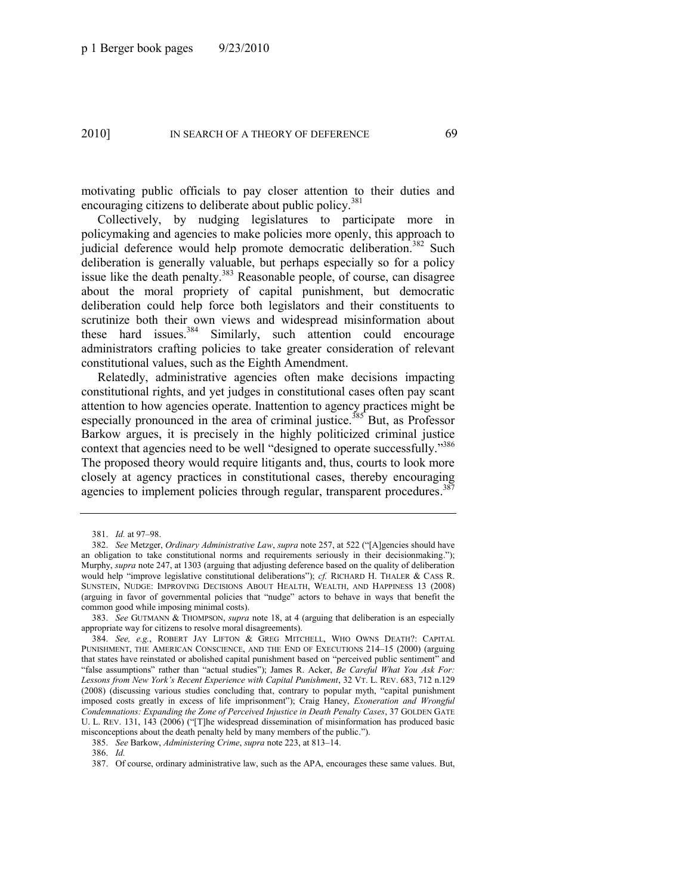motivating public officials to pay closer attention to their duties and encouraging citizens to deliberate about public policy.[381]

Collectively, by nudging legislatures to participate more in policymaking and agencies to make policies more openly, this approach to judicial deference would help promote democratic deliberation.[382] Such deliberation is generally valuable, but perhaps especially so for a policy issue like the death penalty.[383] Reasonable people, of course, can disagree about the moral propriety of capital punishment, but democratic deliberation could help force both legislators and their constituents to scrutinize both their own views and widespread misinformation about these hard issues.[384] Similarly, such attention could encourage administrators crafting policies to take greater consideration of relevant constitutional values, such as the Eighth Amendment.

Relatedly, administrative agencies often make decisions impacting constitutional rights, and yet judges in constitutional cases often pay scant attention to how agencies operate. Inattention to agency practices might be especially pronounced in the area of criminal justice.[385] But, as Professor Barkow argues, it is precisely in the highly politicized criminal justice context that agencies need to be well "designed to operate successfully."[386] The proposed theory would require litigants and, thus, courts to look more closely at agency practices in constitutional cases, thereby encouraging agencies to implement policies through regular, transparent procedures.[387]

---

381. *Id.* at 97–98.

382. *See* Metzger, *Ordinary Administrative Law*, *supra* note 257, at 522 ("[A]gencies should have an obligation to take constitutional norms and requirements seriously in their decisionmaking."); Murphy, *supra* note 247, at 1303 (arguing that adjusting deference based on the quality of deliberation would help "improve legislative constitutional deliberations"); *cf.* RICHARD H. THALER & CASS R. SUNSTEIN, NUDGE: IMPROVING DECISIONS ABOUT HEALTH, WEALTH, AND HAPPINESS 13 (2008) (arguing in favor of governmental policies that "nudge" actors to behave in ways that benefit the common good while imposing minimal costs).

383. *See* GUTMANN & THOMPSON, *supra* note 18, at 4 (arguing that deliberation is an especially appropriate way for citizens to resolve moral disagreements).

384. *See, e.g.*, ROBERT JAY LIFTON & GREG MITCHELL, WHO OWNS DEATH?: CAPITAL PUNISHMENT, THE AMERICAN CONSCIENCE, AND THE END OF EXECUTIONS 214–15 (2000) (arguing that states have reinstated or abolished capital punishment based on "perceived public sentiment" and "false assumptions" rather than "actual studies"); James R. Acker, *Be Careful What You Ask For: Lessons from New York's Recent Experience with Capital Punishment*, 32 VT. L. REV. 683, 712 n.129 (2008) (discussing various studies concluding that, contrary to popular myth, "capital punishment imposed costs greatly in excess of life imprisonment"); Craig Haney, *Exoneration and Wrongful Condemnations: Expanding the Zone of Perceived Injustice in Death Penalty Cases*, 37 GOLDEN GATE U. L. REV. 131, 143 (2006) ("[T]he widespread dissemination of misinformation has produced basic misconceptions about the death penalty held by many members of the public.").

385. *See* Barkow, *Administering Crime*, *supra* note 223, at 813–14.

386. *Id.*

387. Of course, ordinary administrative law, such as the APA, encourages these same values. But,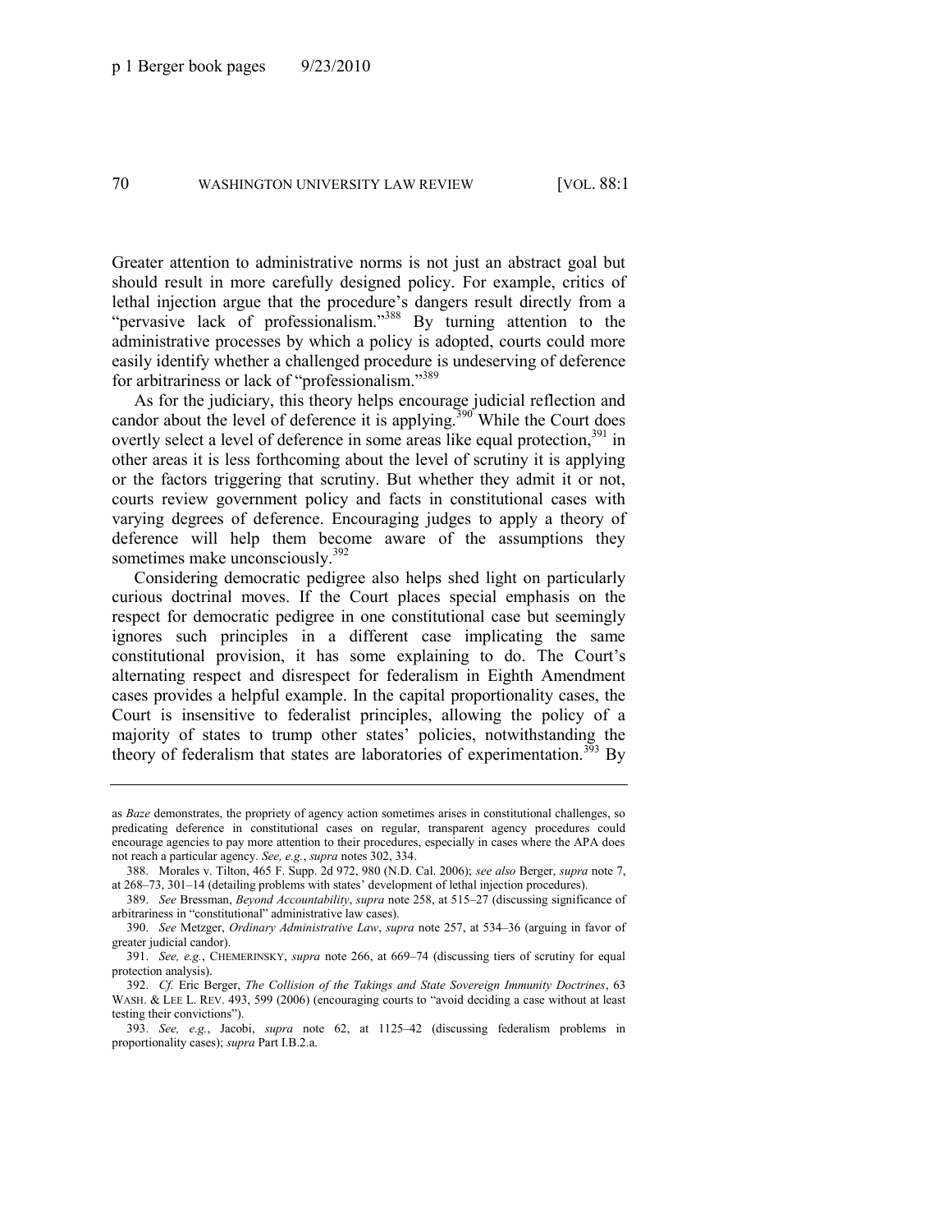Greater attention to administrative norms is not just an abstract goal but should result in more carefully designed policy. For example, critics of lethal injection argue that the procedure's dangers result directly from a "pervasive lack of professionalism."[388] By turning attention to the administrative processes by which a policy is adopted, courts could more easily identify whether a challenged procedure is undeserving of deference for arbitrariness or lack of "professionalism."[389]

As for the judiciary, this theory helps encourage judicial reflection and candor about the level of deference it is applying.[390] While the Court does overtly select a level of deference in some areas like equal protection,[391] in other areas it is less forthcoming about the level of scrutiny it is applying or the factors triggering that scrutiny. But whether they admit it or not, courts review government policy and facts in constitutional cases with varying degrees of deference. Encouraging judges to apply a theory of deference will help them become aware of the assumptions they sometimes make unconsciously.[392]

Considering democratic pedigree also helps shed light on particularly curious doctrinal moves. If the Court places special emphasis on the respect for democratic pedigree in one constitutional case but seemingly ignores such principles in a different case implicating the same constitutional provision, it has some explaining to do. The Court's alternating respect and disrespect for federalism in Eighth Amendment cases provides a helpful example. In the capital proportionality cases, the Court is insensitive to federalist principles, allowing the policy of a majority of states to trump other states' policies, notwithstanding the theory of federalism that states are laboratories of experimentation.[393] By

---

as *Baze* demonstrates, the propriety of agency action sometimes arises in constitutional challenges, so predicating deference in constitutional cases on regular, transparent agency procedures could encourage agencies to pay more attention to their procedures, especially in cases where the APA does not reach a particular agency. *See, e.g.*, *supra* notes 302, 334.

388. Morales v. Tilton, 465 F. Supp. 2d 972, 980 (N.D. Cal. 2006); *see also* Berger, *supra* note 7, at 268–73, 301–14 (detailing problems with states' development of lethal injection procedures).

389. *See* Bressman, *Beyond Accountability*, *supra* note 258, at 515–27 (discussing significance of arbitrariness in "constitutional" administrative law cases).

390. *See* Metzger, *Ordinary Administrative Law*, *supra* note 257, at 534–36 (arguing in favor of greater judicial candor).

391. *See, e.g.*, CHEMERINSKY, *supra* note 266, at 669–74 (discussing tiers of scrutiny for equal protection analysis).

392. *Cf.* Eric Berger, *The Collision of the Takings and State Sovereign Immunity Doctrines*, 63 WASH. & LEE L. REV. 493, 599 (2006) (encouraging courts to "avoid deciding a case without at least testing their convictions").

393. *See, e.g.*, Jacobi, *supra* note 62, at 1125–42 (discussing federalism problems in proportionality cases); *supra* Part I.B.2.a.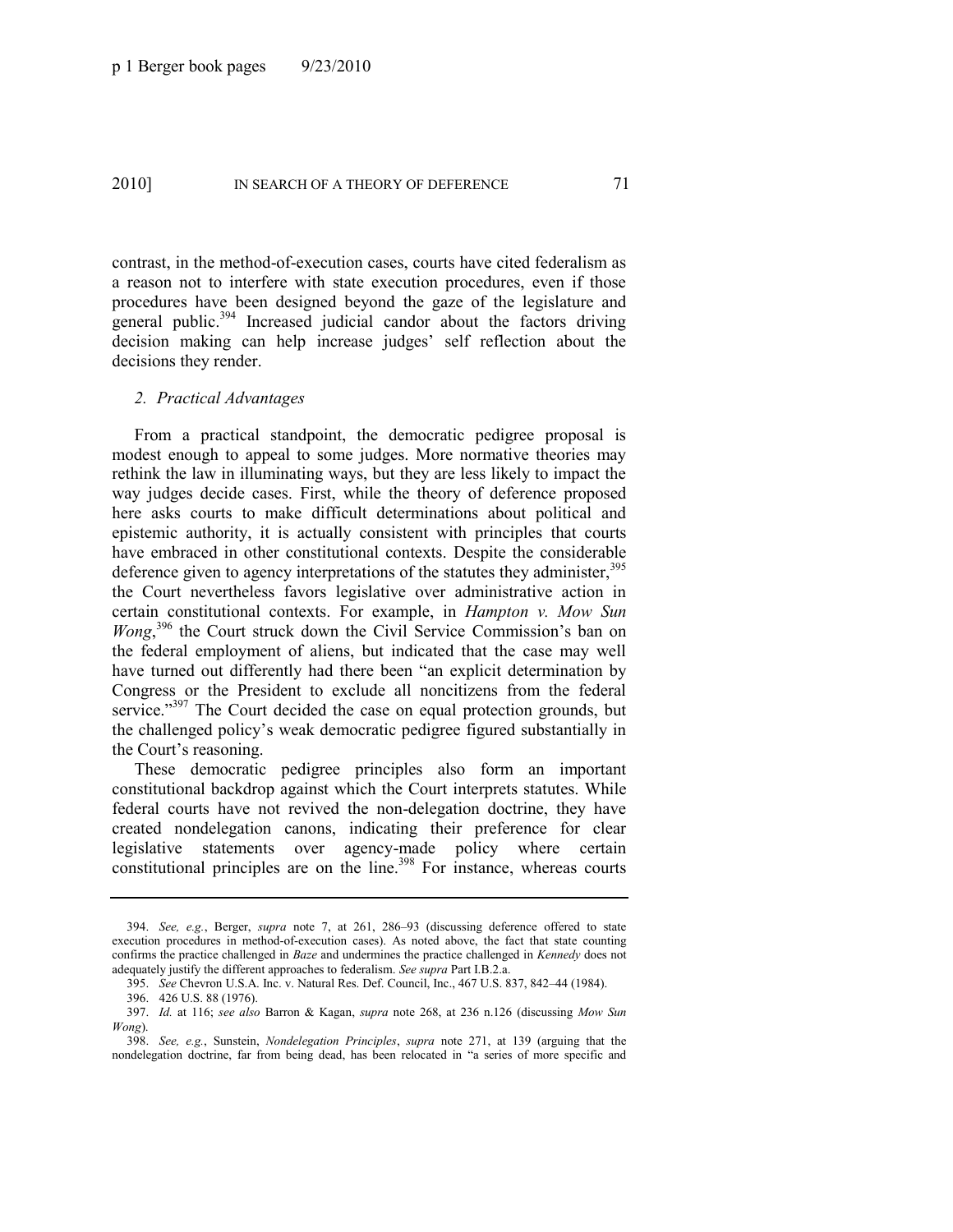contrast, in the method-of-execution cases, courts have cited federalism as a reason not to interfere with state execution procedures, even if those procedures have been designed beyond the gaze of the legislature and general public.[394] Increased judicial candor about the factors driving decision making can help increase judges' self reflection about the decisions they render.

### *2. Practical Advantages*

From a practical standpoint, the democratic pedigree proposal is modest enough to appeal to some judges. More normative theories may rethink the law in illuminating ways, but they are less likely to impact the way judges decide cases. First, while the theory of deference proposed here asks courts to make difficult determinations about political and epistemic authority, it is actually consistent with principles that courts have embraced in other constitutional contexts. Despite the considerable deference given to agency interpretations of the statutes they administer,[395] the Court nevertheless favors legislative over administrative action in certain constitutional contexts. For example, in *Hampton v. Mow Sun Wong*,[396] the Court struck down the Civil Service Commission's ban on the federal employment of aliens, but indicated that the case may well have turned out differently had there been "an explicit determination by Congress or the President to exclude all noncitizens from the federal service."[397] The Court decided the case on equal protection grounds, but the challenged policy's weak democratic pedigree figured substantially in the Court's reasoning.

These democratic pedigree principles also form an important constitutional backdrop against which the Court interprets statutes. While federal courts have not revived the non-delegation doctrine, they have created nondelegation canons, indicating their preference for clear legislative statements over agency-made policy where certain constitutional principles are on the line.[398] For instance, whereas courts

---

394. *See, e.g.*, Berger, *supra* note 7, at 261, 286–93 (discussing deference offered to state execution procedures in method-of-execution cases). As noted above, the fact that state counting confirms the practice challenged in *Baze* and undermines the practice challenged in *Kennedy* does not adequately justify the different approaches to federalism. *See supra* Part I.B.2.a.

395. *See* Chevron U.S.A. Inc. v. Natural Res. Def. Council, Inc., 467 U.S. 837, 842–44 (1984).

396. 426 U.S. 88 (1976).

397. *Id.* at 116; *see also* Barron & Kagan, *supra* note 268, at 236 n.126 (discussing *Mow Sun Wong*).

398. *See, e.g.*, Sunstein, *Nondelegation Principles*, *supra* note 271, at 139 (arguing that the nondelegation doctrine, far from being dead, has been relocated in "a series of more specific and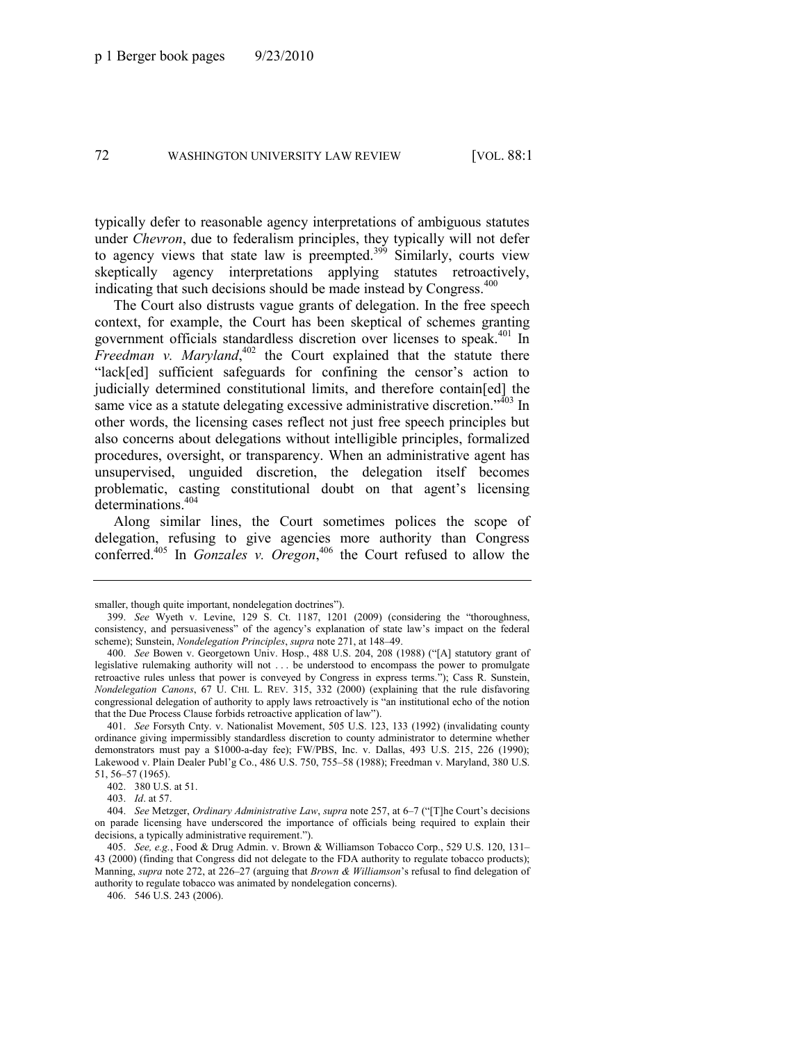typically defer to reasonable agency interpretations of ambiguous statutes under *Chevron*, due to federalism principles, they typically will not defer to agency views that state law is preempted.[399] Similarly, courts view skeptically agency interpretations applying statutes retroactively, indicating that such decisions should be made instead by Congress.[400]

The Court also distrusts vague grants of delegation. In the free speech context, for example, the Court has been skeptical of schemes granting government officials standardless discretion over licenses to speak.[401] In *Freedman v. Maryland*,[402] the Court explained that the statute there "lack[ed] sufficient safeguards for confining the censor's action to judicially determined constitutional limits, and therefore contain[ed] the same vice as a statute delegating excessive administrative discretion."[403] In other words, the licensing cases reflect not just free speech principles but also concerns about delegations without intelligible principles, formalized procedures, oversight, or transparency. When an administrative agent has unsupervised, unguided discretion, the delegation itself becomes problematic, casting constitutional doubt on that agent's licensing determinations.[404]

Along similar lines, the Court sometimes polices the scope of delegation, refusing to give agencies more authority than Congress conferred.[405] In *Gonzales v. Oregon*,[406] the Court refused to allow the

---

smaller, though quite important, nondelegation doctrines").

399. *See* Wyeth v. Levine, 129 S. Ct. 1187, 1201 (2009) (considering the "thoroughness, consistency, and persuasiveness" of the agency's explanation of state law's impact on the federal scheme); Sunstein, *Nondelegation Principles*, *supra* note 271, at 148–49.

400. *See* Bowen v. Georgetown Univ. Hosp., 488 U.S. 204, 208 (1988) ("[A] statutory grant of legislative rulemaking authority will not . . . be understood to encompass the power to promulgate retroactive rules unless that power is conveyed by Congress in express terms."); Cass R. Sunstein, *Nondelegation Canons*, 67 U. CHI. L. REV. 315, 332 (2000) (explaining that the rule disfavoring congressional delegation of authority to apply laws retroactively is "an institutional echo of the notion that the Due Process Clause forbids retroactive application of law").

401. *See* Forsyth Cnty. v. Nationalist Movement, 505 U.S. 123, 133 (1992) (invalidating county ordinance giving impermissibly standardless discretion to county administrator to determine whether demonstrators must pay a $1000-a-day fee); FW/PBS, Inc. v. Dallas, 493 U.S. 215, 226 (1990); Lakewood v. Plain Dealer Publ'g Co., 486 U.S. 750, 755–58 (1988); Freedman v. Maryland, 380 U.S. 51, 56–57 (1965).

402. 380 U.S. at 51.

403. *Id*. at 57.

404. *See* Metzger, *Ordinary Administrative Law*, *supra* note 257, at 6–7 ("[T]he Court's decisions on parade licensing have underscored the importance of officials being required to explain their decisions, a typically administrative requirement.").

405. *See, e.g.*, Food & Drug Admin. v. Brown & Williamson Tobacco Corp., 529 U.S. 120, 131–43 (2000) (finding that Congress did not delegate to the FDA authority to regulate tobacco products); Manning, *supra* note 272, at 226–27 (arguing that *Brown & Williamson*'s refusal to find delegation of authority to regulate tobacco was animated by nondelegation concerns).

406. 546 U.S. 243 (2006).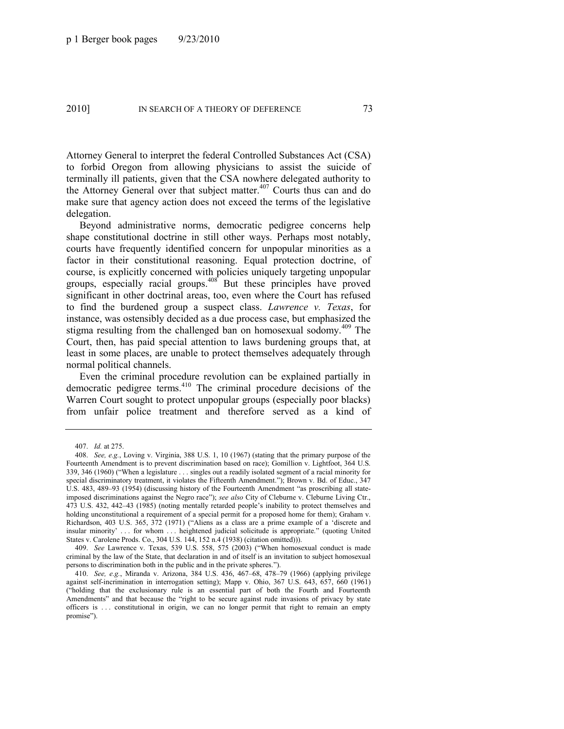Attorney General to interpret the federal Controlled Substances Act (CSA) to forbid Oregon from allowing physicians to assist the suicide of terminally ill patients, given that the CSA nowhere delegated authority to the Attorney General over that subject matter.[407] Courts thus can and do make sure that agency action does not exceed the terms of the legislative delegation.

Beyond administrative norms, democratic pedigree concerns help shape constitutional doctrine in still other ways. Perhaps most notably, courts have frequently identified concern for unpopular minorities as a factor in their constitutional reasoning. Equal protection doctrine, of course, is explicitly concerned with policies uniquely targeting unpopular groups, especially racial groups.[408] But these principles have proved significant in other doctrinal areas, too, even where the Court has refused to find the burdened group a suspect class. *Lawrence v. Texas*, for instance, was ostensibly decided as a due process case, but emphasized the stigma resulting from the challenged ban on homosexual sodomy.[409] The Court, then, has paid special attention to laws burdening groups that, at least in some places, are unable to protect themselves adequately through normal political channels.

Even the criminal procedure revolution can be explained partially in democratic pedigree terms.[410] The criminal procedure decisions of the Warren Court sought to protect unpopular groups (especially poor blacks) from unfair police treatment and therefore served as a kind of

---

407. *Id.* at 275.

408. *See, e.g.*, Loving v. Virginia, 388 U.S. 1, 10 (1967) (stating that the primary purpose of the Fourteenth Amendment is to prevent discrimination based on race); Gomillion v. Lightfoot, 364 U.S. 339, 346 (1960) ("When a legislature . . . singles out a readily isolated segment of a racial minority for special discriminatory treatment, it violates the Fifteenth Amendment."); Brown v. Bd. of Educ., 347 U.S. 483, 489–93 (1954) (discussing history of the Fourteenth Amendment "as proscribing all state-imposed discriminations against the Negro race"); *see also* City of Cleburne v. Cleburne Living Ctr., 473 U.S. 432, 442–43 (1985) (noting mentally retarded people's inability to protect themselves and holding unconstitutional a requirement of a special permit for a proposed home for them); Graham v. Richardson, 403 U.S. 365, 372 (1971) ("Aliens as a class are a prime example of a 'discrete and insular minority' . . . for whom . . . heightened judicial solicitude is appropriate." (quoting United States v. Carolene Prods. Co., 304 U.S. 144, 152 n.4 (1938) (citation omitted))).

409. *See* Lawrence v. Texas, 539 U.S. 558, 575 (2003) ("When homosexual conduct is made criminal by the law of the State, that declaration in and of itself is an invitation to subject homosexual persons to discrimination both in the public and in the private spheres.").

410. *See, e.g.*, Miranda v. Arizona, 384 U.S. 436, 467–68, 478–79 (1966) (applying privilege against self-incrimination in interrogation setting); Mapp v. Ohio, 367 U.S. 643, 657, 660 (1961) ("holding that the exclusionary rule is an essential part of both the Fourth and Fourteenth Amendments" and that because the "right to be secure against rude invasions of privacy by state officers is . . . constitutional in origin, we can no longer permit that right to remain an empty promise").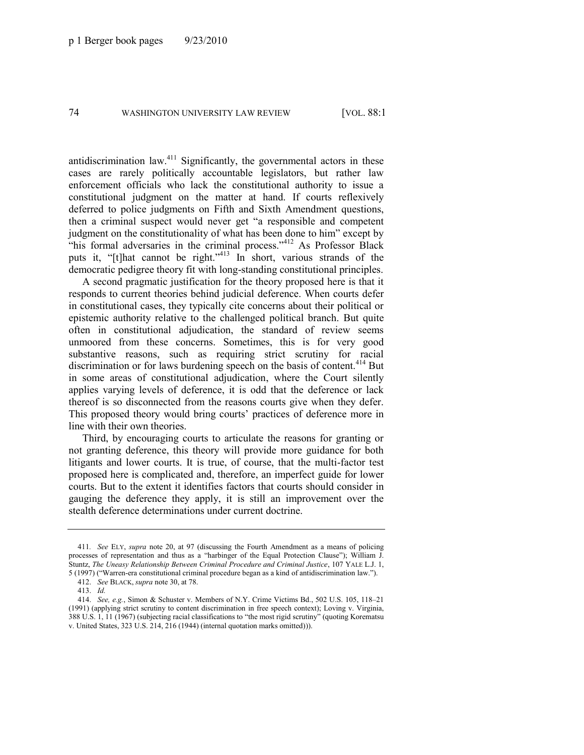antidiscrimination law.[411] Significantly, the governmental actors in these cases are rarely politically accountable legislators, but rather law enforcement officials who lack the constitutional authority to issue a constitutional judgment on the matter at hand. If courts reflexively deferred to police judgments on Fifth and Sixth Amendment questions, then a criminal suspect would never get "a responsible and competent judgment on the constitutionality of what has been done to him" except by "his formal adversaries in the criminal process."[412] As Professor Black puts it, "[t]hat cannot be right."[413] In short, various strands of the democratic pedigree theory fit with long-standing constitutional principles.

A second pragmatic justification for the theory proposed here is that it responds to current theories behind judicial deference. When courts defer in constitutional cases, they typically cite concerns about their political or epistemic authority relative to the challenged political branch. But quite often in constitutional adjudication, the standard of review seems unmoored from these concerns. Sometimes, this is for very good substantive reasons, such as requiring strict scrutiny for racial discrimination or for laws burdening speech on the basis of content.[414] But in some areas of constitutional adjudication, where the Court silently applies varying levels of deference, it is odd that the deference or lack thereof is so disconnected from the reasons courts give when they defer. This proposed theory would bring courts' practices of deference more in line with their own theories.

Third, by encouraging courts to articulate the reasons for granting or not granting deference, this theory will provide more guidance for both litigants and lower courts. It is true, of course, that the multi-factor test proposed here is complicated and, therefore, an imperfect guide for lower courts. But to the extent it identifies factors that courts should consider in gauging the deference they apply, it is still an improvement over the stealth deference determinations under current doctrine.

---

411. *See* ELY, *supra* note 20, at 97 (discussing the Fourth Amendment as a means of policing processes of representation and thus as a "harbinger of the Equal Protection Clause"); William J. Stuntz, *The Uneasy Relationship Between Criminal Procedure and Criminal Justice*, 107 YALE L.J. 1, 5 (1997) ("Warren-era constitutional criminal procedure began as a kind of antidiscrimination law.").

412. *See* BLACK, *supra* note 30, at 78.

413. *Id.*

414. *See, e.g.*, Simon & Schuster v. Members of N.Y. Crime Victims Bd., 502 U.S. 105, 118–21 (1991) (applying strict scrutiny to content discrimination in free speech context); Loving v. Virginia, 388 U.S. 1, 11 (1967) (subjecting racial classifications to "the most rigid scrutiny" (quoting Korematsu v. United States, 323 U.S. 214, 216 (1944) (internal quotation marks omitted))).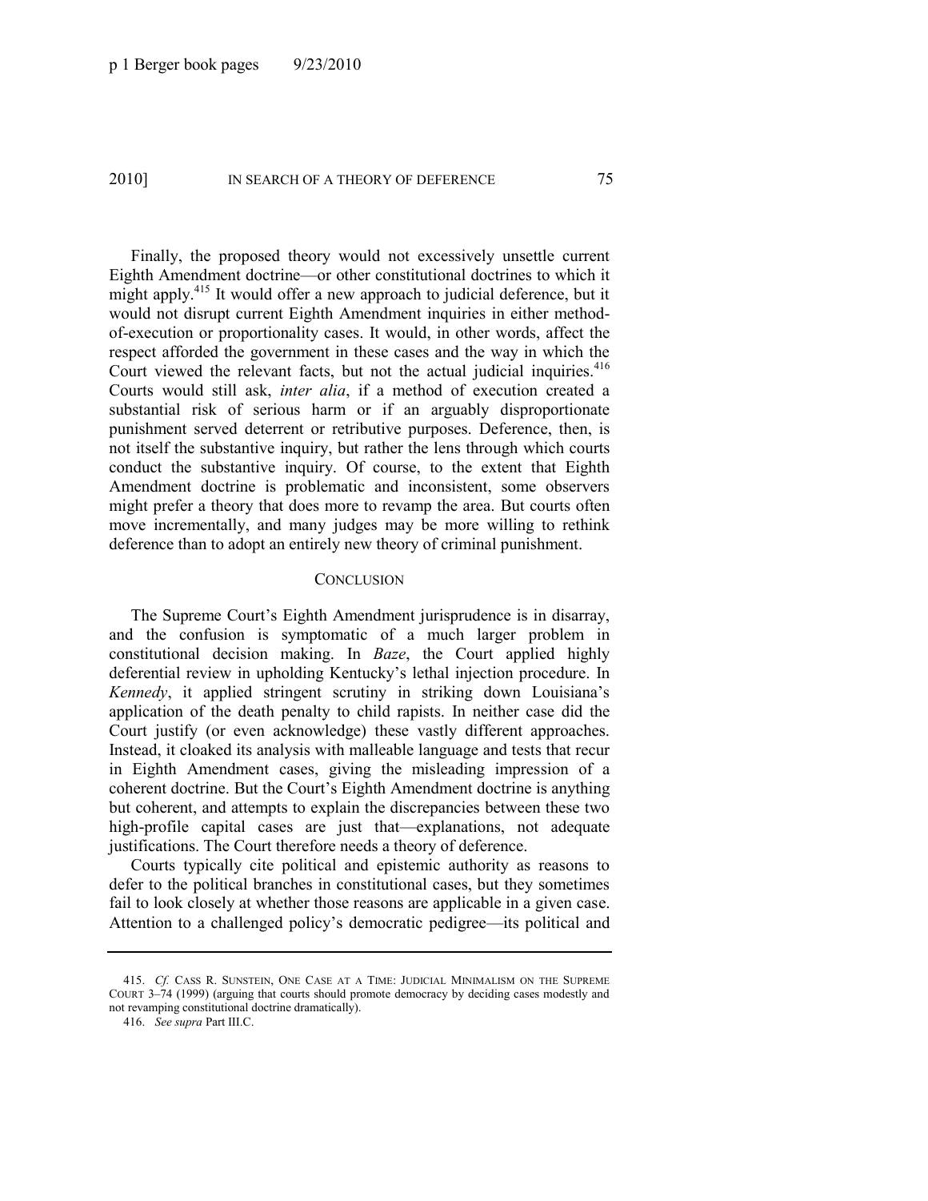Finally, the proposed theory would not excessively unsettle current Eighth Amendment doctrine—or other constitutional doctrines to which it might apply.[415] It would offer a new approach to judicial deference, but it would not disrupt current Eighth Amendment inquiries in either method-of-execution or proportionality cases. It would, in other words, affect the respect afforded the government in these cases and the way in which the Court viewed the relevant facts, but not the actual judicial inquiries.[416] Courts would still ask, *inter alia*, if a method of execution created a substantial risk of serious harm or if an arguably disproportionate punishment served deterrent or retributive purposes. Deference, then, is not itself the substantive inquiry, but rather the lens through which courts conduct the substantive inquiry. Of course, to the extent that Eighth Amendment doctrine is problematic and inconsistent, some observers might prefer a theory that does more to revamp the area. But courts often move incrementally, and many judges may be more willing to rethink deference than to adopt an entirely new theory of criminal punishment.

## CONCLUSION

The Supreme Court's Eighth Amendment jurisprudence is in disarray, and the confusion is symptomatic of a much larger problem in constitutional decision making. In *Baze*, the Court applied highly deferential review in upholding Kentucky's lethal injection procedure. In *Kennedy*, it applied stringent scrutiny in striking down Louisiana's application of the death penalty to child rapists. In neither case did the Court justify (or even acknowledge) these vastly different approaches. Instead, it cloaked its analysis with malleable language and tests that recur in Eighth Amendment cases, giving the misleading impression of a coherent doctrine. But the Court's Eighth Amendment doctrine is anything but coherent, and attempts to explain the discrepancies between these two high-profile capital cases are just that—explanations, not adequate justifications. The Court therefore needs a theory of deference.

Courts typically cite political and epistemic authority as reasons to defer to the political branches in constitutional cases, but they sometimes fail to look closely at whether those reasons are applicable in a given case. Attention to a challenged policy's democratic pedigree—its political and

---

415. *Cf.* CASS R. SUNSTEIN, ONE CASE AT A TIME: JUDICIAL MINIMALISM ON THE SUPREME COURT 3–74 (1999) (arguing that courts should promote democracy by deciding cases modestly and not revamping constitutional doctrine dramatically).

416. *See supra* Part III.C.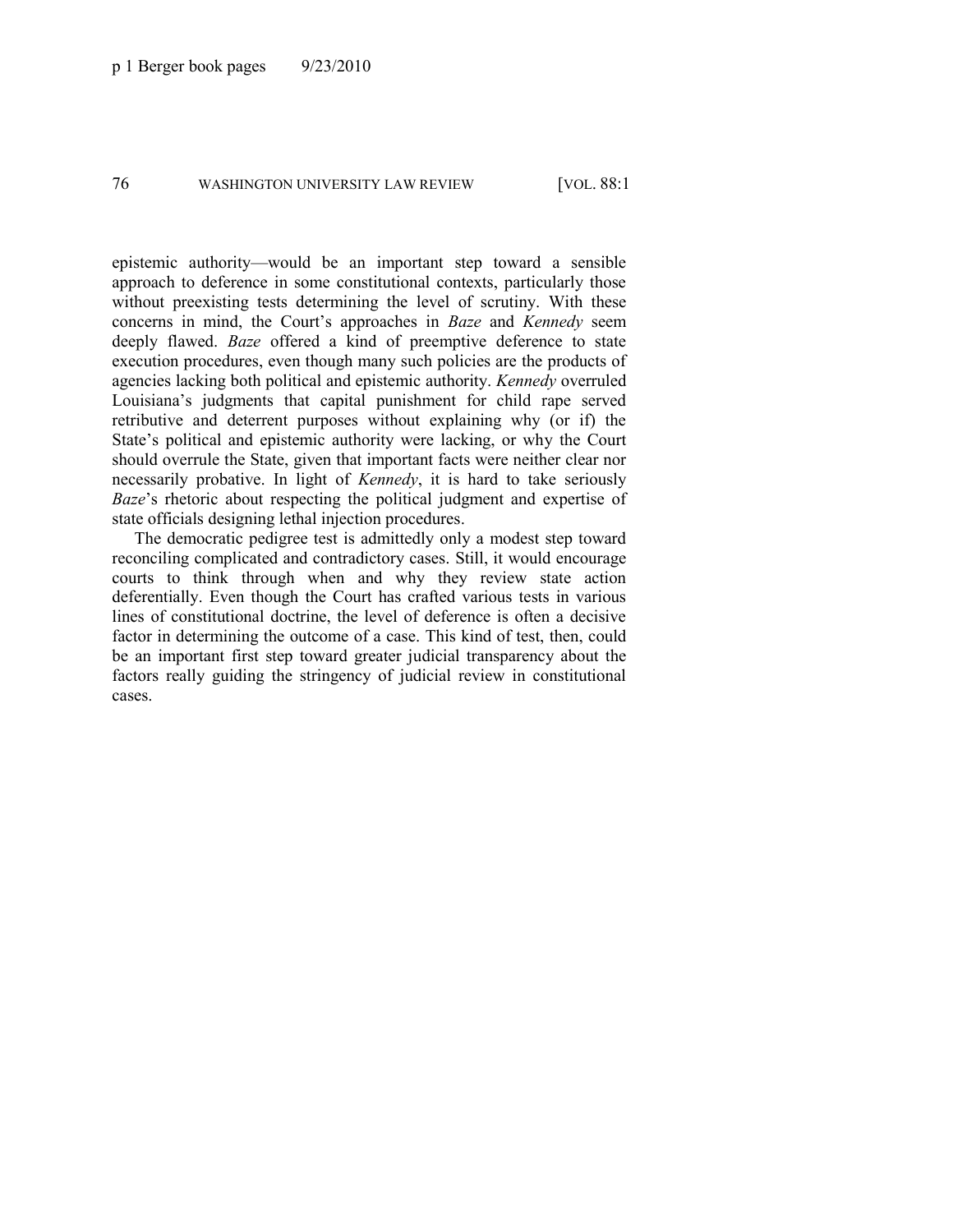epistemic authority—would be an important step toward a sensible approach to deference in some constitutional contexts, particularly those without preexisting tests determining the level of scrutiny. With these concerns in mind, the Court's approaches in *Baze* and *Kennedy* seem deeply flawed. *Baze* offered a kind of preemptive deference to state execution procedures, even though many such policies are the products of agencies lacking both political and epistemic authority. *Kennedy* overruled Louisiana's judgments that capital punishment for child rape served retributive and deterrent purposes without explaining why (or if) the State's political and epistemic authority were lacking, or why the Court should overrule the State, given that important facts were neither clear nor necessarily probative. In light of *Kennedy*, it is hard to take seriously *Baze*'s rhetoric about respecting the political judgment and expertise of state officials designing lethal injection procedures.

The democratic pedigree test is admittedly only a modest step toward reconciling complicated and contradictory cases. Still, it would encourage courts to think through when and why they review state action deferentially. Even though the Court has crafted various tests in various lines of constitutional doctrine, the level of deference is often a decisive factor in determining the outcome of a case. This kind of test, then, could be an important first step toward greater judicial transparency about the factors really guiding the stringency of judicial review in constitutional cases.